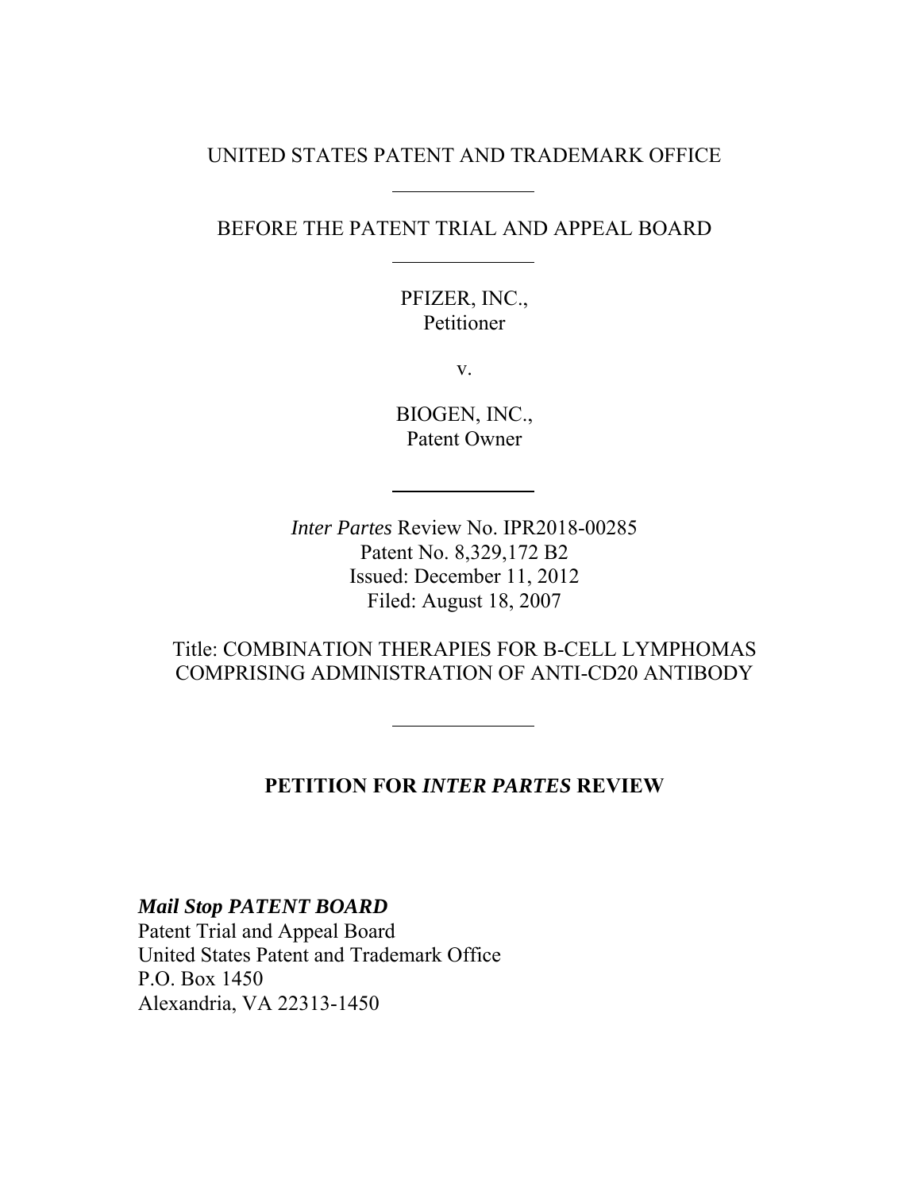UNITED STATES PATENT AND TRADEMARK OFFICE

---

BEFORE THE PATENT TRIAL AND APPEAL BOARD

---

PFIZER, INC.,
Petitioner

v.

BIOGEN, INC.,
Patent Owner

---

*Inter Partes* Review No. IPR2018-00285
Patent No. 8,329,172 B2
Issued: December 11, 2012
Filed: August 18, 2007

Title: COMBINATION THERAPIES FOR B-CELL LYMPHOMAS COMPRISING ADMINISTRATION OF ANTI-CD20 ANTIBODY

---

**PETITION FOR *INTER PARTES* REVIEW**

***Mail Stop PATENT BOARD***
Patent Trial and Appeal Board
United States Patent and Trademark Office
P.O. Box 1450
Alexandria, VA 22313-1450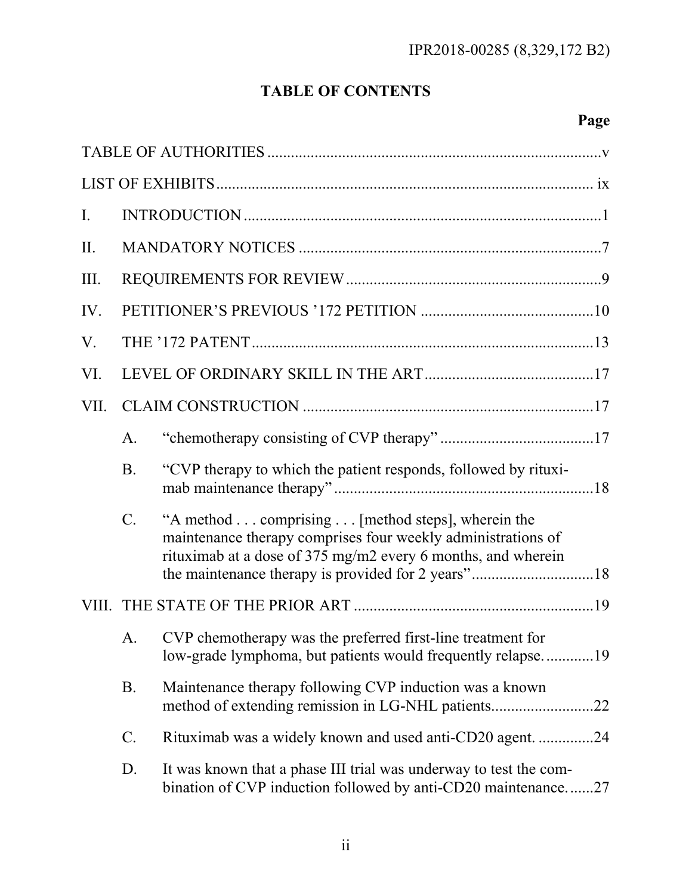## TABLE OF CONTENTS

**Page**

TABLE OF AUTHORITIES ..................................................................................... v

LIST OF EXHIBITS ................................................................................................ ix

I. INTRODUCTION ........................................................................................... 1

II. MANDATORY NOTICES ............................................................................. 7

III. REQUIREMENTS FOR REVIEW ................................................................. 9

IV. PETITIONER'S PREVIOUS '172 PETITION ............................................ 10

V. THE '172 PATENT ....................................................................................... 13

VI. LEVEL OF ORDINARY SKILL IN THE ART ........................................... 17

VII. CLAIM CONSTRUCTION .......................................................................... 17

  A. "chemotherapy consisting of CVP therapy" ....................................... 17

  B. "CVP therapy to which the patient responds, followed by rituximab maintenance therapy" .................................................................. 18

  C. "A method . . . comprising . . . [method steps], wherein the maintenance therapy comprises four weekly administrations of rituximab at a dose of 375 mg/m2 every 6 months, and wherein the maintenance therapy is provided for 2 years" ............................... 18

VIII. THE STATE OF THE PRIOR ART ............................................................. 19

  A. CVP chemotherapy was the preferred first-line treatment for low-grade lymphoma, but patients would frequently relapse. ............ 19

  B. Maintenance therapy following CVP induction was a known method of extending remission in LG-NHL patients .......................... 22

  C. Rituximab was a widely known and used anti-CD20 agent. .............. 24

  D. It was known that a phase III trial was underway to test the combination of CVP induction followed by anti-CD20 maintenance. ...... 27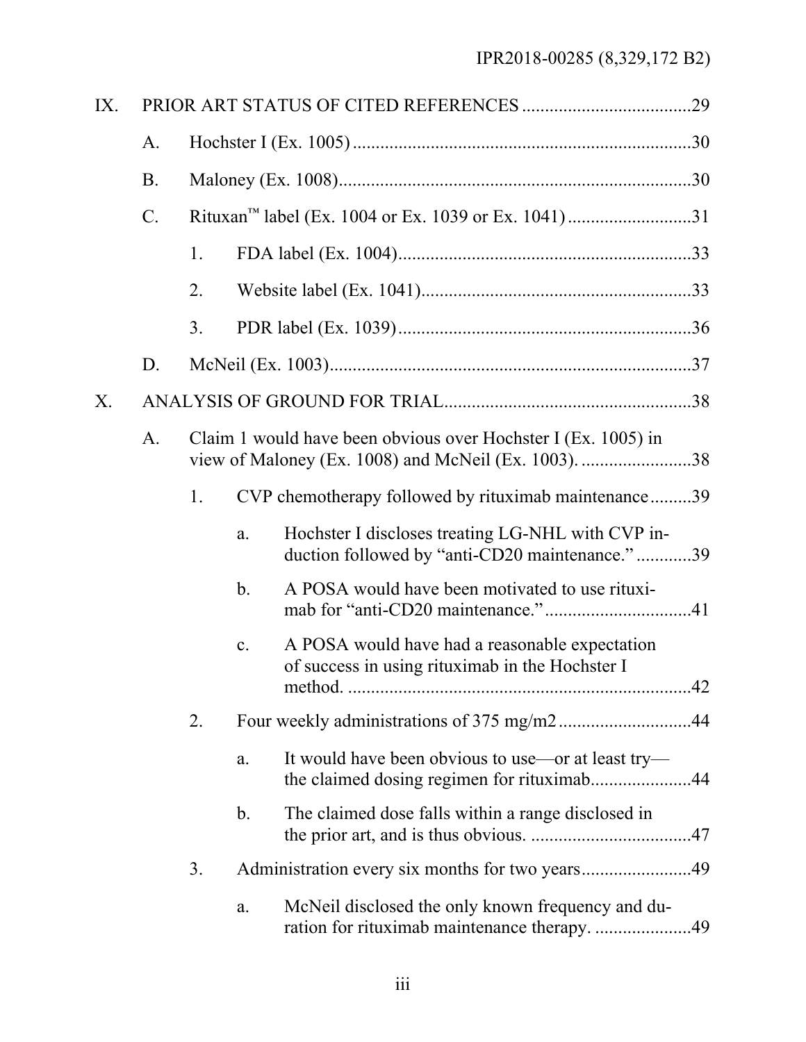IX. PRIOR ART STATUS OF CITED REFERENCES ....................................29

- A. Hochster I (Ex. 1005) ..........................................................................30
- B. Maloney (Ex. 1008).............................................................................30
- C. Rituxan™ label (Ex. 1004 or Ex. 1039 or Ex. 1041) ...........................31
  - 1. FDA label (Ex. 1004)................................................................33
  - 2. Website label (Ex. 1041)...........................................................33
  - 3. PDR label (Ex. 1039)................................................................36
- D. McNeil (Ex. 1003)...............................................................................37

X. ANALYSIS OF GROUND FOR TRIAL......................................................38

- A. Claim 1 would have been obvious over Hochster I (Ex. 1005) in view of Maloney (Ex. 1008) and McNeil (Ex. 1003). ........................38
  - 1. CVP chemotherapy followed by rituximab maintenance .........39
    - a. Hochster I discloses treating LG-NHL with CVP induction followed by "anti-CD20 maintenance." ............39
    - b. A POSA would have been motivated to use rituximab for "anti-CD20 maintenance." ................................41
    - c. A POSA would have had a reasonable expectation of success in using rituximab in the Hochster I method. ..........................................................................42
  - 2. Four weekly administrations of 375 mg/m2 .............................44
    - a. It would have been obvious to use—or at least try—the claimed dosing regimen for rituximab......................44
    - b. The claimed dose falls within a range disclosed in the prior art, and is thus obvious. ...................................47
  - 3. Administration every six months for two years........................49
    - a. McNeil disclosed the only known frequency and duration for rituximab maintenance therapy. .....................49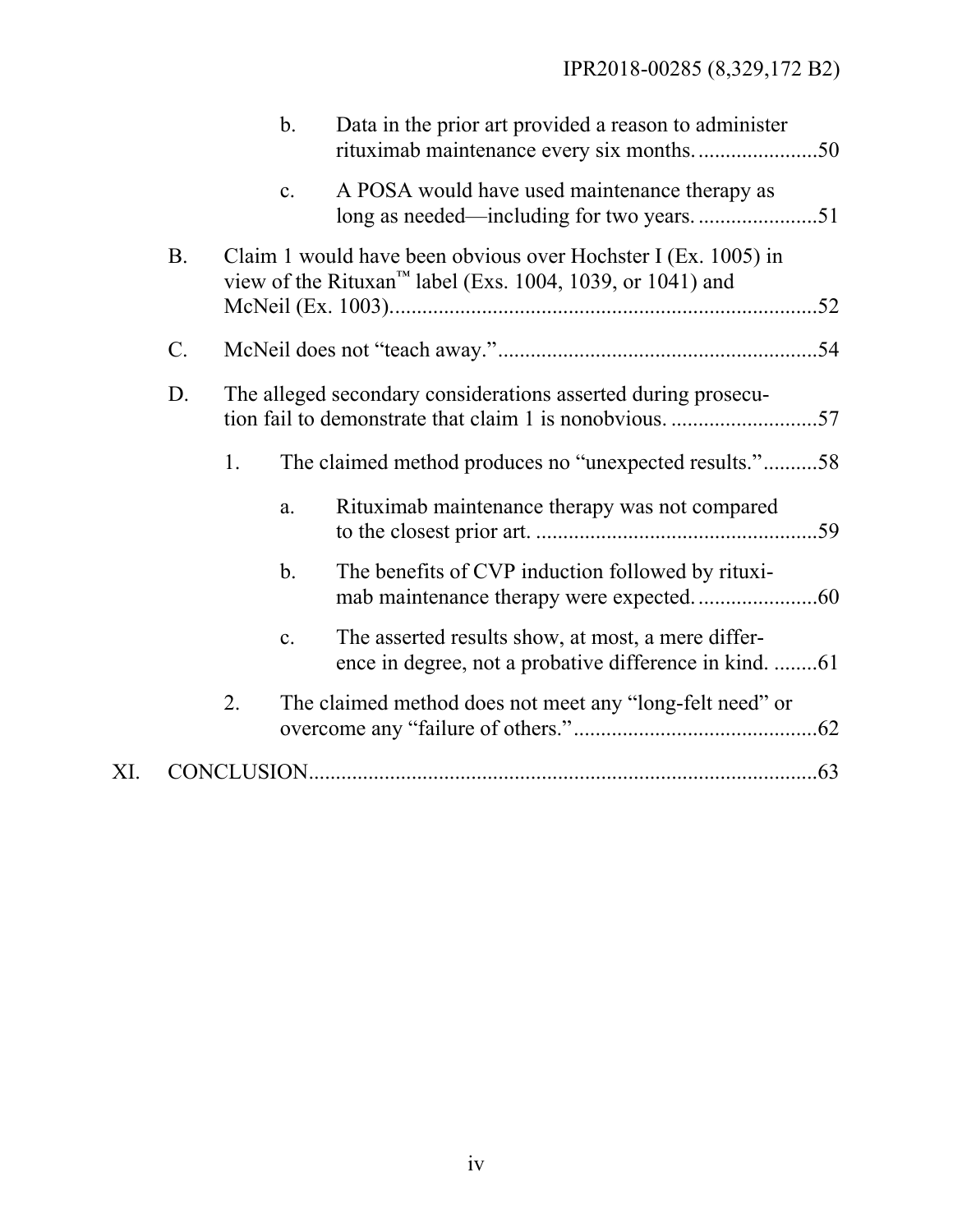b. Data in the prior art provided a reason to administer rituximab maintenance every six months. ......................50

c. A POSA would have used maintenance therapy as long as needed—including for two years. ......................51

B. Claim 1 would have been obvious over Hochster I (Ex. 1005) in view of the Rituxan™ label (Exs. 1004, 1039, or 1041) and McNeil (Ex. 1003). ..........................................................................52

C. McNeil does not “teach away.” ..........................................................54

D. The alleged secondary considerations asserted during prosecution fail to demonstrate that claim 1 is nonobvious. ...........................57

1. The claimed method produces no “unexpected results.” ..........58

a. Rituximab maintenance therapy was not compared to the closest prior art. ....................................................59

b. The benefits of CVP induction followed by rituximab maintenance therapy were expected. ......................60

c. The asserted results show, at most, a mere difference in degree, not a probative difference in kind. ........61

2. The claimed method does not meet any “long-felt need” or overcome any “failure of others.” ............................................62

XI. CONCLUSION..........................................................................................63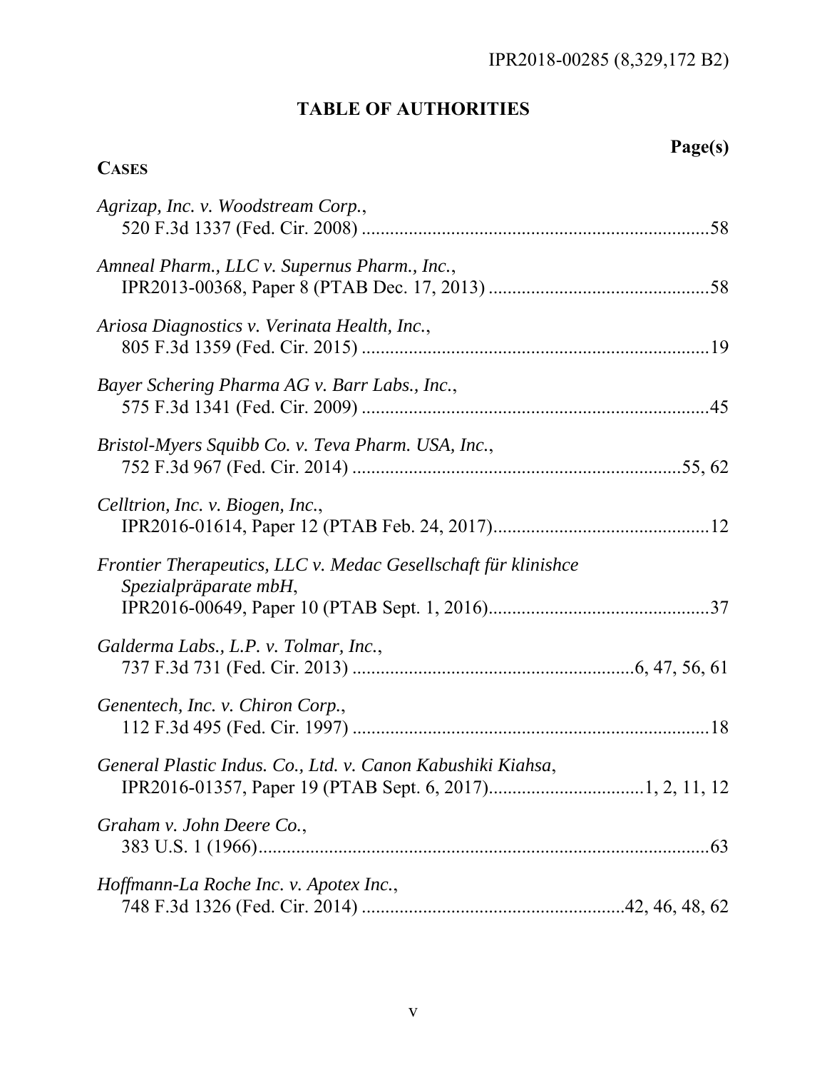# TABLE OF AUTHORITIES

**Page(s)**

**CASES**

*Agrizap, Inc. v. Woodstream Corp.*,
520 F.3d 1337 (Fed. Cir. 2008) ....................................................................58

*Amneal Pharm., LLC v. Supernus Pharm., Inc.*,
IPR2013-00368, Paper 8 (PTAB Dec. 17, 2013) ..........................................58

*Ariosa Diagnostics v. Verinata Health, Inc.*,
805 F.3d 1359 (Fed. Cir. 2015) ....................................................................19

*Bayer Schering Pharma AG v. Barr Labs., Inc.*,
575 F.3d 1341 (Fed. Cir. 2009) ....................................................................45

*Bristol-Myers Squibb Co. v. Teva Pharm. USA, Inc.*,
752 F.3d 967 (Fed. Cir. 2014) ................................................................55, 62

*Celltrion, Inc. v. Biogen, Inc.*,
IPR2016-01614, Paper 12 (PTAB Feb. 24, 2017).........................................12

*Frontier Therapeutics, LLC v. Medac Gesellschaft für klinishce Spezialpräparate mbH*,
IPR2016-00649, Paper 10 (PTAB Sept. 1, 2016)...........................................37

*Galderma Labs., L.P. v. Tolmar, Inc.*,
737 F.3d 731 (Fed. Cir. 2013) ......................................................6, 47, 56, 61

*Genentech, Inc. v. Chiron Corp.*,
112 F.3d 495 (Fed. Cir. 1997) ......................................................................18

*General Plastic Indus. Co., Ltd. v. Canon Kabushiki Kiahsa*,
IPR2016-01357, Paper 19 (PTAB Sept. 6, 2017)................................1, 2, 11, 12

*Graham v. John Deere Co.*,
383 U.S. 1 (1966)..........................................................................................63

*Hoffmann-La Roche Inc. v. Apotex Inc.*,
748 F.3d 1326 (Fed. Cir. 2014) ...................................................42, 46, 48, 62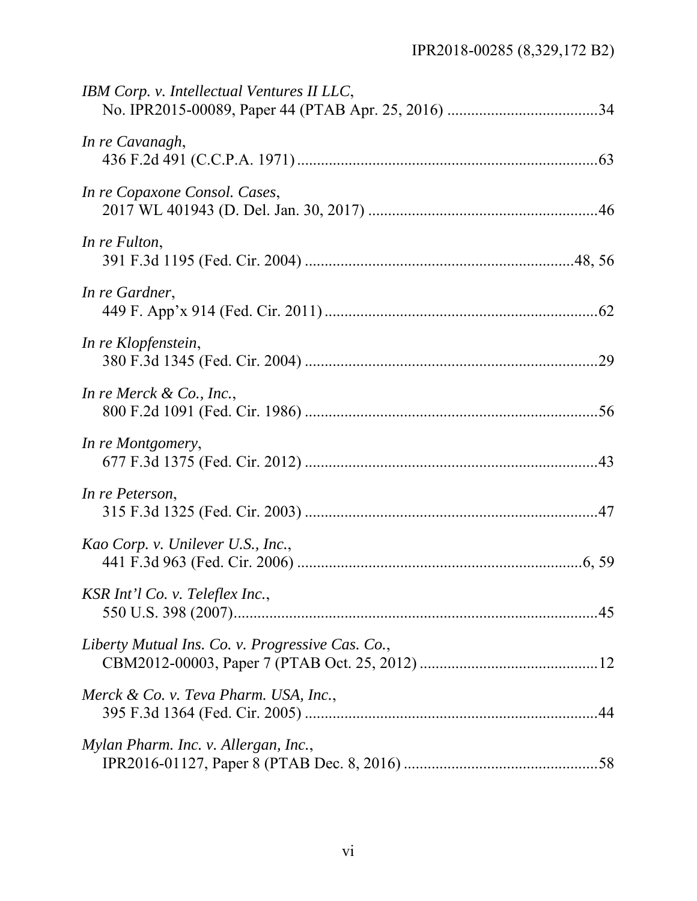*IBM Corp. v. Intellectual Ventures II LLC*,
No. IPR2015-00089, Paper 44 (PTAB Apr. 25, 2016) ......................................34

*In re Cavanagh*,
436 F.2d 491 (C.C.P.A. 1971)...........................................................................63

*In re Copaxone Consol. Cases*,
2017 WL 401943 (D. Del. Jan. 30, 2017) .........................................................46

*In re Fulton*,
391 F.3d 1195 (Fed. Cir. 2004) ...................................................................48, 56

*In re Gardner*,
449 F. App'x 914 (Fed. Cir. 2011) ....................................................................62

*In re Klopfenstein*,
380 F.3d 1345 (Fed. Cir. 2004) .........................................................................29

*In re Merck & Co., Inc.*,
800 F.2d 1091 (Fed. Cir. 1986) .........................................................................56

*In re Montgomery*,
677 F.3d 1375 (Fed. Cir. 2012) .........................................................................43

*In re Peterson*,
315 F.3d 1325 (Fed. Cir. 2003) .........................................................................47

*Kao Corp. v. Unilever U.S., Inc.*,
441 F.3d 963 (Fed. Cir. 2006) .......................................................................6, 59

*KSR Int'l Co. v. Teleflex Inc.*,
550 U.S. 398 (2007)...........................................................................................45

*Liberty Mutual Ins. Co. v. Progressive Cas. Co.*,
CBM2012-00003, Paper 7 (PTAB Oct. 25, 2012) .............................................12

*Merck & Co. v. Teva Pharm. USA, Inc.*,
395 F.3d 1364 (Fed. Cir. 2005) .........................................................................44

*Mylan Pharm. Inc. v. Allergan, Inc.*,
IPR2016-01127, Paper 8 (PTAB Dec. 8, 2016) .................................................58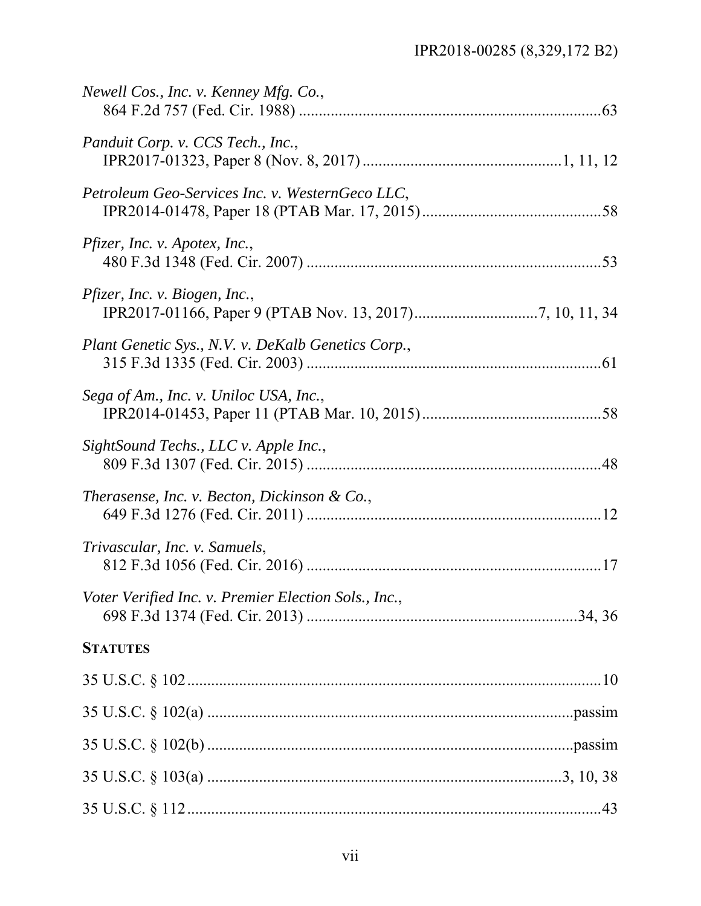*Newell Cos., Inc. v. Kenney Mfg. Co.*,
864 F.2d 757 (Fed. Cir. 1988) ............................................................................63

*Panduit Corp. v. CCS Tech., Inc.*,
IPR2017-01323, Paper 8 (Nov. 8, 2017) ................................................1, 11, 12

*Petroleum Geo-Services Inc. v. WesternGeco LLC*,
IPR2014-01478, Paper 18 (PTAB Mar. 17, 2015).............................................58

*Pfizer, Inc. v. Apotex, Inc.*,
480 F.3d 1348 (Fed. Cir. 2007) ..........................................................................53

*Pfizer, Inc. v. Biogen, Inc.*,
IPR2017-01166, Paper 9 (PTAB Nov. 13, 2017)..............................7, 10, 11, 34

*Plant Genetic Sys., N.V. v. DeKalb Genetics Corp.*,
315 F.3d 1335 (Fed. Cir. 2003) ..........................................................................61

*Sega of Am., Inc. v. Uniloc USA, Inc.*,
IPR2014-01453, Paper 11 (PTAB Mar. 10, 2015).............................................58

*SightSound Techs., LLC v. Apple Inc.*,
809 F.3d 1307 (Fed. Cir. 2015) ..........................................................................48

*Therasense, Inc. v. Becton, Dickinson & Co.*,
649 F.3d 1276 (Fed. Cir. 2011) ..........................................................................12

*Trivascular, Inc. v. Samuels*,
812 F.3d 1056 (Fed. Cir. 2016) ..........................................................................17

*Voter Verified Inc. v. Premier Election Sols., Inc.*,
698 F.3d 1374 (Fed. Cir. 2013) ....................................................................34, 36

**STATUTES**

35 U.S.C. § 102.........................................................................................................10

35 U.S.C. § 102(a) ............................................................................................passim

35 U.S.C. § 102(b) ............................................................................................passim

35 U.S.C. § 103(a) .....................................................................................3, 10, 38

35 U.S.C. § 112.........................................................................................................43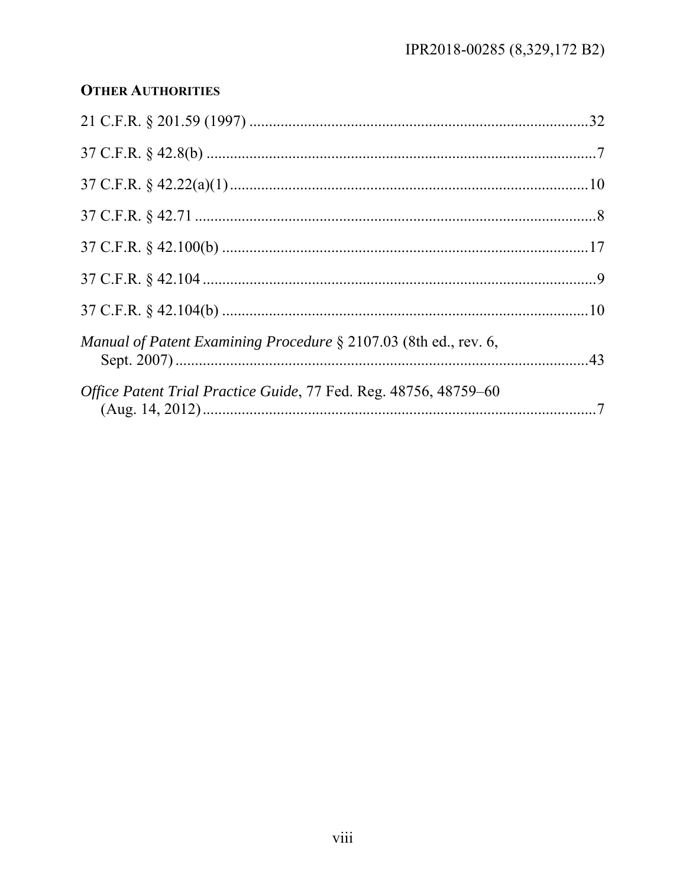**OTHER AUTHORITIES**

21 C.F.R. § 201.59 (1997) .......................................................................................32

37 C.F.R. § 42.8(b) ....................................................................................................7

37 C.F.R. § 42.22(a)(1) ............................................................................................10

37 C.F.R. § 42.71 .......................................................................................................8

37 C.F.R. § 42.100(b) ...............................................................................................17

37 C.F.R. § 42.104 .....................................................................................................9

37 C.F.R. § 42.104(b) ...............................................................................................10

*Manual of Patent Examining Procedure* § 2107.03 (8th ed., rev. 6, Sept. 2007) ............................................................................................43

*Office Patent Trial Practice Guide*, 77 Fed. Reg. 48756, 48759–60 (Aug. 14, 2012) ......................................................................................7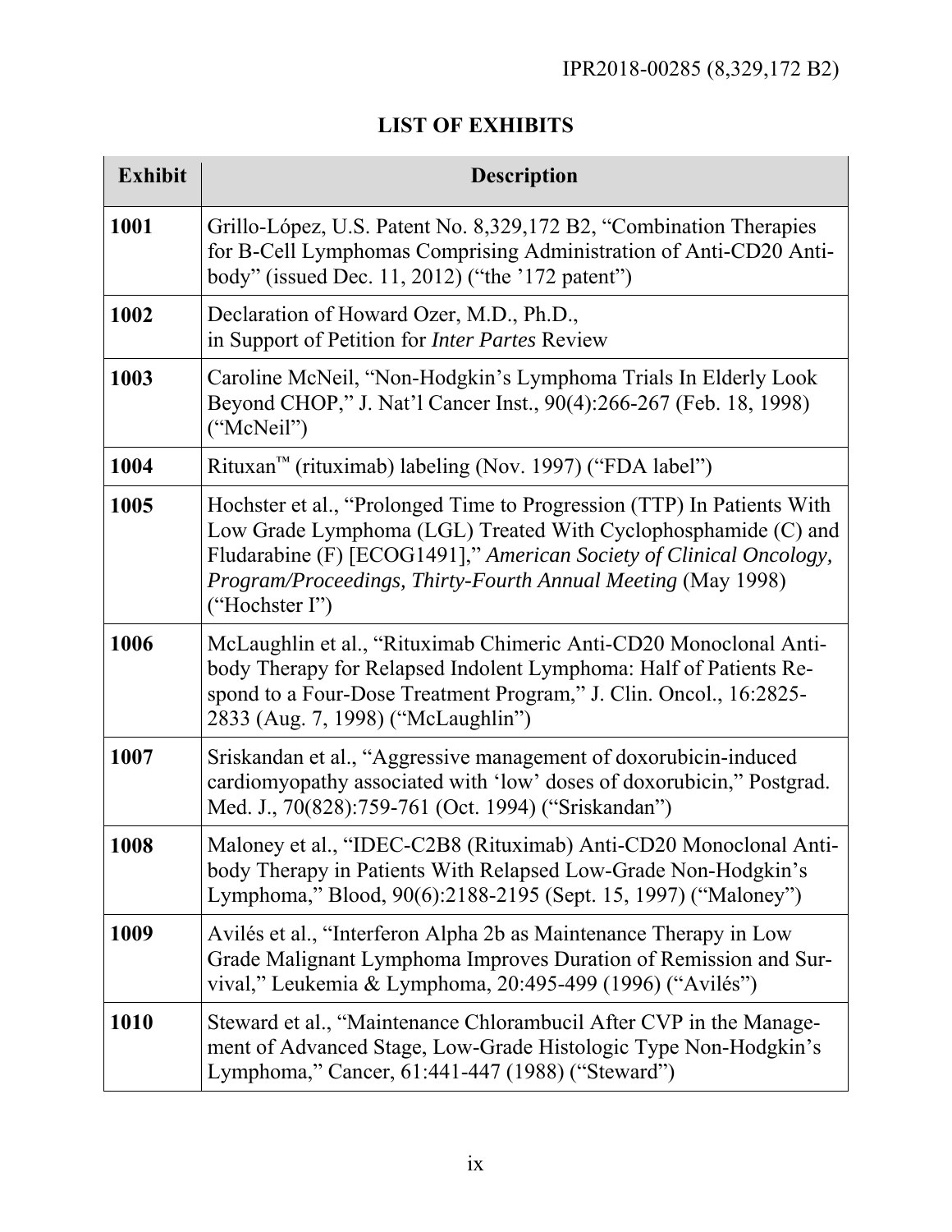## LIST OF EXHIBITS

| Exhibit | Description |
| --- | --- |
| **1001** | Grillo-López, U.S. Patent No. 8,329,172 B2, "Combination Therapies for B-Cell Lymphomas Comprising Administration of Anti-CD20 Antibody" (issued Dec. 11, 2012) ("the '172 patent") |
| **1002** | Declaration of Howard Ozer, M.D., Ph.D., in Support of Petition for *Inter Partes* Review |
| **1003** | Caroline McNeil, "Non-Hodgkin's Lymphoma Trials In Elderly Look Beyond CHOP," J. Nat'l Cancer Inst., 90(4):266-267 (Feb. 18, 1998) ("McNeil") |
| **1004** | Rituxan™ (rituximab) labeling (Nov. 1997) ("FDA label") |
| **1005** | Hochster et al., "Prolonged Time to Progression (TTP) In Patients With Low Grade Lymphoma (LGL) Treated With Cyclophosphamide (C) and Fludarabine (F) [ECOG1491]," *American Society of Clinical Oncology, Program/Proceedings, Thirty-Fourth Annual Meeting* (May 1998) ("Hochster I") |
| **1006** | McLaughlin et al., "Rituximab Chimeric Anti-CD20 Monoclonal Antibody Therapy for Relapsed Indolent Lymphoma: Half of Patients Respond to a Four-Dose Treatment Program," J. Clin. Oncol., 16:2825-2833 (Aug. 7, 1998) ("McLaughlin") |
| **1007** | Sriskandan et al., "Aggressive management of doxorubicin-induced cardiomyopathy associated with 'low' doses of doxorubicin," Postgrad. Med. J., 70(828):759-761 (Oct. 1994) ("Sriskandan") |
| **1008** | Maloney et al., "IDEC-C2B8 (Rituximab) Anti-CD20 Monoclonal Antibody Therapy in Patients With Relapsed Low-Grade Non-Hodgkin's Lymphoma," Blood, 90(6):2188-2195 (Sept. 15, 1997) ("Maloney") |
| **1009** | Avilés et al., "Interferon Alpha 2b as Maintenance Therapy in Low Grade Malignant Lymphoma Improves Duration of Remission and Survival," Leukemia & Lymphoma, 20:495-499 (1996) ("Avilés") |
| **1010** | Steward et al., "Maintenance Chlorambucil After CVP in the Management of Advanced Stage, Low-Grade Histologic Type Non-Hodgkin's Lymphoma," Cancer, 61:441-447 (1988) ("Steward") |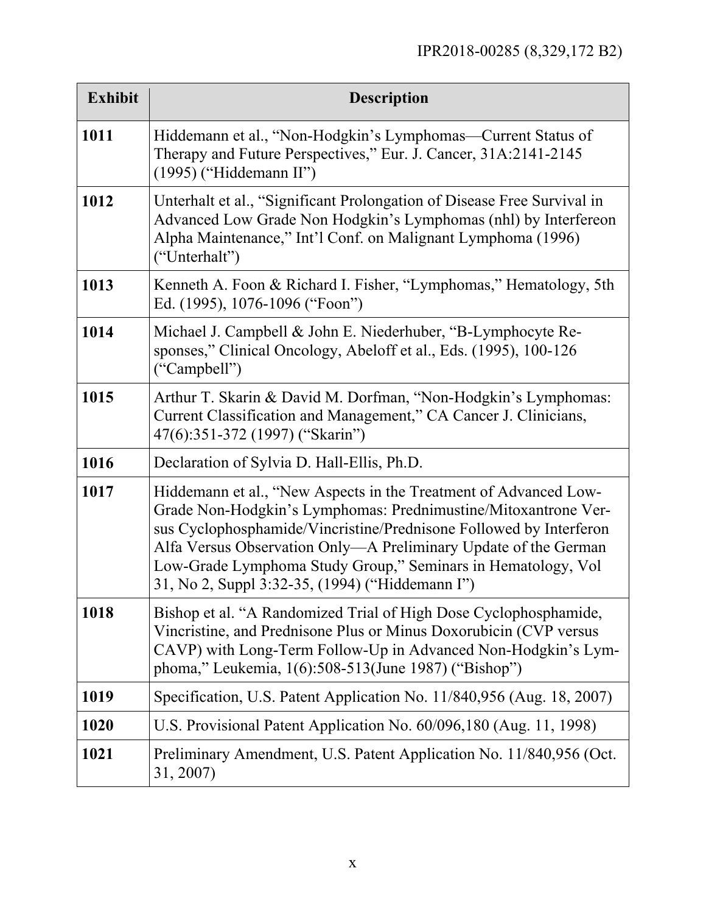| Exhibit | Description |
|---|---|
| 1011 | Hiddemann et al., “Non-Hodgkin’s Lymphomas—Current Status of Therapy and Future Perspectives,” Eur. J. Cancer, 31A:2141-2145 (1995) (“Hiddemann II”) |
| 1012 | Unterhalt et al., “Significant Prolongation of Disease Free Survival in Advanced Low Grade Non Hodgkin’s Lymphomas (nhl) by Interfereon Alpha Maintenance,” Int’l Conf. on Malignant Lymphoma (1996) (“Unterhalt”) |
| 1013 | Kenneth A. Foon & Richard I. Fisher, “Lymphomas,” Hematology, 5th Ed. (1995), 1076-1096 (“Foon”) |
| 1014 | Michael J. Campbell & John E. Niederhuber, “B-Lymphocyte Responses,” Clinical Oncology, Abeloff et al., Eds. (1995), 100-126 (“Campbell”) |
| 1015 | Arthur T. Skarin & David M. Dorfman, “Non-Hodgkin’s Lymphomas: Current Classification and Management,” CA Cancer J. Clinicians, 47(6):351-372 (1997) (“Skarin”) |
| 1016 | Declaration of Sylvia D. Hall-Ellis, Ph.D. |
| 1017 | Hiddemann et al., “New Aspects in the Treatment of Advanced Low-Grade Non-Hodgkin’s Lymphomas: Prednimustine/Mitoxantrone Versus Cyclophosphamide/Vincristine/Prednisone Followed by Interferon Alfa Versus Observation Only—A Preliminary Update of the German Low-Grade Lymphoma Study Group,” Seminars in Hematology, Vol 31, No 2, Suppl 3:32-35, (1994) (“Hiddemann I”) |
| 1018 | Bishop et al. “A Randomized Trial of High Dose Cyclophosphamide, Vincristine, and Prednisone Plus or Minus Doxorubicin (CVP versus CAVP) with Long-Term Follow-Up in Advanced Non-Hodgkin’s Lymphoma,” Leukemia, 1(6):508-513(June 1987) (“Bishop”) |
| 1019 | Specification, U.S. Patent Application No. 11/840,956 (Aug. 18, 2007) |
| 1020 | U.S. Provisional Patent Application No. 60/096,180 (Aug. 11, 1998) |
| 1021 | Preliminary Amendment, U.S. Patent Application No. 11/840,956 (Oct. 31, 2007) |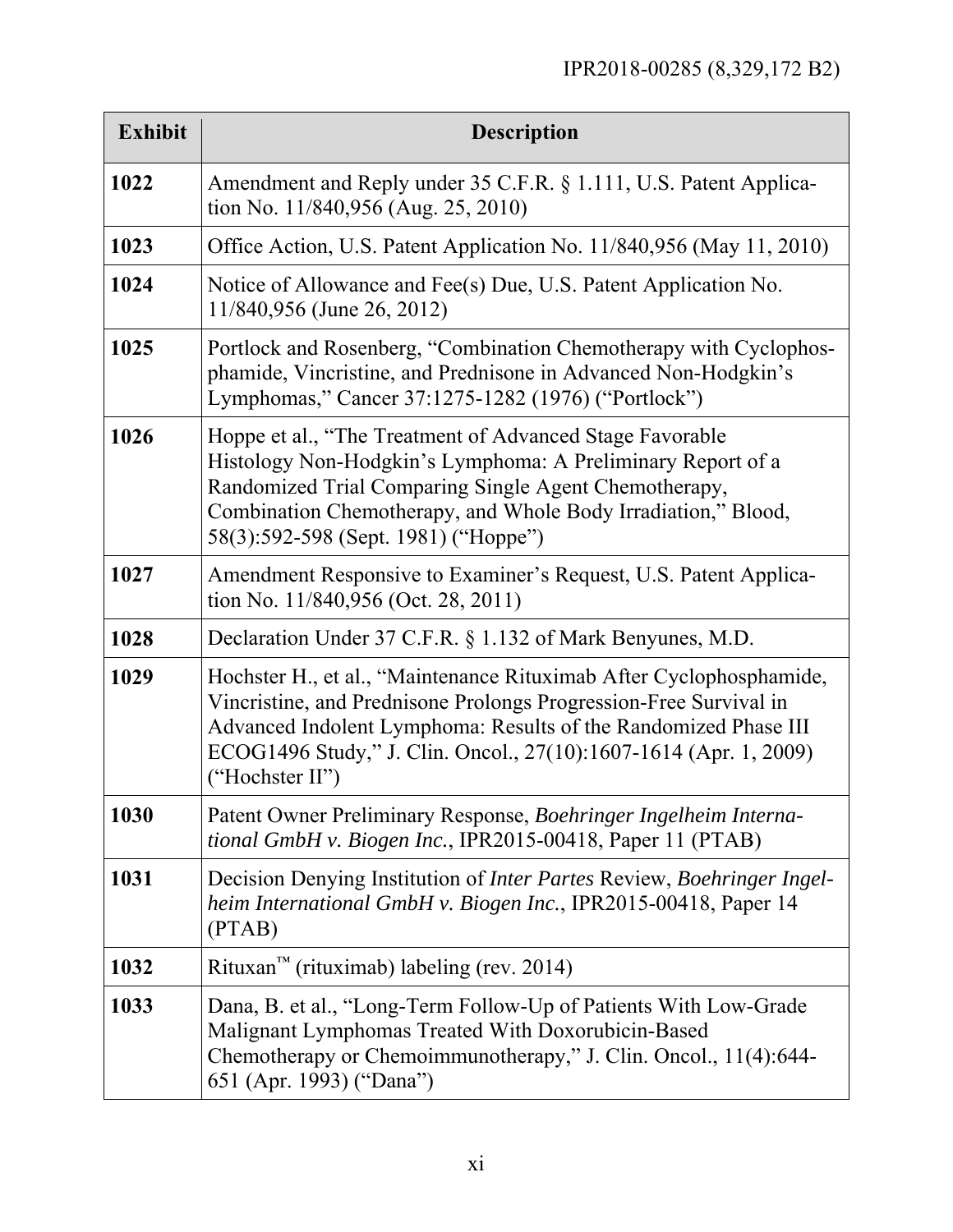| Exhibit | Description |
|---|---|
| **1022** | Amendment and Reply under 35 C.F.R. § 1.111, U.S. Patent Application No. 11/840,956 (Aug. 25, 2010) |
| **1023** | Office Action, U.S. Patent Application No. 11/840,956 (May 11, 2010) |
| **1024** | Notice of Allowance and Fee(s) Due, U.S. Patent Application No. 11/840,956 (June 26, 2012) |
| **1025** | Portlock and Rosenberg, "Combination Chemotherapy with Cyclophosphamide, Vincristine, and Prednisone in Advanced Non-Hodgkin's Lymphomas," Cancer 37:1275-1282 (1976) ("Portlock") |
| **1026** | Hoppe et al., "The Treatment of Advanced Stage Favorable Histology Non-Hodgkin's Lymphoma: A Preliminary Report of a Randomized Trial Comparing Single Agent Chemotherapy, Combination Chemotherapy, and Whole Body Irradiation," Blood, 58(3):592-598 (Sept. 1981) ("Hoppe") |
| **1027** | Amendment Responsive to Examiner's Request, U.S. Patent Application No. 11/840,956 (Oct. 28, 2011) |
| **1028** | Declaration Under 37 C.F.R. § 1.132 of Mark Benyunes, M.D. |
| **1029** | Hochster H., et al., "Maintenance Rituximab After Cyclophosphamide, Vincristine, and Prednisone Prolongs Progression-Free Survival in Advanced Indolent Lymphoma: Results of the Randomized Phase III ECOG1496 Study," J. Clin. Oncol., 27(10):1607-1614 (Apr. 1, 2009) ("Hochster II") |
| **1030** | Patent Owner Preliminary Response, *Boehringer Ingelheim International GmbH v. Biogen Inc.*, IPR2015-00418, Paper 11 (PTAB) |
| **1031** | Decision Denying Institution of *Inter Partes* Review, *Boehringer Ingelheim International GmbH v. Biogen Inc.*, IPR2015-00418, Paper 14 (PTAB) |
| **1032** | Rituxan™ (rituximab) labeling (rev. 2014) |
| **1033** | Dana, B. et al., "Long-Term Follow-Up of Patients With Low-Grade Malignant Lymphomas Treated With Doxorubicin-Based Chemotherapy or Chemoimmunotherapy," J. Clin. Oncol., 11(4):644-651 (Apr. 1993) ("Dana") |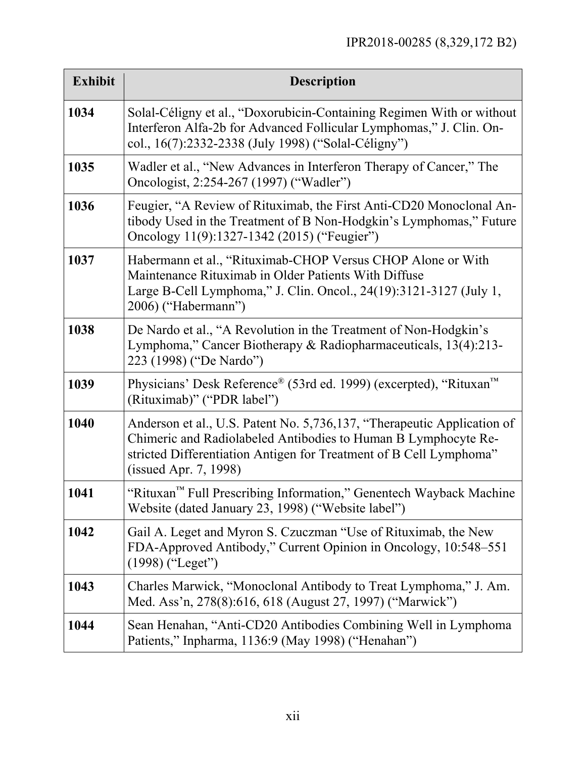| Exhibit | Description |
|---|---|
| **1034** | Solal-Céligny et al., "Doxorubicin-Containing Regimen With or without Interferon Alfa-2b for Advanced Follicular Lymphomas," J. Clin. Oncol., 16(7):2332-2338 (July 1998) ("Solal-Céligny") |
| **1035** | Wadler et al., "New Advances in Interferon Therapy of Cancer," The Oncologist, 2:254-267 (1997) ("Wadler") |
| **1036** | Feugier, "A Review of Rituximab, the First Anti-CD20 Monoclonal Antibody Used in the Treatment of B Non-Hodgkin's Lymphomas," Future Oncology 11(9):1327-1342 (2015) ("Feugier") |
| **1037** | Habermann et al., "Rituximab-CHOP Versus CHOP Alone or With Maintenance Rituximab in Older Patients With Diffuse Large B-Cell Lymphoma," J. Clin. Oncol., 24(19):3121-3127 (July 1, 2006) ("Habermann") |
| **1038** | De Nardo et al., "A Revolution in the Treatment of Non-Hodgkin's Lymphoma," Cancer Biotherapy & Radiopharmaceuticals, 13(4):213-223 (1998) ("De Nardo") |
| **1039** | Physicians' Desk Reference® (53rd ed. 1999) (excerpted), "Rituxan™ (Rituximab)" ("PDR label") |
| **1040** | Anderson et al., U.S. Patent No. 5,736,137, "Therapeutic Application of Chimeric and Radiolabeled Antibodies to Human B Lymphocyte Restricted Differentiation Antigen for Treatment of B Cell Lymphoma" (issued Apr. 7, 1998) |
| **1041** | "Rituxan™ Full Prescribing Information," Genentech Wayback Machine Website (dated January 23, 1998) ("Website label") |
| **1042** | Gail A. Leget and Myron S. Czuczman "Use of Rituximab, the New FDA-Approved Antibody," Current Opinion in Oncology, 10:548–551 (1998) ("Leget") |
| **1043** | Charles Marwick, "Monoclonal Antibody to Treat Lymphoma," J. Am. Med. Ass'n, 278(8):616, 618 (August 27, 1997) ("Marwick") |
| **1044** | Sean Henahan, "Anti-CD20 Antibodies Combining Well in Lymphoma Patients," Inpharma, 1136:9 (May 1998) ("Henahan") |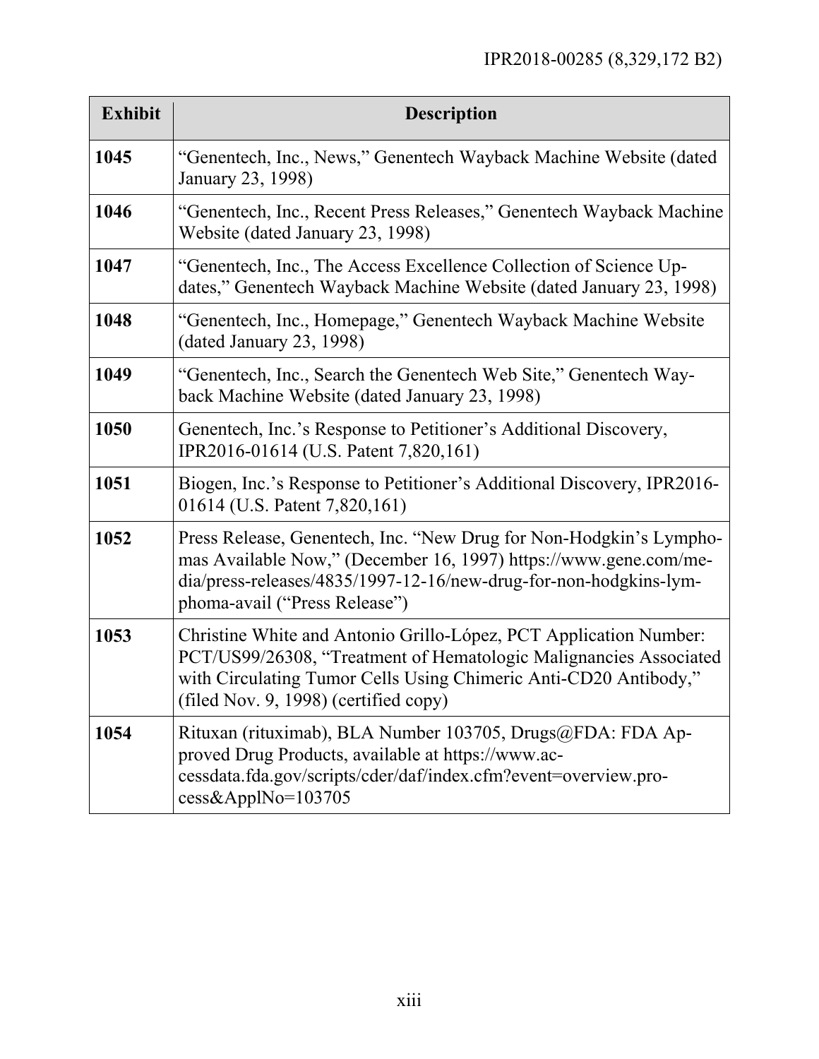| Exhibit | Description |
|---|---|
| **1045** | "Genentech, Inc., News," Genentech Wayback Machine Website (dated January 23, 1998) |
| **1046** | "Genentech, Inc., Recent Press Releases," Genentech Wayback Machine Website (dated January 23, 1998) |
| **1047** | "Genentech, Inc., The Access Excellence Collection of Science Updates," Genentech Wayback Machine Website (dated January 23, 1998) |
| **1048** | "Genentech, Inc., Homepage," Genentech Wayback Machine Website (dated January 23, 1998) |
| **1049** | "Genentech, Inc., Search the Genentech Web Site," Genentech Wayback Machine Website (dated January 23, 1998) |
| **1050** | Genentech, Inc.'s Response to Petitioner's Additional Discovery, IPR2016-01614 (U.S. Patent 7,820,161) |
| **1051** | Biogen, Inc.'s Response to Petitioner's Additional Discovery, IPR2016-01614 (U.S. Patent 7,820,161) |
| **1052** | Press Release, Genentech, Inc. "New Drug for Non-Hodgkin's Lymphomas Available Now," (December 16, 1997) https://www.gene.com/media/press-releases/4835/1997-12-16/new-drug-for-non-hodgkins-lymphoma-avail ("Press Release") |
| **1053** | Christine White and Antonio Grillo-López, PCT Application Number: PCT/US99/26308, "Treatment of Hematologic Malignancies Associated with Circulating Tumor Cells Using Chimeric Anti-CD20 Antibody," (filed Nov. 9, 1998) (certified copy) |
| **1054** | Rituxan (rituximab), BLA Number 103705, Drugs@FDA: FDA Approved Drug Products, available at https://www.accessdata.fda.gov/scripts/cder/daf/index.cfm?event=overview.process&ApplNo=103705 |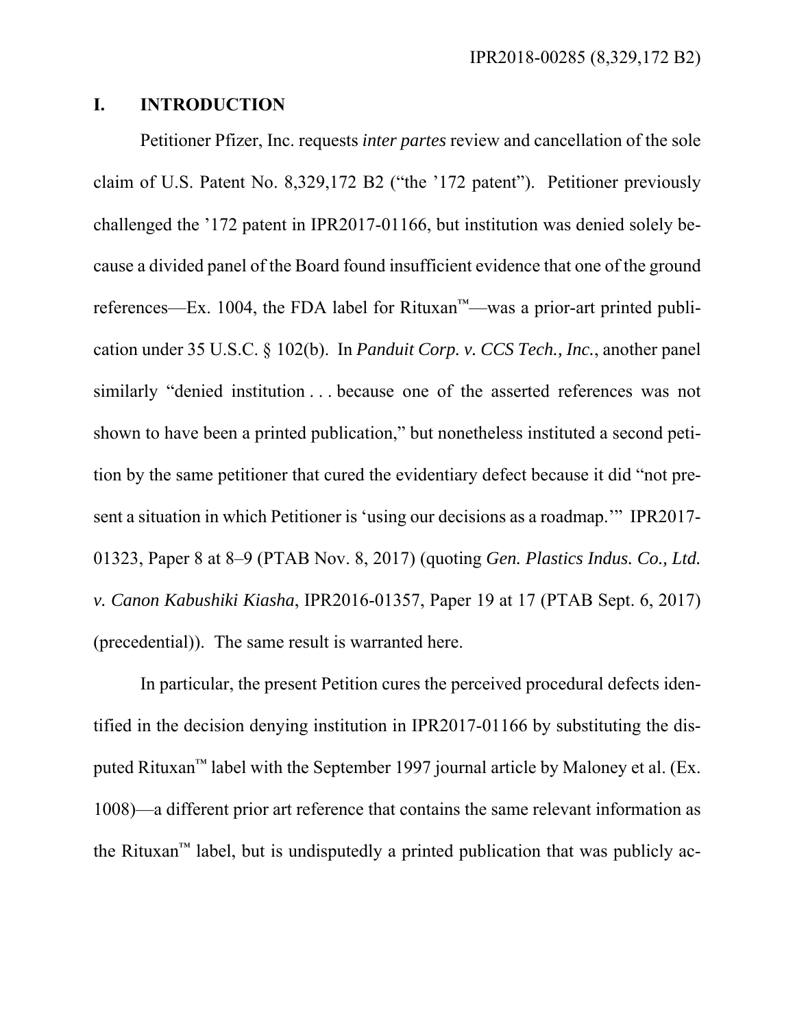## I. INTRODUCTION

Petitioner Pfizer, Inc. requests *inter partes* review and cancellation of the sole claim of U.S. Patent No. 8,329,172 B2 ("the '172 patent"). Petitioner previously challenged the '172 patent in IPR2017-01166, but institution was denied solely because a divided panel of the Board found insufficient evidence that one of the ground references—Ex. 1004, the FDA label for Rituxan™—was a prior-art printed publication under 35 U.S.C. § 102(b). In *Panduit Corp. v. CCS Tech., Inc.*, another panel similarly "denied institution . . . because one of the asserted references was not shown to have been a printed publication," but nonetheless instituted a second petition by the same petitioner that cured the evidentiary defect because it did "not present a situation in which Petitioner is 'using our decisions as a roadmap.'" IPR2017-01323, Paper 8 at 8–9 (PTAB Nov. 8, 2017) (quoting *Gen. Plastics Indus. Co., Ltd. v. Canon Kabushiki Kiasha*, IPR2016-01357, Paper 19 at 17 (PTAB Sept. 6, 2017) (precedential)). The same result is warranted here.

In particular, the present Petition cures the perceived procedural defects identified in the decision denying institution in IPR2017-01166 by substituting the disputed Rituxan™ label with the September 1997 journal article by Maloney et al. (Ex. 1008)—a different prior art reference that contains the same relevant information as the Rituxan™ label, but is undisputedly a printed publication that was publicly ac-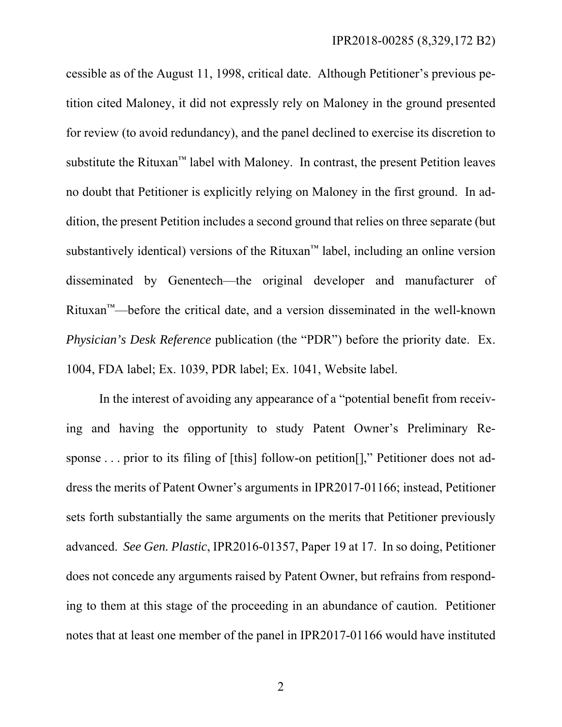cessible as of the August 11, 1998, critical date. Although Petitioner's previous petition cited Maloney, it did not expressly rely on Maloney in the ground presented for review (to avoid redundancy), and the panel declined to exercise its discretion to substitute the Rituxan™ label with Maloney. In contrast, the present Petition leaves no doubt that Petitioner is explicitly relying on Maloney in the first ground. In addition, the present Petition includes a second ground that relies on three separate (but substantively identical) versions of the Rituxan™ label, including an online version disseminated by Genentech—the original developer and manufacturer of Rituxan™—before the critical date, and a version disseminated in the well-known *Physician's Desk Reference* publication (the "PDR") before the priority date. Ex. 1004, FDA label; Ex. 1039, PDR label; Ex. 1041, Website label.

In the interest of avoiding any appearance of a "potential benefit from receiving and having the opportunity to study Patent Owner's Preliminary Response . . . prior to its filing of [this] follow-on petition[]," Petitioner does not address the merits of Patent Owner's arguments in IPR2017-01166; instead, Petitioner sets forth substantially the same arguments on the merits that Petitioner previously advanced. *See Gen. Plastic*, IPR2016-01357, Paper 19 at 17. In so doing, Petitioner does not concede any arguments raised by Patent Owner, but refrains from responding to them at this stage of the proceeding in an abundance of caution. Petitioner notes that at least one member of the panel in IPR2017-01166 would have instituted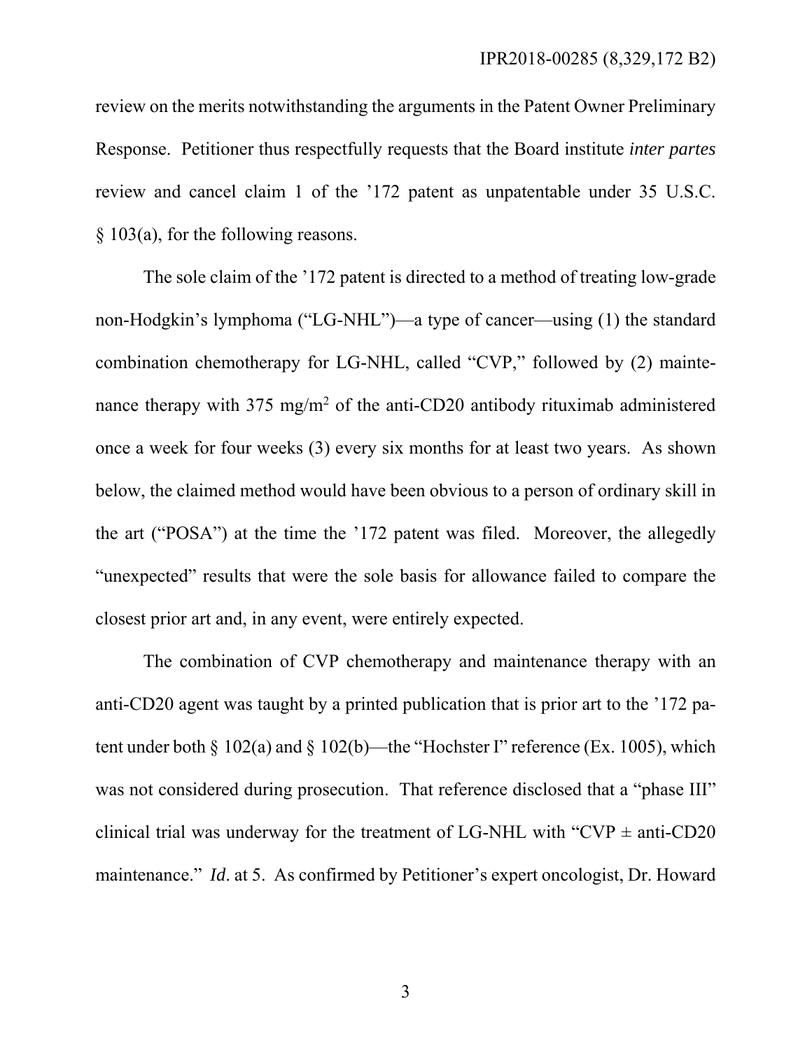review on the merits notwithstanding the arguments in the Patent Owner Preliminary Response. Petitioner thus respectfully requests that the Board institute *inter partes* review and cancel claim 1 of the '172 patent as unpatentable under 35 U.S.C. § 103(a), for the following reasons.

The sole claim of the '172 patent is directed to a method of treating low-grade non-Hodgkin's lymphoma ("LG-NHL")—a type of cancer—using (1) the standard combination chemotherapy for LG-NHL, called "CVP," followed by (2) maintenance therapy with 375 $mg/m^2$ of the anti-CD20 antibody rituximab administered once a week for four weeks (3) every six months for at least two years. As shown below, the claimed method would have been obvious to a person of ordinary skill in the art ("POSA") at the time the '172 patent was filed. Moreover, the allegedly "unexpected" results that were the sole basis for allowance failed to compare the closest prior art and, in any event, were entirely expected.

The combination of CVP chemotherapy and maintenance therapy with an anti-CD20 agent was taught by a printed publication that is prior art to the '172 patent under both § 102(a) and § 102(b)—the "Hochster I" reference (Ex. 1005), which was not considered during prosecution. That reference disclosed that a "phase III" clinical trial was underway for the treatment of LG-NHL with "CVP ± anti-CD20 maintenance." *Id*. at 5. As confirmed by Petitioner's expert oncologist, Dr. Howard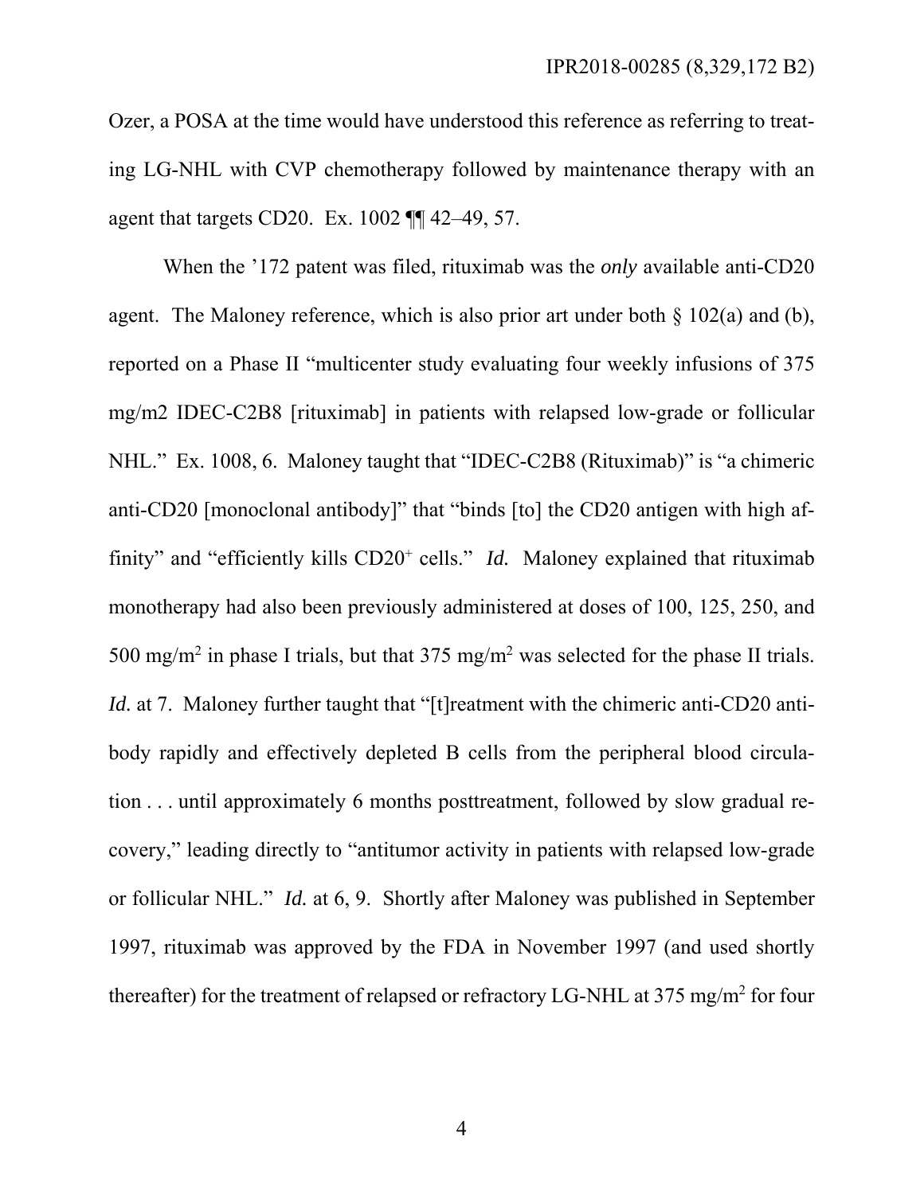Ozer, a POSA at the time would have understood this reference as referring to treating LG-NHL with CVP chemotherapy followed by maintenance therapy with an agent that targets CD20. Ex. 1002 ¶¶ 42–49, 57.

When the '172 patent was filed, rituximab was the *only* available anti-CD20 agent. The Maloney reference, which is also prior art under both § 102(a) and (b), reported on a Phase II "multicenter study evaluating four weekly infusions of 375 mg/m2 IDEC-C2B8 [rituximab] in patients with relapsed low-grade or follicular NHL." Ex. 1008, 6. Maloney taught that "IDEC-C2B8 (Rituximab)" is "a chimeric anti-CD20 [monoclonal antibody]" that "binds [to] the CD20 antigen with high affinity" and "efficiently kills $CD20^+$ cells." *Id.* Maloney explained that rituximab monotherapy had also been previously administered at doses of 100, 125, 250, and 500 $mg/m^2$ in phase I trials, but that 375 $mg/m^2$ was selected for the phase II trials. *Id.* at 7. Maloney further taught that "[t]reatment with the chimeric anti-CD20 antibody rapidly and effectively depleted B cells from the peripheral blood circulation . . . until approximately 6 months posttreatment, followed by slow gradual recovery," leading directly to "antitumor activity in patients with relapsed low-grade or follicular NHL." *Id.* at 6, 9. Shortly after Maloney was published in September 1997, rituximab was approved by the FDA in November 1997 (and used shortly thereafter) for the treatment of relapsed or refractory LG-NHL at 375 $mg/m^2$ for four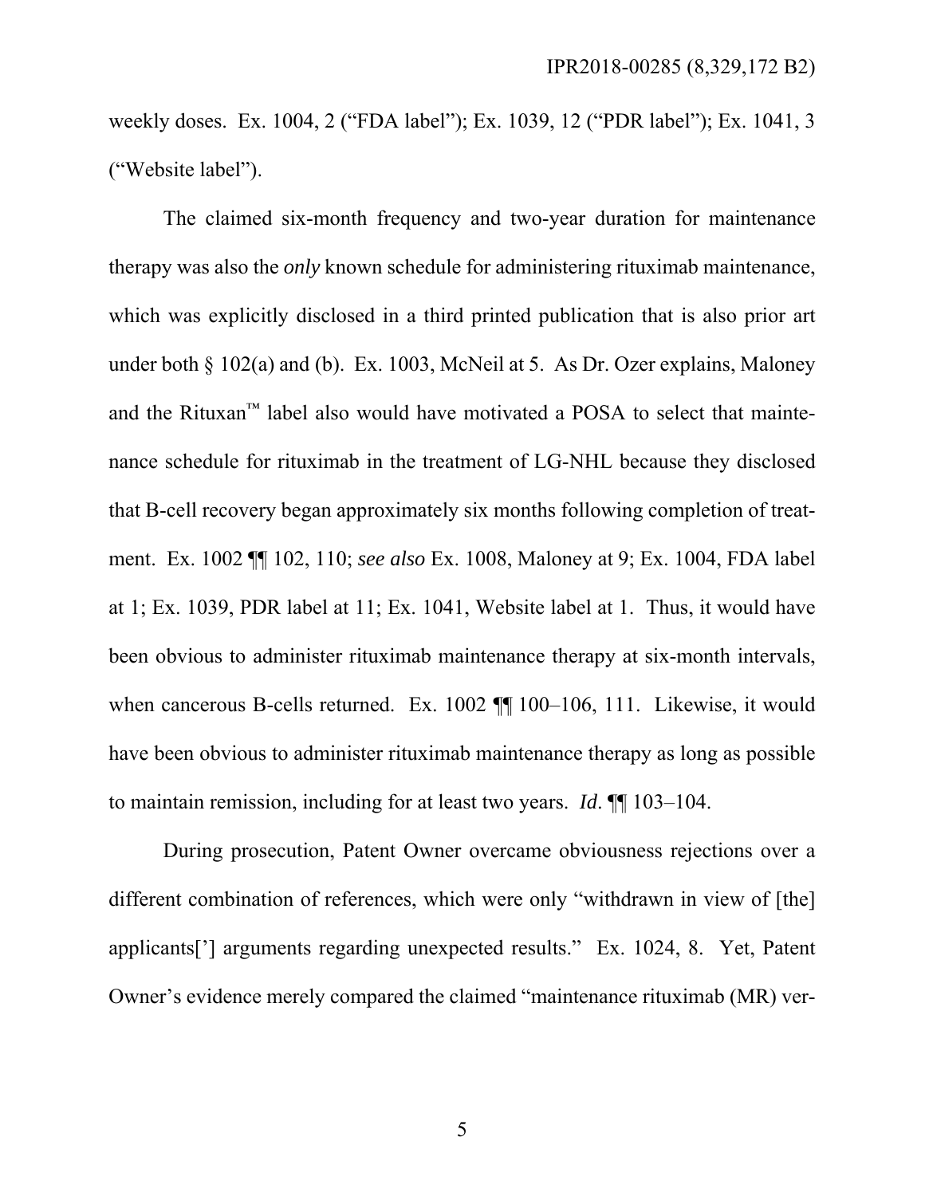weekly doses. Ex. 1004, 2 ("FDA label"); Ex. 1039, 12 ("PDR label"); Ex. 1041, 3 ("Website label").

The claimed six-month frequency and two-year duration for maintenance therapy was also the *only* known schedule for administering rituximab maintenance, which was explicitly disclosed in a third printed publication that is also prior art under both § 102(a) and (b). Ex. 1003, McNeil at 5. As Dr. Ozer explains, Maloney and the Rituxan™ label also would have motivated a POSA to select that maintenance schedule for rituximab in the treatment of LG-NHL because they disclosed that B-cell recovery began approximately six months following completion of treatment. Ex. 1002 ¶¶ 102, 110; *see also* Ex. 1008, Maloney at 9; Ex. 1004, FDA label at 1; Ex. 1039, PDR label at 11; Ex. 1041, Website label at 1. Thus, it would have been obvious to administer rituximab maintenance therapy at six-month intervals, when cancerous B-cells returned. Ex. 1002 ¶¶ 100–106, 111. Likewise, it would have been obvious to administer rituximab maintenance therapy as long as possible to maintain remission, including for at least two years. *Id.* ¶¶ 103–104.

During prosecution, Patent Owner overcame obviousness rejections over a different combination of references, which were only "withdrawn in view of [the] applicants['] arguments regarding unexpected results." Ex. 1024, 8. Yet, Patent Owner's evidence merely compared the claimed "maintenance rituximab (MR) ver-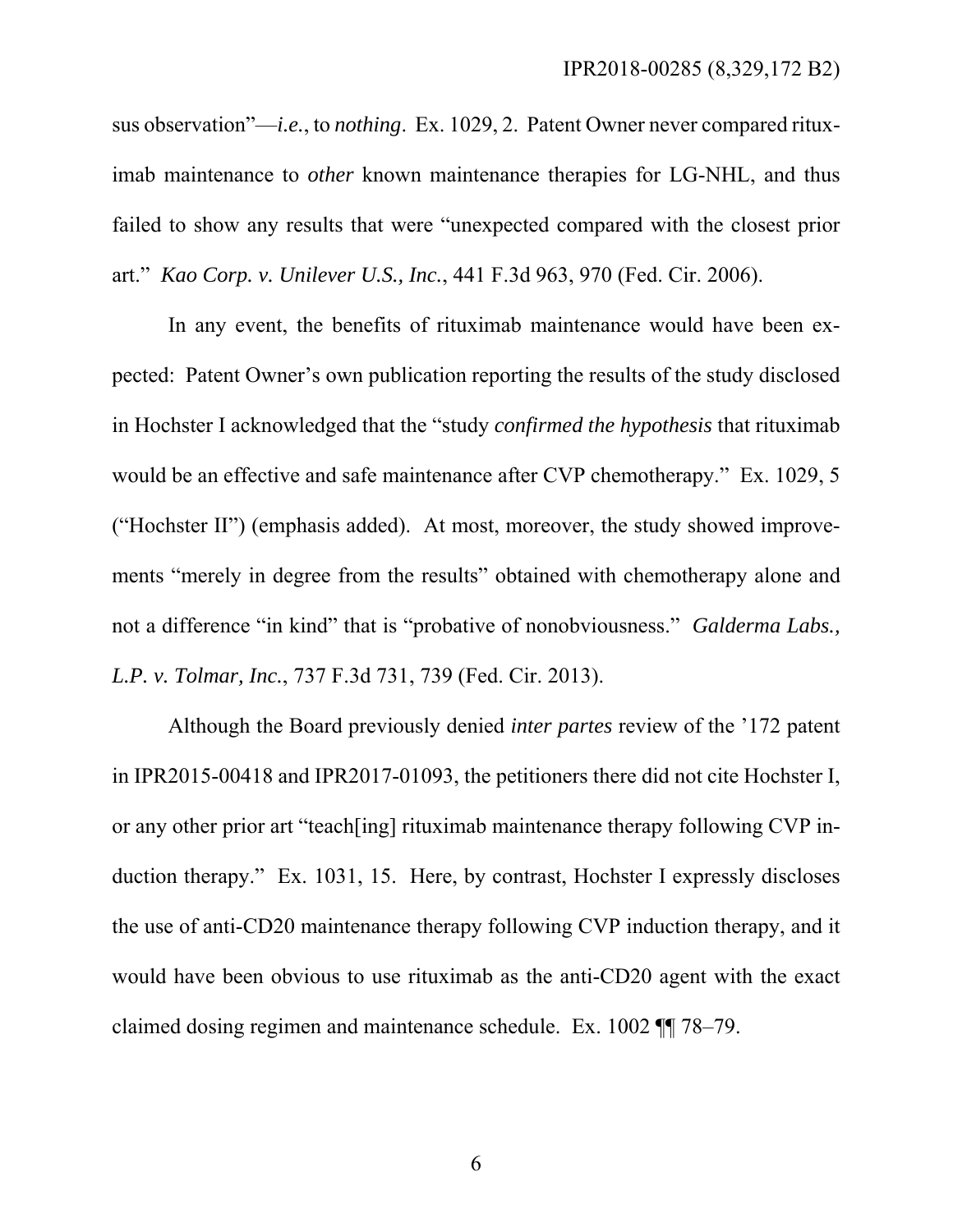sus observation"—*i.e.*, to *nothing*. Ex. 1029, 2. Patent Owner never compared rituximab maintenance to *other* known maintenance therapies for LG-NHL, and thus failed to show any results that were "unexpected compared with the closest prior art." *Kao Corp. v. Unilever U.S., Inc.*, 441 F.3d 963, 970 (Fed. Cir. 2006).

In any event, the benefits of rituximab maintenance would have been expected: Patent Owner's own publication reporting the results of the study disclosed in Hochster I acknowledged that the "study *confirmed the hypothesis* that rituximab would be an effective and safe maintenance after CVP chemotherapy." Ex. 1029, 5 ("Hochster II") (emphasis added). At most, moreover, the study showed improvements "merely in degree from the results" obtained with chemotherapy alone and not a difference "in kind" that is "probative of nonobviousness." *Galderma Labs., L.P. v. Tolmar, Inc.*, 737 F.3d 731, 739 (Fed. Cir. 2013).

Although the Board previously denied *inter partes* review of the '172 patent in IPR2015-00418 and IPR2017-01093, the petitioners there did not cite Hochster I, or any other prior art "teach[ing] rituximab maintenance therapy following CVP induction therapy." Ex. 1031, 15. Here, by contrast, Hochster I expressly discloses the use of anti-CD20 maintenance therapy following CVP induction therapy, and it would have been obvious to use rituximab as the anti-CD20 agent with the exact claimed dosing regimen and maintenance schedule. Ex. 1002 ¶¶ 78–79.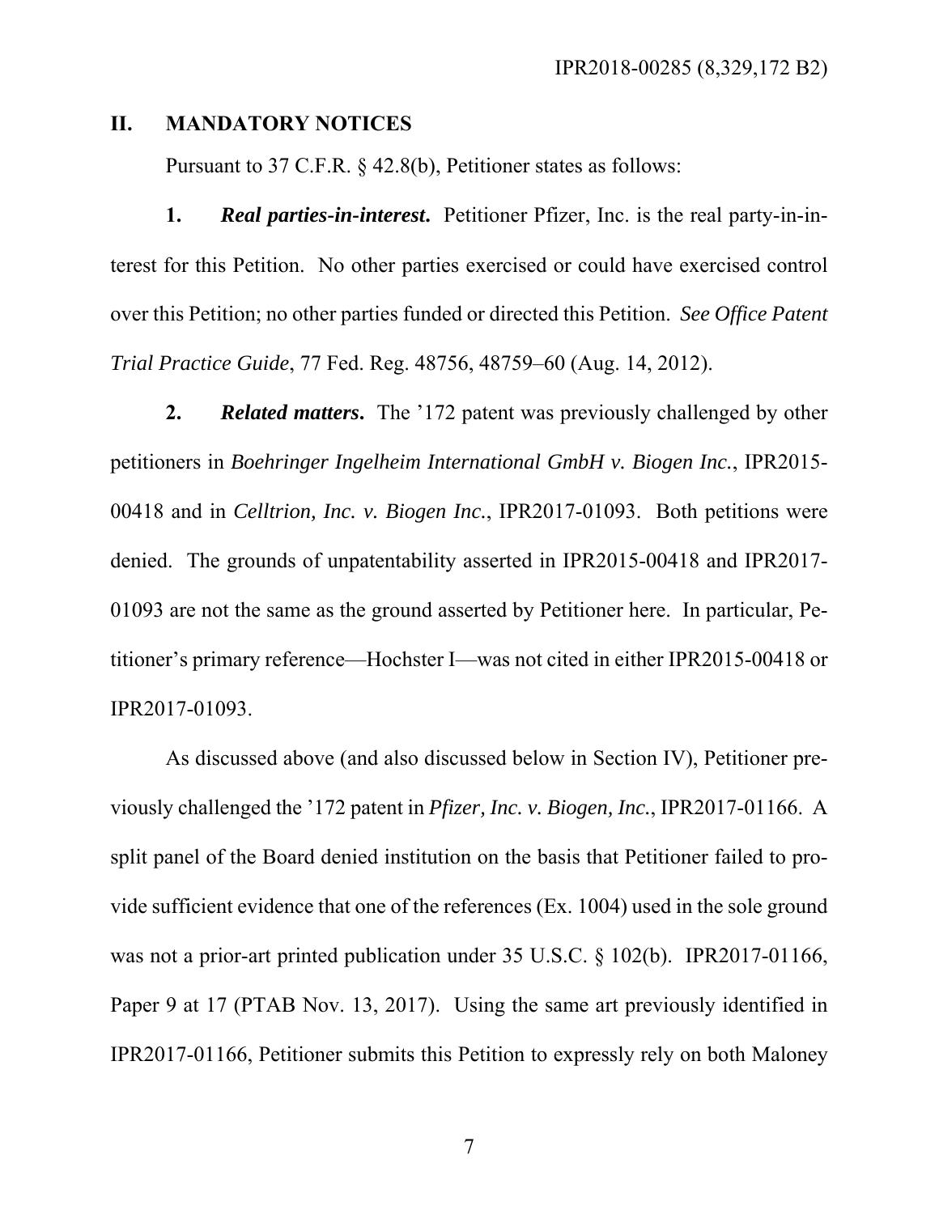## II. MANDATORY NOTICES

Pursuant to 37 C.F.R. § 42.8(b), Petitioner states as follows:

**1.** ***Real parties-in-interest*****.** Petitioner Pfizer, Inc. is the real party-in-interest for this Petition. No other parties exercised or could have exercised control over this Petition; no other parties funded or directed this Petition. *See Office Patent Trial Practice Guide*, 77 Fed. Reg. 48756, 48759–60 (Aug. 14, 2012).

**2.** ***Related matters*****.** The '172 patent was previously challenged by other petitioners in *Boehringer Ingelheim International GmbH v. Biogen Inc.*, IPR2015-00418 and in *Celltrion, Inc. v. Biogen Inc.*, IPR2017-01093. Both petitions were denied. The grounds of unpatentability asserted in IPR2015-00418 and IPR2017-01093 are not the same as the ground asserted by Petitioner here. In particular, Petitioner's primary reference—Hochster I—was not cited in either IPR2015-00418 or IPR2017-01093.

As discussed above (and also discussed below in Section IV), Petitioner previously challenged the '172 patent in *Pfizer, Inc. v. Biogen, Inc.*, IPR2017-01166. A split panel of the Board denied institution on the basis that Petitioner failed to provide sufficient evidence that one of the references (Ex. 1004) used in the sole ground was not a prior-art printed publication under 35 U.S.C. § 102(b). IPR2017-01166, Paper 9 at 17 (PTAB Nov. 13, 2017). Using the same art previously identified in IPR2017-01166, Petitioner submits this Petition to expressly rely on both Maloney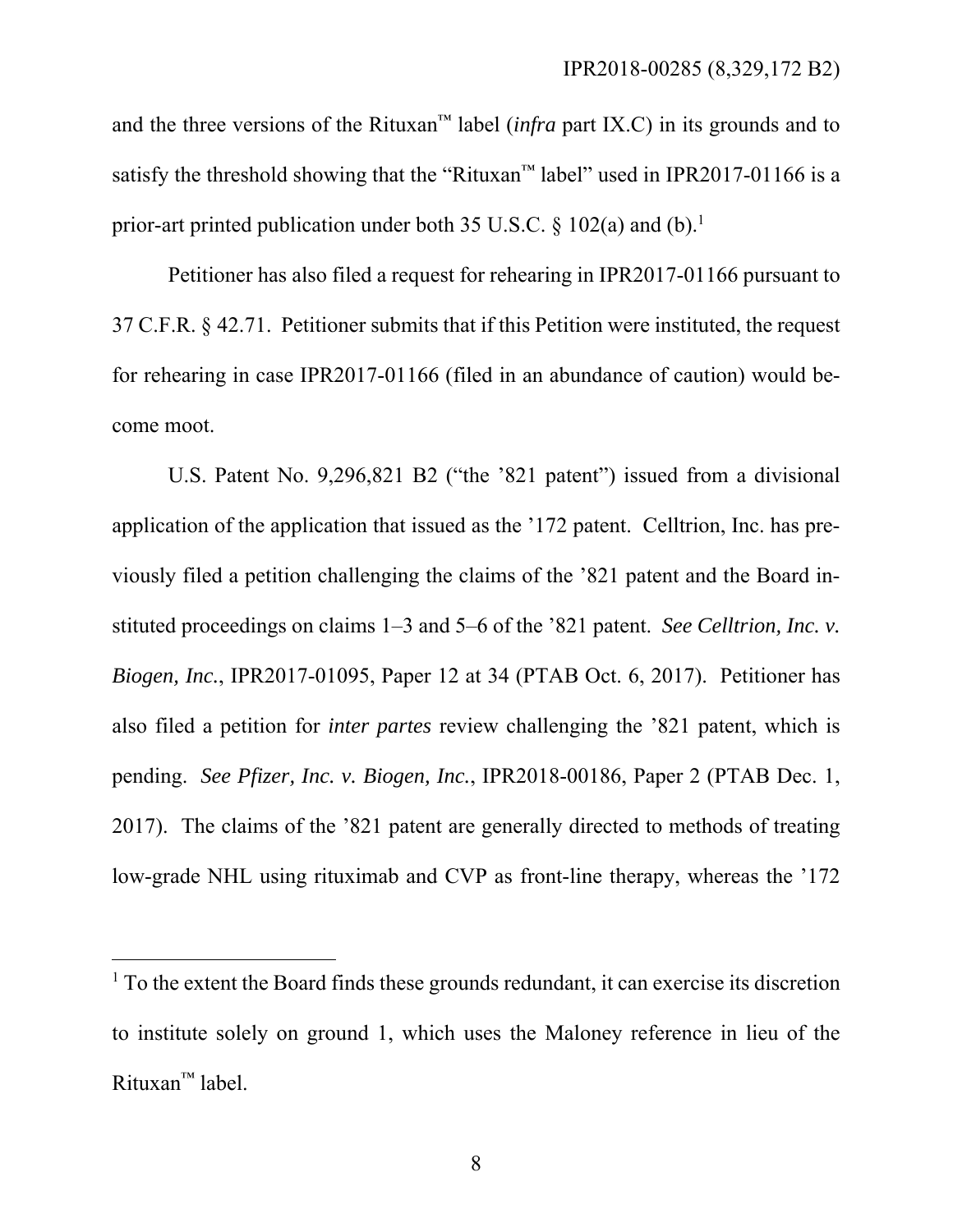and the three versions of the Rituxan™ label (*infra* part IX.C) in its grounds and to satisfy the threshold showing that the "Rituxan™ label" used in IPR2017-01166 is a prior-art printed publication under both 35 U.S.C. § 102(a) and (b).[1]

Petitioner has also filed a request for rehearing in IPR2017-01166 pursuant to 37 C.F.R. § 42.71. Petitioner submits that if this Petition were instituted, the request for rehearing in case IPR2017-01166 (filed in an abundance of caution) would become moot.

U.S. Patent No. 9,296,821 B2 ("the '821 patent") issued from a divisional application of the application that issued as the '172 patent. Celltrion, Inc. has previously filed a petition challenging the claims of the '821 patent and the Board instituted proceedings on claims 1–3 and 5–6 of the '821 patent. *See Celltrion, Inc. v. Biogen, Inc.*, IPR2017-01095, Paper 12 at 34 (PTAB Oct. 6, 2017). Petitioner has also filed a petition for *inter partes* review challenging the '821 patent, which is pending. *See Pfizer, Inc. v. Biogen, Inc.*, IPR2018-00186, Paper 2 (PTAB Dec. 1, 2017). The claims of the '821 patent are generally directed to methods of treating low-grade NHL using rituximab and CVP as front-line therapy, whereas the '172

---

[1] To the extent the Board finds these grounds redundant, it can exercise its discretion to institute solely on ground 1, which uses the Maloney reference in lieu of the Rituxan™ label.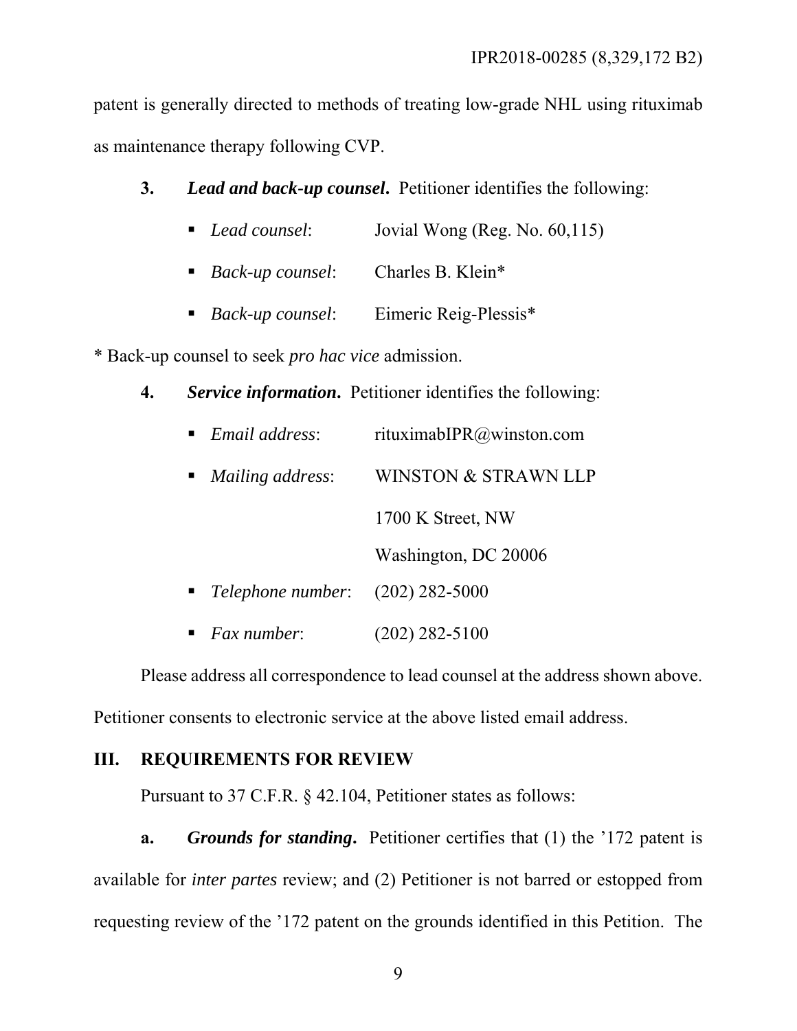patent is generally directed to methods of treating low-grade NHL using rituximab as maintenance therapy following CVP.

**3.** ***Lead and back-up counsel*.** Petitioner identifies the following:

- *Lead counsel*: Jovial Wong (Reg. No. 60,115)
- *Back-up counsel*: Charles B. Klein*
- *Back-up counsel*: Eimeric Reig-Plessis*

* Back-up counsel to seek *pro hac vice* admission.

**4.** ***Service information*.** Petitioner identifies the following:

- *Email address*: rituximabIPR@winston.com
- *Mailing address*: WINSTON & STRAWN LLP
  1700 K Street, NW
  Washington, DC 20006
- *Telephone number*: (202) 282-5000
- *Fax number*: (202) 282-5100

Please address all correspondence to lead counsel at the address shown above. Petitioner consents to electronic service at the above listed email address.

## III. REQUIREMENTS FOR REVIEW

Pursuant to 37 C.F.R. § 42.104, Petitioner states as follows:

**a.** ***Grounds for standing*.** Petitioner certifies that (1) the '172 patent is available for *inter partes* review; and (2) Petitioner is not barred or estopped from requesting review of the '172 patent on the grounds identified in this Petition. The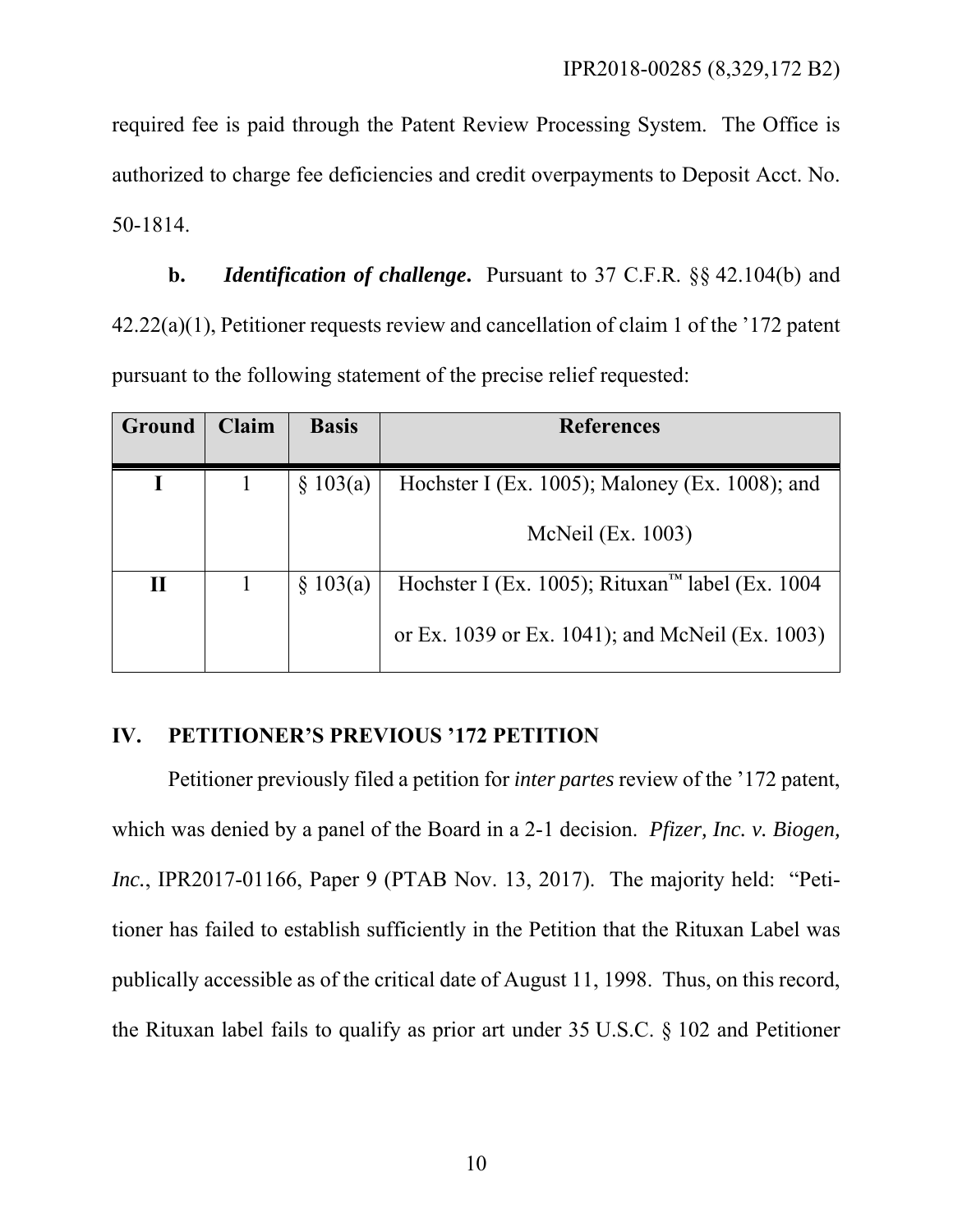required fee is paid through the Patent Review Processing System. The Office is authorized to charge fee deficiencies and credit overpayments to Deposit Acct. No. 50-1814.

**b.** ***Identification of challenge.*** Pursuant to 37 C.F.R. §§ 42.104(b) and 42.22(a)(1), Petitioner requests review and cancellation of claim 1 of the '172 patent pursuant to the following statement of the precise relief requested:

| Ground | Claim | Basis | References |
|---|---|---|---|
| **I** | 1 | § 103(a) | Hochster I (Ex. 1005); Maloney (Ex. 1008); and McNeil (Ex. 1003) |
| **II** | 1 | § 103(a) | Hochster I (Ex. 1005); Rituxan™ label (Ex. 1004 or Ex. 1039 or Ex. 1041); and McNeil (Ex. 1003) |

## IV. PETITIONER'S PREVIOUS '172 PETITION

Petitioner previously filed a petition for *inter partes* review of the '172 patent, which was denied by a panel of the Board in a 2-1 decision. *Pfizer, Inc. v. Biogen, Inc.*, IPR2017-01166, Paper 9 (PTAB Nov. 13, 2017). The majority held: "Petitioner has failed to establish sufficiently in the Petition that the Rituxan Label was publically accessible as of the critical date of August 11, 1998. Thus, on this record, the Rituxan label fails to qualify as prior art under 35 U.S.C. § 102 and Petitioner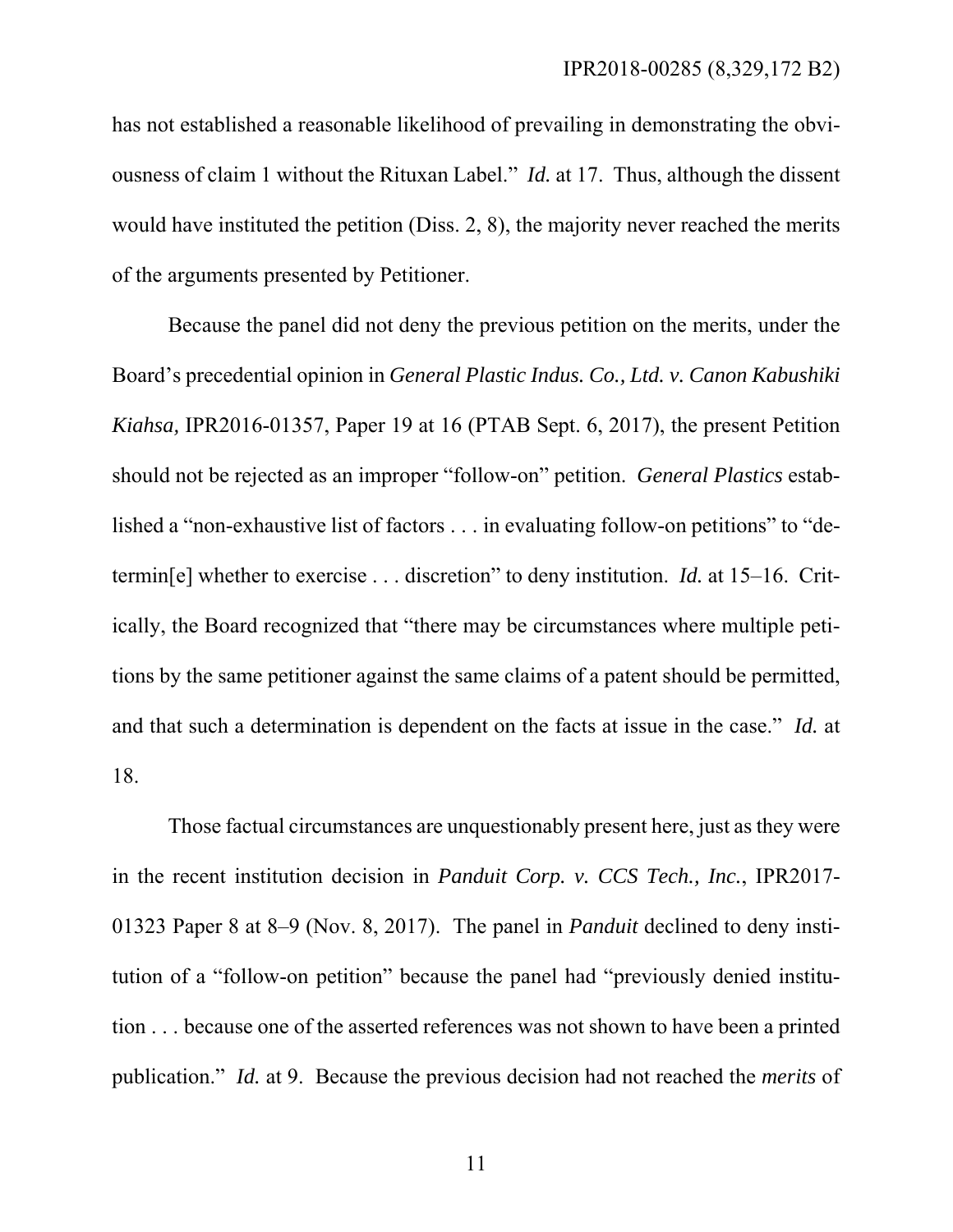has not established a reasonable likelihood of prevailing in demonstrating the obviousness of claim 1 without the Rituxan Label." *Id.* at 17. Thus, although the dissent would have instituted the petition (Diss. 2, 8), the majority never reached the merits of the arguments presented by Petitioner.

Because the panel did not deny the previous petition on the merits, under the Board's precedential opinion in *General Plastic Indus. Co., Ltd. v. Canon Kabushiki Kiahsa,* IPR2016-01357, Paper 19 at 16 (PTAB Sept. 6, 2017), the present Petition should not be rejected as an improper "follow-on" petition. *General Plastics* established a "non-exhaustive list of factors . . . in evaluating follow-on petitions" to "determin[e] whether to exercise . . . discretion" to deny institution. *Id.* at 15–16. Critically, the Board recognized that "there may be circumstances where multiple petitions by the same petitioner against the same claims of a patent should be permitted, and that such a determination is dependent on the facts at issue in the case." *Id.* at 18.

Those factual circumstances are unquestionably present here, just as they were in the recent institution decision in *Panduit Corp. v. CCS Tech., Inc.*, IPR2017-01323 Paper 8 at 8–9 (Nov. 8, 2017). The panel in *Panduit* declined to deny institution of a "follow-on petition" because the panel had "previously denied institution . . . because one of the asserted references was not shown to have been a printed publication." *Id.* at 9. Because the previous decision had not reached the *merits* of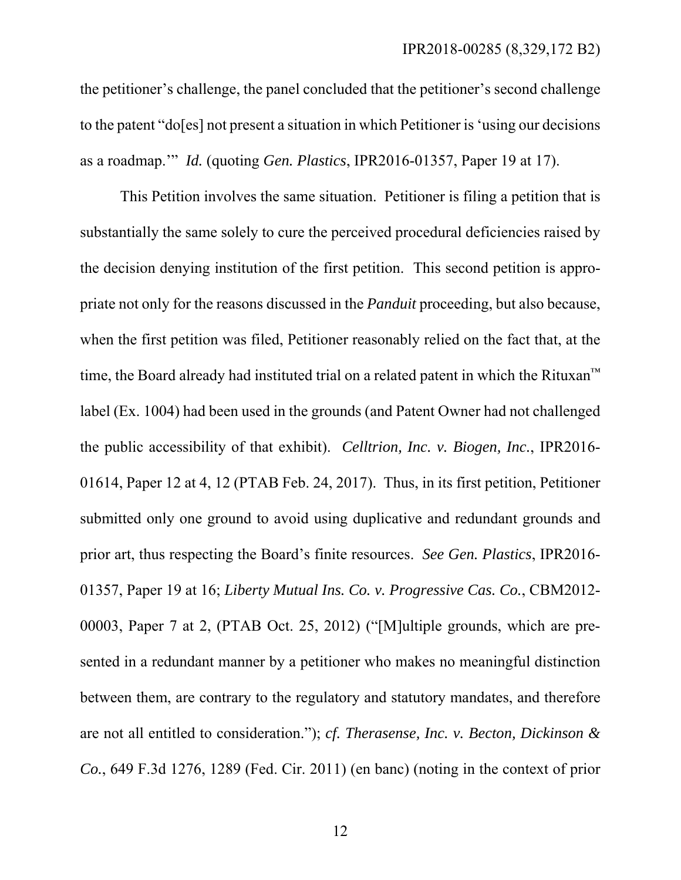the petitioner's challenge, the panel concluded that the petitioner's second challenge to the patent "do[es] not present a situation in which Petitioner is 'using our decisions as a roadmap.'" *Id.* (quoting *Gen. Plastics*, IPR2016-01357, Paper 19 at 17).

This Petition involves the same situation. Petitioner is filing a petition that is substantially the same solely to cure the perceived procedural deficiencies raised by the decision denying institution of the first petition. This second petition is appropriate not only for the reasons discussed in the *Panduit* proceeding, but also because, when the first petition was filed, Petitioner reasonably relied on the fact that, at the time, the Board already had instituted trial on a related patent in which the Rituxan™ label (Ex. 1004) had been used in the grounds (and Patent Owner had not challenged the public accessibility of that exhibit). *Celltrion, Inc. v. Biogen, Inc.*, IPR2016-01614, Paper 12 at 4, 12 (PTAB Feb. 24, 2017). Thus, in its first petition, Petitioner submitted only one ground to avoid using duplicative and redundant grounds and prior art, thus respecting the Board's finite resources. *See Gen. Plastics*, IPR2016-01357, Paper 19 at 16; *Liberty Mutual Ins. Co. v. Progressive Cas. Co.*, CBM2012-00003, Paper 7 at 2, (PTAB Oct. 25, 2012) ("[M]ultiple grounds, which are presented in a redundant manner by a petitioner who makes no meaningful distinction between them, are contrary to the regulatory and statutory mandates, and therefore are not all entitled to consideration."); *cf. Therasense, Inc. v. Becton, Dickinson & Co.*, 649 F.3d 1276, 1289 (Fed. Cir. 2011) (en banc) (noting in the context of prior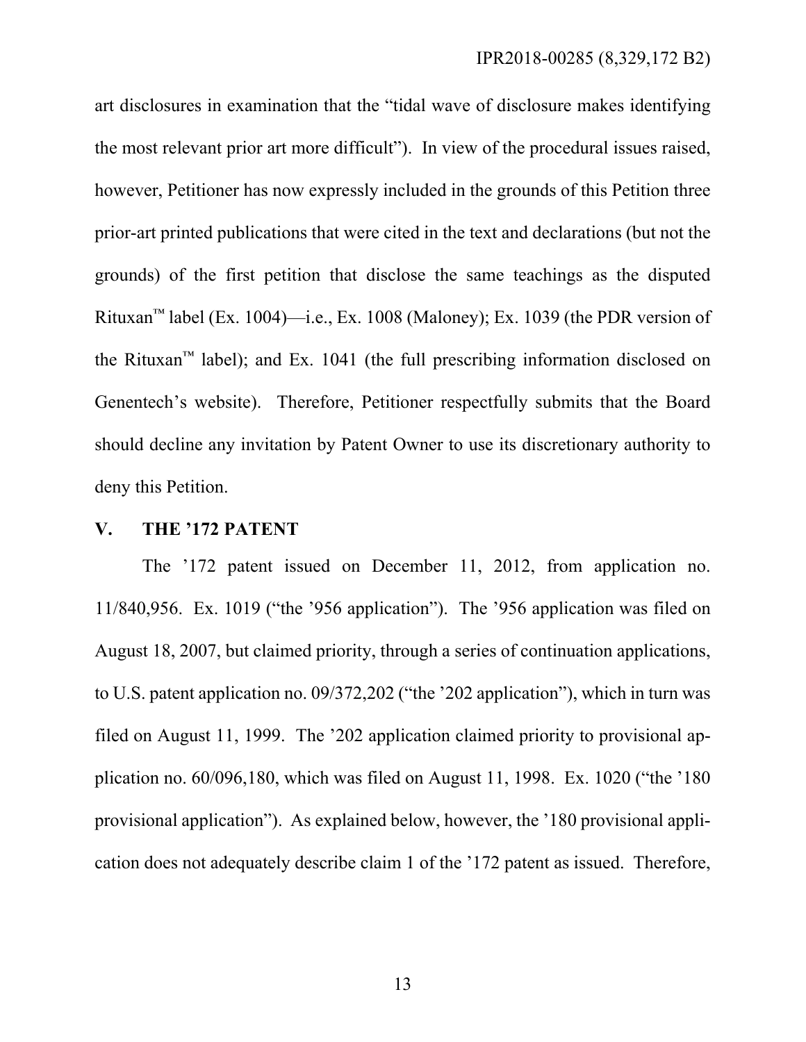art disclosures in examination that the "tidal wave of disclosure makes identifying the most relevant prior art more difficult"). In view of the procedural issues raised, however, Petitioner has now expressly included in the grounds of this Petition three prior-art printed publications that were cited in the text and declarations (but not the grounds) of the first petition that disclose the same teachings as the disputed Rituxan™ label (Ex. 1004)—i.e., Ex. 1008 (Maloney); Ex. 1039 (the PDR version of the Rituxan™ label); and Ex. 1041 (the full prescribing information disclosed on Genentech's website). Therefore, Petitioner respectfully submits that the Board should decline any invitation by Patent Owner to use its discretionary authority to deny this Petition.

## V. THE '172 PATENT

The '172 patent issued on December 11, 2012, from application no. 11/840,956. Ex. 1019 ("the '956 application"). The '956 application was filed on August 18, 2007, but claimed priority, through a series of continuation applications, to U.S. patent application no. 09/372,202 ("the '202 application"), which in turn was filed on August 11, 1999. The '202 application claimed priority to provisional application no. 60/096,180, which was filed on August 11, 1998. Ex. 1020 ("the '180 provisional application"). As explained below, however, the '180 provisional application does not adequately describe claim 1 of the '172 patent as issued. Therefore,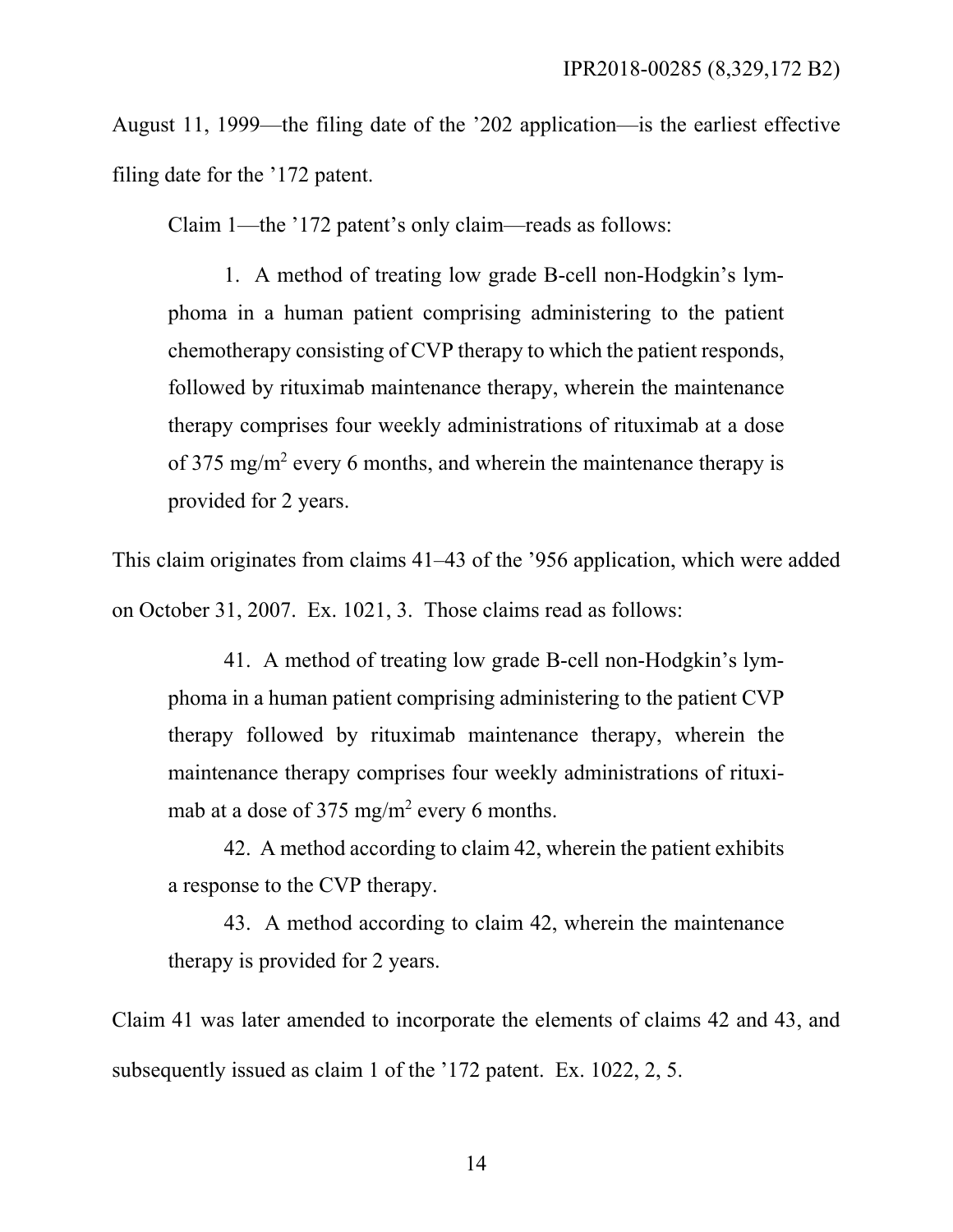August 11, 1999—the filing date of the ’202 application—is the earliest effective filing date for the ’172 patent.

Claim 1—the ’172 patent’s only claim—reads as follows:

> 1. A method of treating low grade B-cell non-Hodgkin’s lymphoma in a human patient comprising administering to the patient chemotherapy consisting of CVP therapy to which the patient responds, followed by rituximab maintenance therapy, wherein the maintenance therapy comprises four weekly administrations of rituximab at a dose of 375 $mg/m^2$ every 6 months, and wherein the maintenance therapy is provided for 2 years.

This claim originates from claims 41–43 of the ’956 application, which were added on October 31, 2007. Ex. 1021, 3. Those claims read as follows:

> 41. A method of treating low grade B-cell non-Hodgkin’s lymphoma in a human patient comprising administering to the patient CVP therapy followed by rituximab maintenance therapy, wherein the maintenance therapy comprises four weekly administrations of rituximab at a dose of 375 $mg/m^2$ every 6 months.
>
> 42. A method according to claim 42, wherein the patient exhibits a response to the CVP therapy.
>
> 43. A method according to claim 42, wherein the maintenance therapy is provided for 2 years.

Claim 41 was later amended to incorporate the elements of claims 42 and 43, and subsequently issued as claim 1 of the ’172 patent. Ex. 1022, 2, 5.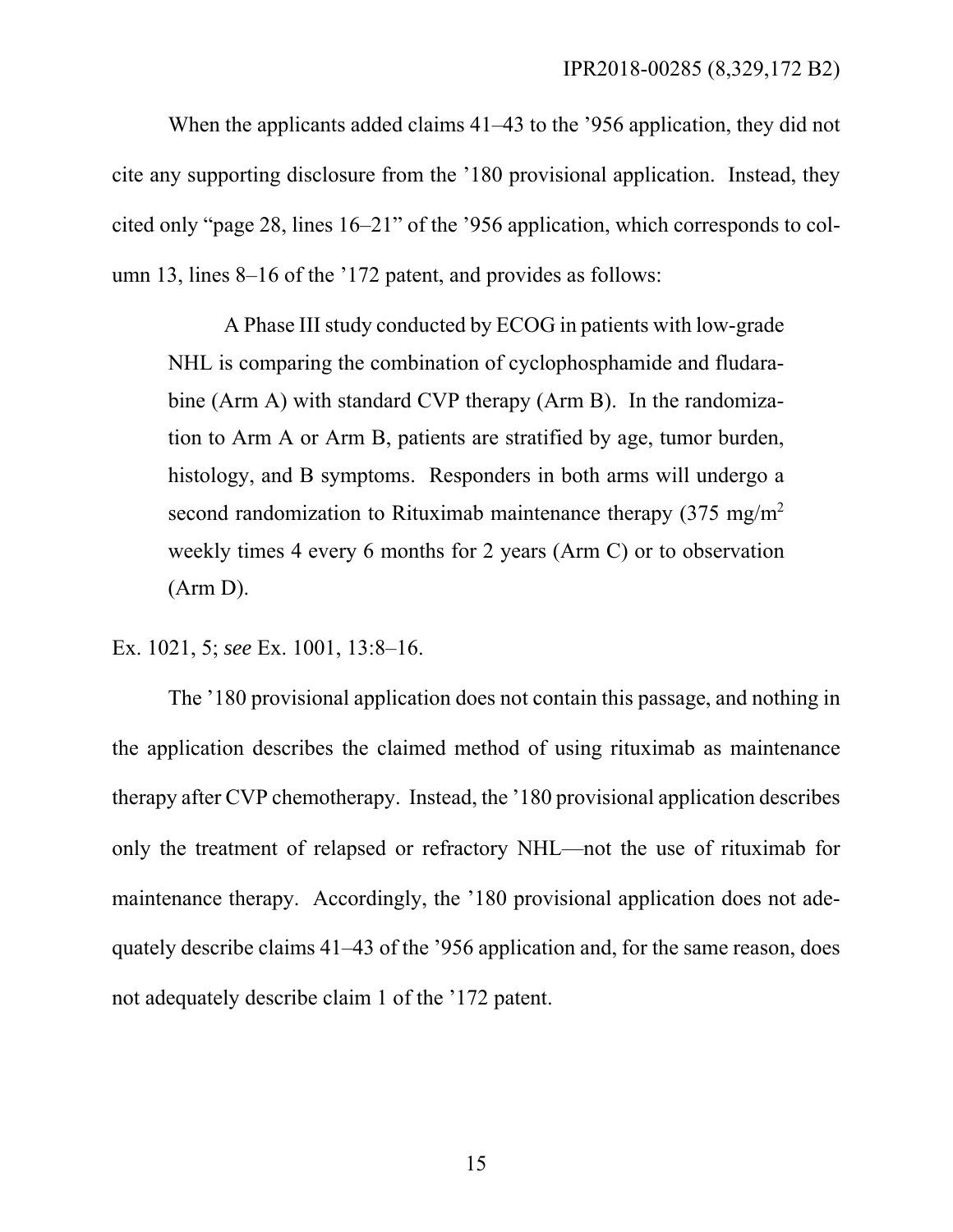When the applicants added claims 41–43 to the '956 application, they did not cite any supporting disclosure from the '180 provisional application. Instead, they cited only "page 28, lines 16–21" of the '956 application, which corresponds to column 13, lines 8–16 of the '172 patent, and provides as follows:

> A Phase III study conducted by ECOG in patients with low-grade NHL is comparing the combination of cyclophosphamide and fludarabine (Arm A) with standard CVP therapy (Arm B). In the randomization to Arm A or Arm B, patients are stratified by age, tumor burden, histology, and B symptoms. Responders in both arms will undergo a second randomization to Rituximab maintenance therapy (375 mg/m$^2$ weekly times 4 every 6 months for 2 years (Arm C) or to observation (Arm D).

Ex. 1021, 5; *see* Ex. 1001, 13:8–16.

The '180 provisional application does not contain this passage, and nothing in the application describes the claimed method of using rituximab as maintenance therapy after CVP chemotherapy. Instead, the '180 provisional application describes only the treatment of relapsed or refractory NHL—not the use of rituximab for maintenance therapy. Accordingly, the '180 provisional application does not adequately describe claims 41–43 of the '956 application and, for the same reason, does not adequately describe claim 1 of the '172 patent.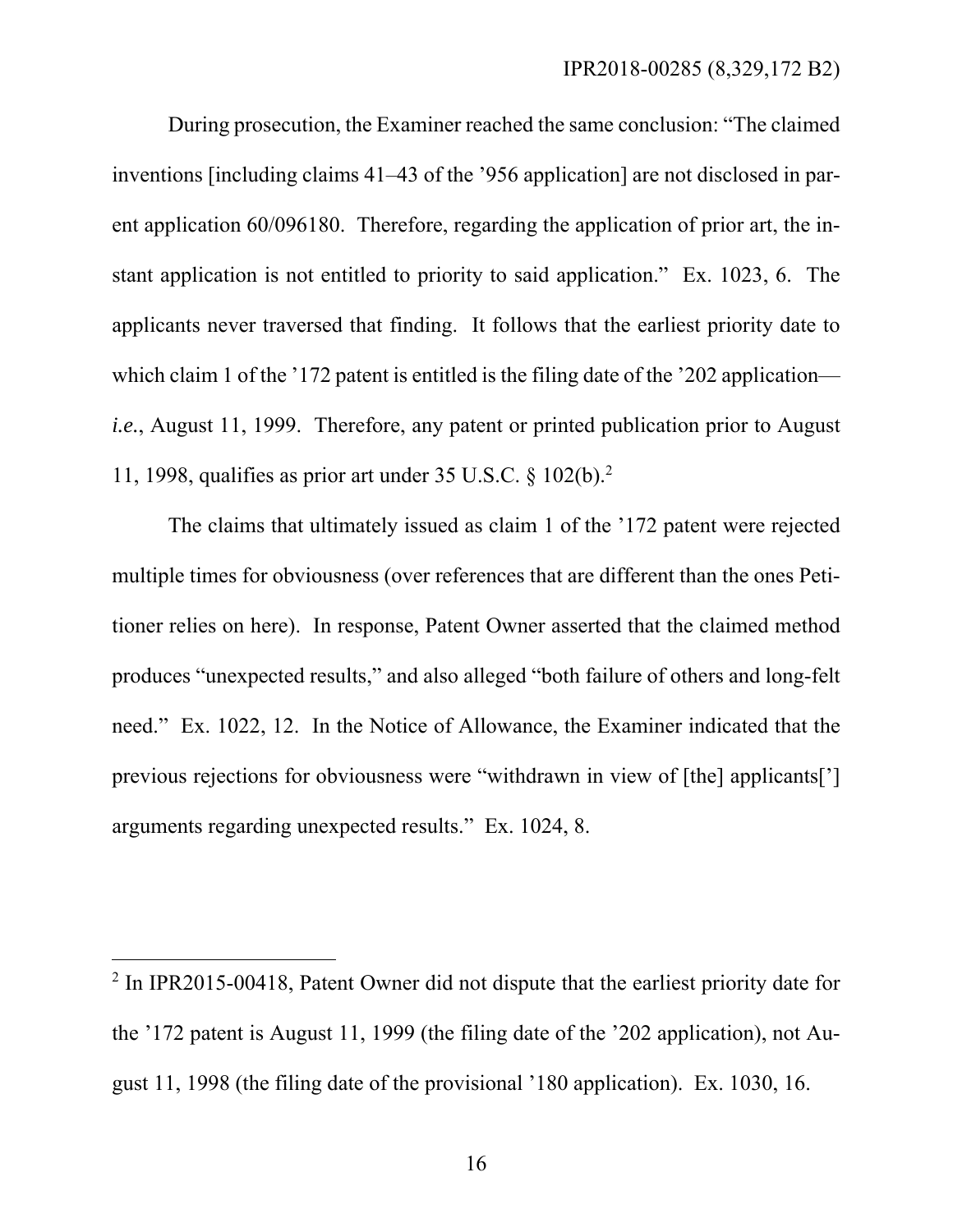During prosecution, the Examiner reached the same conclusion: "The claimed inventions [including claims 41–43 of the '956 application] are not disclosed in parent application 60/096180. Therefore, regarding the application of prior art, the instant application is not entitled to priority to said application." Ex. 1023, 6. The applicants never traversed that finding. It follows that the earliest priority date to which claim 1 of the '172 patent is entitled is the filing date of the '202 application—*i.e.*, August 11, 1999. Therefore, any patent or printed publication prior to August 11, 1998, qualifies as prior art under 35 U.S.C. § 102(b).[2]

The claims that ultimately issued as claim 1 of the '172 patent were rejected multiple times for obviousness (over references that are different than the ones Petitioner relies on here). In response, Patent Owner asserted that the claimed method produces "unexpected results," and also alleged "both failure of others and long-felt need." Ex. 1022, 12. In the Notice of Allowance, the Examiner indicated that the previous rejections for obviousness were "withdrawn in view of [the] applicants['] arguments regarding unexpected results." Ex. 1024, 8.

[2] In IPR2015-00418, Patent Owner did not dispute that the earliest priority date for the '172 patent is August 11, 1999 (the filing date of the '202 application), not August 11, 1998 (the filing date of the provisional '180 application). Ex. 1030, 16.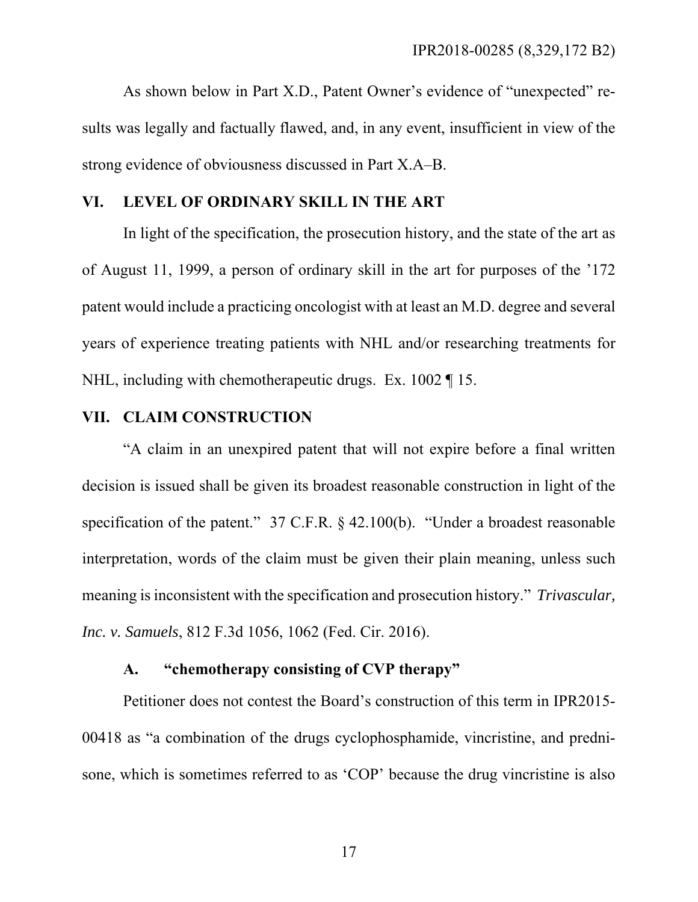As shown below in Part X.D., Patent Owner's evidence of "unexpected" results was legally and factually flawed, and, in any event, insufficient in view of the strong evidence of obviousness discussed in Part X.A–B.

## VI. LEVEL OF ORDINARY SKILL IN THE ART

In light of the specification, the prosecution history, and the state of the art as of August 11, 1999, a person of ordinary skill in the art for purposes of the '172 patent would include a practicing oncologist with at least an M.D. degree and several years of experience treating patients with NHL and/or researching treatments for NHL, including with chemotherapeutic drugs. Ex. 1002 ¶ 15.

## VII. CLAIM CONSTRUCTION

"A claim in an unexpired patent that will not expire before a final written decision is issued shall be given its broadest reasonable construction in light of the specification of the patent." 37 C.F.R. § 42.100(b). "Under a broadest reasonable interpretation, words of the claim must be given their plain meaning, unless such meaning is inconsistent with the specification and prosecution history." *Trivascular, Inc. v. Samuels*, 812 F.3d 1056, 1062 (Fed. Cir. 2016).

### A. "chemotherapy consisting of CVP therapy"

Petitioner does not contest the Board's construction of this term in IPR2015-00418 as "a combination of the drugs cyclophosphamide, vincristine, and prednisone, which is sometimes referred to as 'COP' because the drug vincristine is also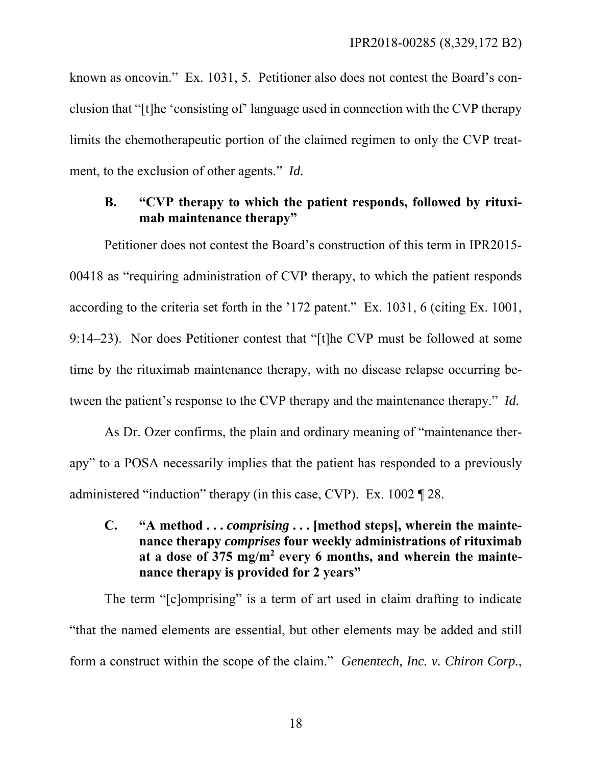known as oncovin." Ex. 1031, 5. Petitioner also does not contest the Board's conclusion that "[t]he 'consisting of' language used in connection with the CVP therapy limits the chemotherapeutic portion of the claimed regimen to only the CVP treatment, to the exclusion of other agents." *Id.*

### B. "CVP therapy to which the patient responds, followed by rituximab maintenance therapy"

Petitioner does not contest the Board's construction of this term in IPR2015-00418 as "requiring administration of CVP therapy, to which the patient responds according to the criteria set forth in the '172 patent." Ex. 1031, 6 (citing Ex. 1001, 9:14–23). Nor does Petitioner contest that "[t]he CVP must be followed at some time by the rituximab maintenance therapy, with no disease relapse occurring between the patient's response to the CVP therapy and the maintenance therapy." *Id.*

As Dr. Ozer confirms, the plain and ordinary meaning of "maintenance therapy" to a POSA necessarily implies that the patient has responded to a previously administered "induction" therapy (in this case, CVP). Ex. 1002 ¶ 28.

### C. "A method . . . *comprising* . . . [method steps], wherein the maintenance therapy *comprises* four weekly administrations of rituximab at a dose of 375 mg/m$^2$ every 6 months, and wherein the maintenance therapy is provided for 2 years"

The term "[c]omprising" is a term of art used in claim drafting to indicate "that the named elements are essential, but other elements may be added and still form a construct within the scope of the claim." *Genentech, Inc. v. Chiron Corp.*,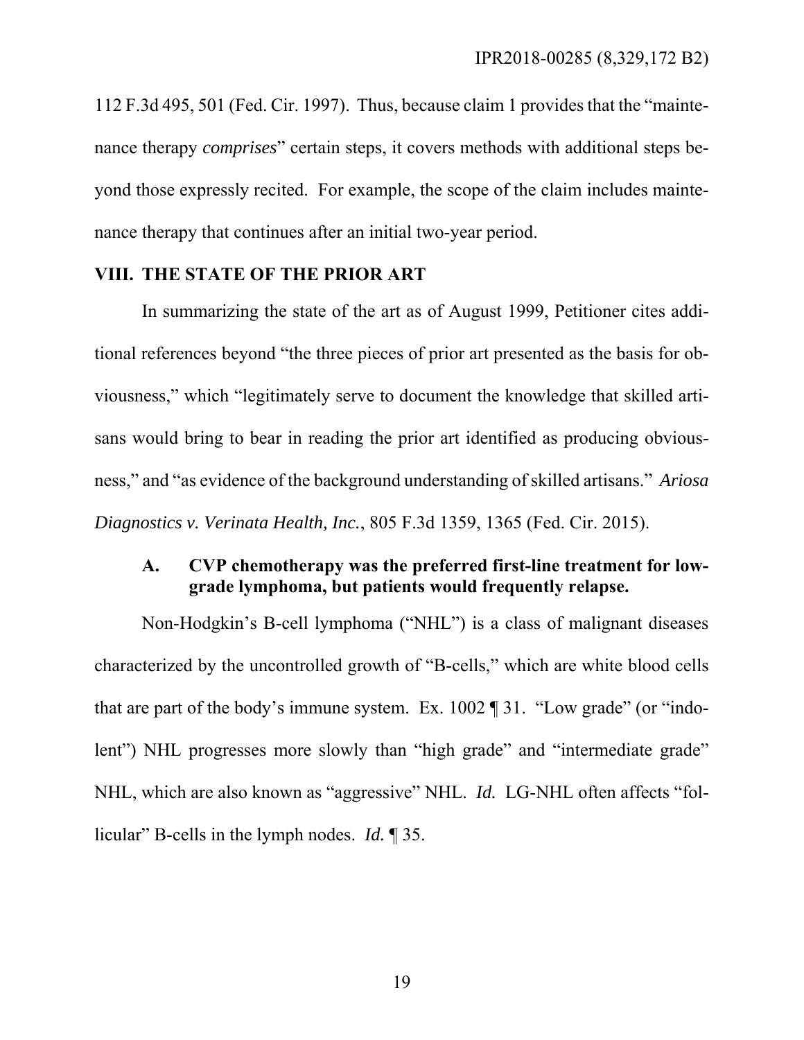112 F.3d 495, 501 (Fed. Cir. 1997). Thus, because claim 1 provides that the "maintenance therapy *comprises*" certain steps, it covers methods with additional steps beyond those expressly recited. For example, the scope of the claim includes maintenance therapy that continues after an initial two-year period.

## VIII. THE STATE OF THE PRIOR ART

In summarizing the state of the art as of August 1999, Petitioner cites additional references beyond "the three pieces of prior art presented as the basis for obviousness," which "legitimately serve to document the knowledge that skilled artisans would bring to bear in reading the prior art identified as producing obviousness," and "as evidence of the background understanding of skilled artisans." *Ariosa Diagnostics v. Verinata Health, Inc.*, 805 F.3d 1359, 1365 (Fed. Cir. 2015).

### A. CVP chemotherapy was the preferred first-line treatment for low-grade lymphoma, but patients would frequently relapse.

Non-Hodgkin's B-cell lymphoma ("NHL") is a class of malignant diseases characterized by the uncontrolled growth of "B-cells," which are white blood cells that are part of the body's immune system. Ex. 1002 ¶ 31. "Low grade" (or "indolent") NHL progresses more slowly than "high grade" and "intermediate grade" NHL, which are also known as "aggressive" NHL. *Id.* LG-NHL often affects "follicular" B-cells in the lymph nodes. *Id.* ¶ 35.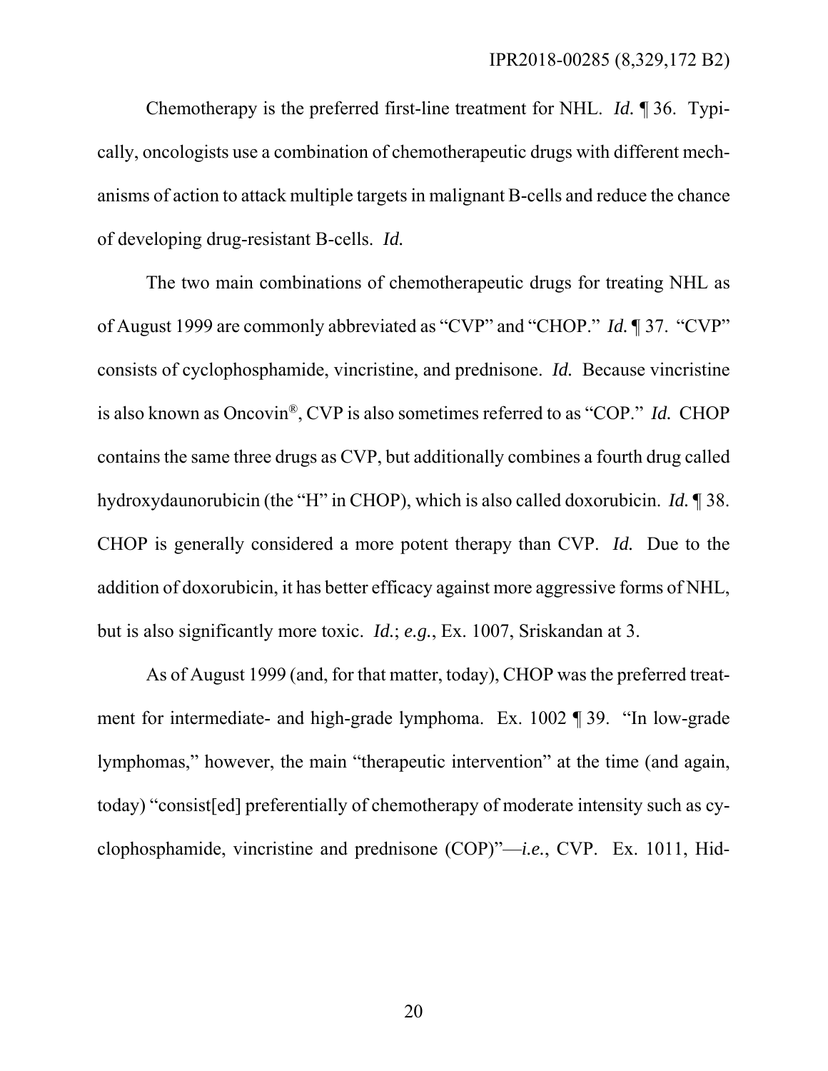Chemotherapy is the preferred first-line treatment for NHL. *Id.* ¶ 36. Typically, oncologists use a combination of chemotherapeutic drugs with different mechanisms of action to attack multiple targets in malignant B-cells and reduce the chance of developing drug-resistant B-cells. *Id.*

The two main combinations of chemotherapeutic drugs for treating NHL as of August 1999 are commonly abbreviated as "CVP" and "CHOP." *Id.* ¶ 37. "CVP" consists of cyclophosphamide, vincristine, and prednisone. *Id.* Because vincristine is also known as Oncovin®, CVP is also sometimes referred to as "COP." *Id.* CHOP contains the same three drugs as CVP, but additionally combines a fourth drug called hydroxydaunorubicin (the "H" in CHOP), which is also called doxorubicin. *Id.* ¶ 38. CHOP is generally considered a more potent therapy than CVP. *Id.* Due to the addition of doxorubicin, it has better efficacy against more aggressive forms of NHL, but is also significantly more toxic. *Id.*; *e.g.*, Ex. 1007, Sriskandan at 3.

As of August 1999 (and, for that matter, today), CHOP was the preferred treatment for intermediate- and high-grade lymphoma. Ex. 1002 ¶ 39. "In low-grade lymphomas," however, the main "therapeutic intervention" at the time (and again, today) "consist[ed] preferentially of chemotherapy of moderate intensity such as cyclophosphamide, vincristine and prednisone (COP)"—*i.e.*, CVP. Ex. 1011, Hid-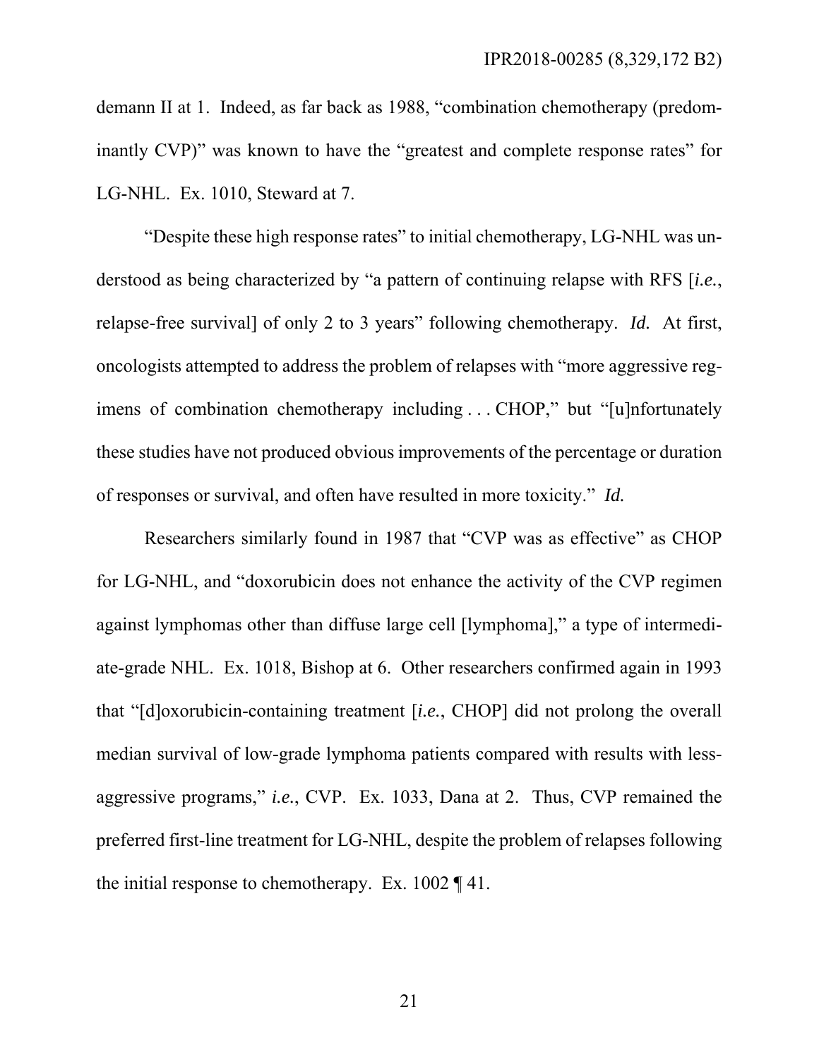demann II at 1. Indeed, as far back as 1988, "combination chemotherapy (predominantly CVP)" was known to have the "greatest and complete response rates" for LG-NHL. Ex. 1010, Steward at 7.

"Despite these high response rates" to initial chemotherapy, LG-NHL was understood as being characterized by "a pattern of continuing relapse with RFS [*i.e.*, relapse-free survival] of only 2 to 3 years" following chemotherapy. *Id.* At first, oncologists attempted to address the problem of relapses with "more aggressive regimens of combination chemotherapy including . . . CHOP," but "[u]nfortunately these studies have not produced obvious improvements of the percentage or duration of responses or survival, and often have resulted in more toxicity." *Id.*

Researchers similarly found in 1987 that "CVP was as effective" as CHOP for LG-NHL, and "doxorubicin does not enhance the activity of the CVP regimen against lymphomas other than diffuse large cell [lymphoma]," a type of intermediate-grade NHL. Ex. 1018, Bishop at 6. Other researchers confirmed again in 1993 that "[d]oxorubicin-containing treatment [*i.e.*, CHOP] did not prolong the overall median survival of low-grade lymphoma patients compared with results with less-aggressive programs," *i.e.*, CVP. Ex. 1033, Dana at 2. Thus, CVP remained the preferred first-line treatment for LG-NHL, despite the problem of relapses following the initial response to chemotherapy. Ex. 1002 ¶ 41.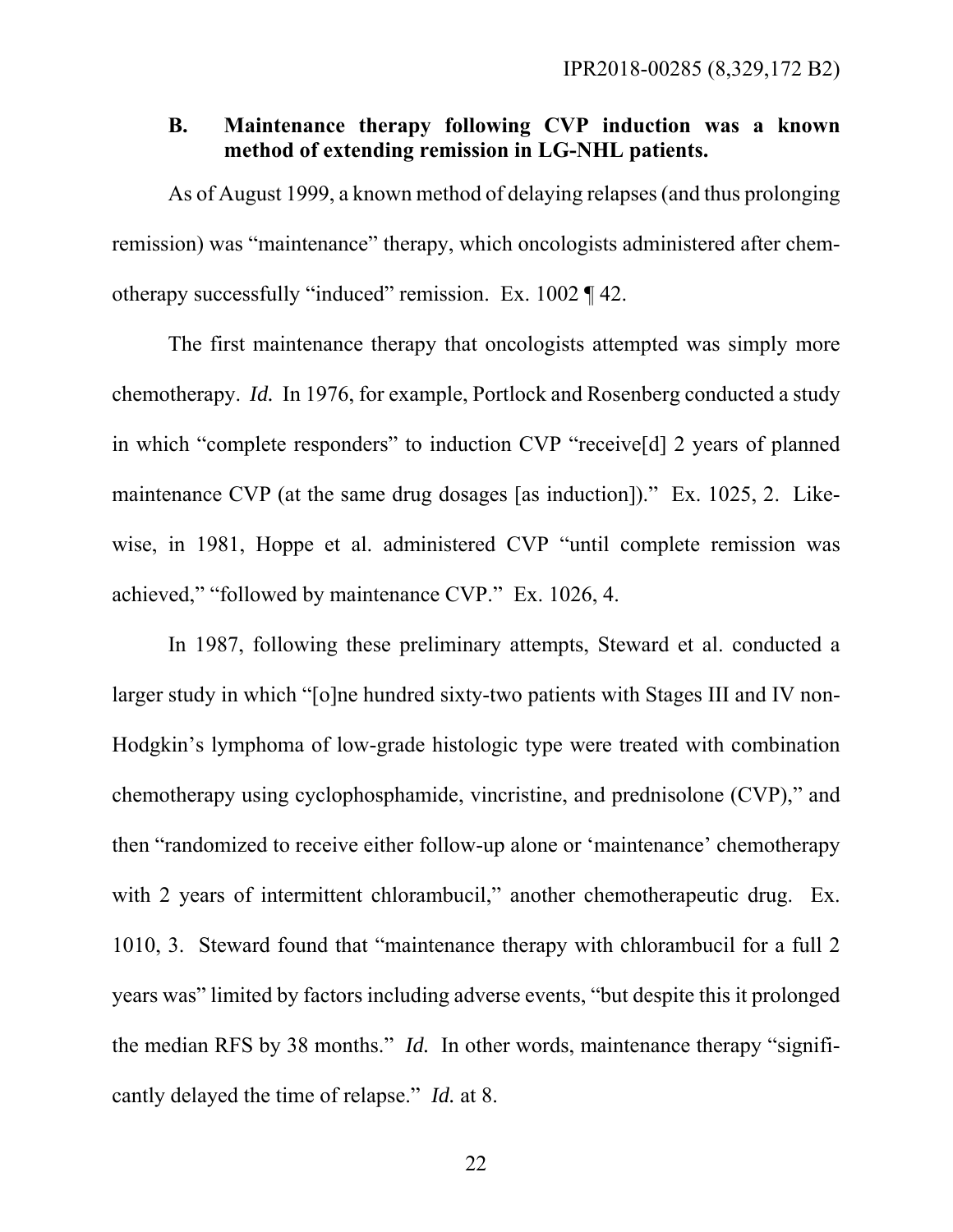### B. Maintenance therapy following CVP induction was a known method of extending remission in LG-NHL patients.

As of August 1999, a known method of delaying relapses (and thus prolonging remission) was "maintenance" therapy, which oncologists administered after chemotherapy successfully "induced" remission. Ex. 1002 ¶ 42.

The first maintenance therapy that oncologists attempted was simply more chemotherapy. *Id.* In 1976, for example, Portlock and Rosenberg conducted a study in which "complete responders" to induction CVP "receive[d] 2 years of planned maintenance CVP (at the same drug dosages [as induction])." Ex. 1025, 2. Likewise, in 1981, Hoppe et al. administered CVP "until complete remission was achieved," "followed by maintenance CVP." Ex. 1026, 4.

In 1987, following these preliminary attempts, Steward et al. conducted a larger study in which "[o]ne hundred sixty-two patients with Stages III and IV non-Hodgkin's lymphoma of low-grade histologic type were treated with combination chemotherapy using cyclophosphamide, vincristine, and prednisolone (CVP)," and then "randomized to receive either follow-up alone or 'maintenance' chemotherapy with 2 years of intermittent chlorambucil," another chemotherapeutic drug. Ex. 1010, 3. Steward found that "maintenance therapy with chlorambucil for a full 2 years was" limited by factors including adverse events, "but despite this it prolonged the median RFS by 38 months." *Id.* In other words, maintenance therapy "significantly delayed the time of relapse." *Id.* at 8.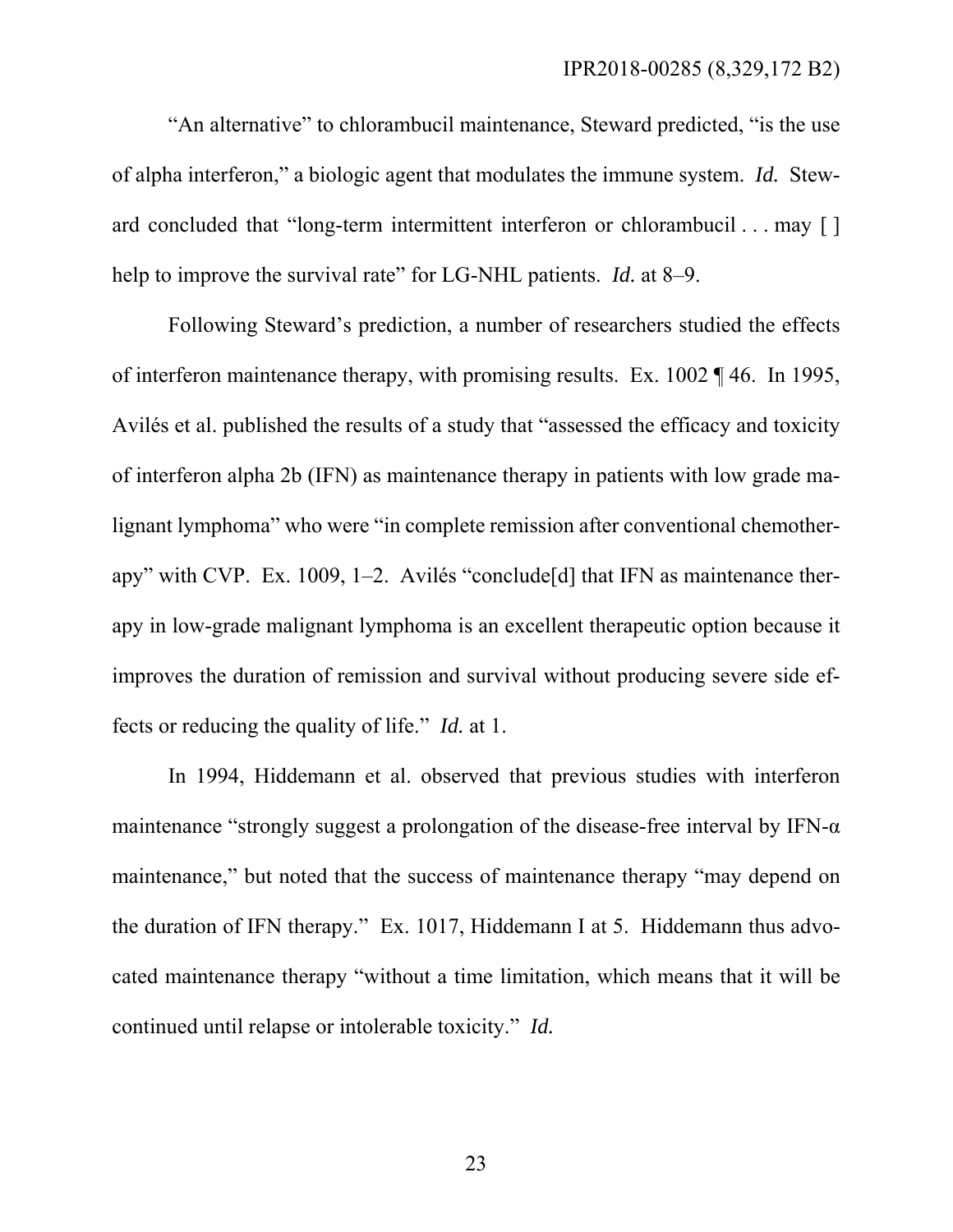"An alternative" to chlorambucil maintenance, Steward predicted, "is the use of alpha interferon," a biologic agent that modulates the immune system. *Id.* Steward concluded that "long-term intermittent interferon or chlorambucil . . . may [ ] help to improve the survival rate" for LG-NHL patients. *Id.* at 8–9.

Following Steward's prediction, a number of researchers studied the effects of interferon maintenance therapy, with promising results. Ex. 1002 ¶ 46. In 1995, Avilés et al. published the results of a study that "assessed the efficacy and toxicity of interferon alpha 2b (IFN) as maintenance therapy in patients with low grade malignant lymphoma" who were "in complete remission after conventional chemotherapy" with CVP. Ex. 1009, 1–2. Avilés "conclude[d] that IFN as maintenance therapy in low-grade malignant lymphoma is an excellent therapeutic option because it improves the duration of remission and survival without producing severe side effects or reducing the quality of life." *Id.* at 1.

In 1994, Hiddemann et al. observed that previous studies with interferon maintenance "strongly suggest a prolongation of the disease-free interval by IFN-α maintenance," but noted that the success of maintenance therapy "may depend on the duration of IFN therapy." Ex. 1017, Hiddemann I at 5. Hiddemann thus advocated maintenance therapy "without a time limitation, which means that it will be continued until relapse or intolerable toxicity." *Id.*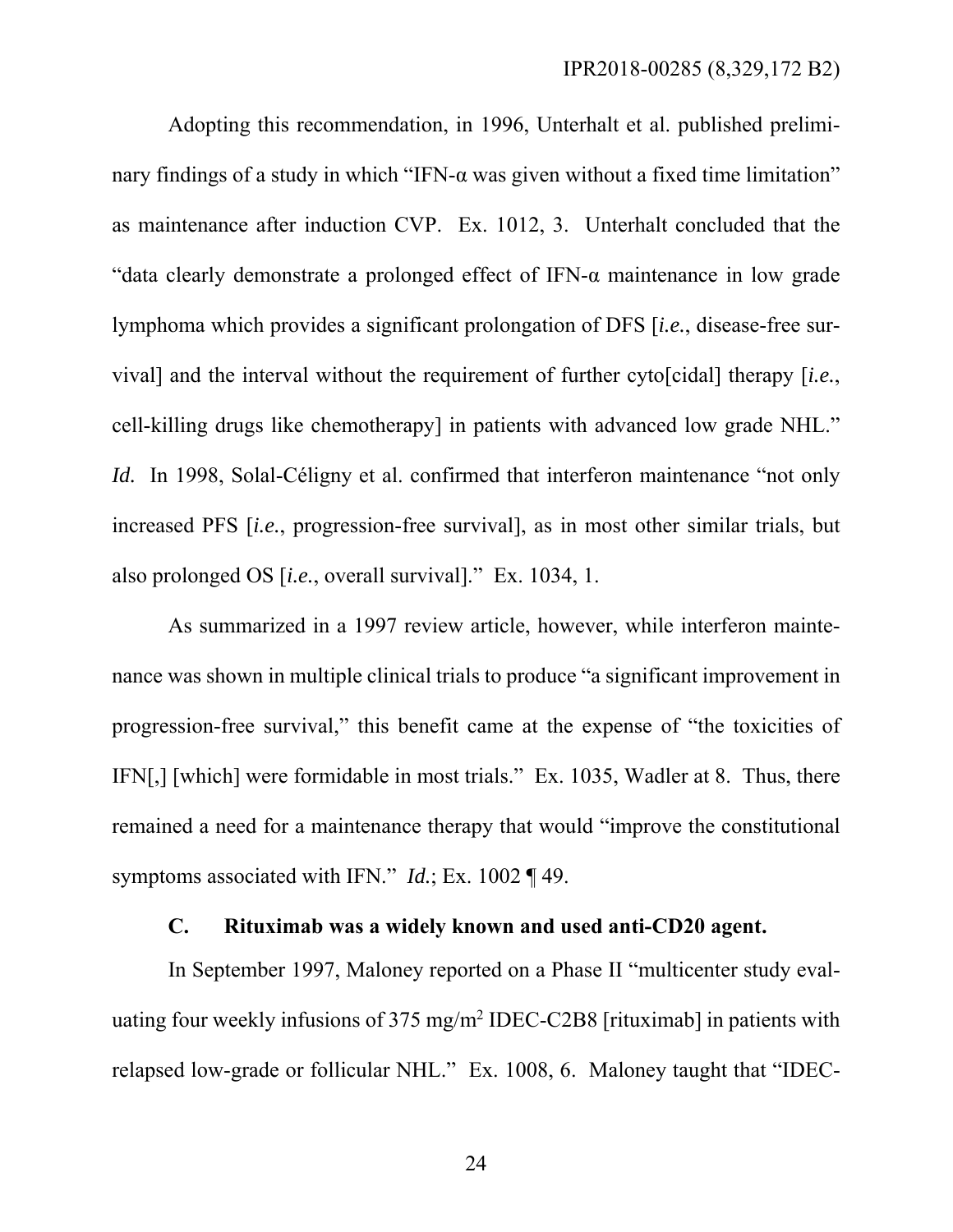Adopting this recommendation, in 1996, Unterhalt et al. published preliminary findings of a study in which "IFN-α was given without a fixed time limitation" as maintenance after induction CVP. Ex. 1012, 3. Unterhalt concluded that the "data clearly demonstrate a prolonged effect of IFN-α maintenance in low grade lymphoma which provides a significant prolongation of DFS [*i.e.*, disease-free survival] and the interval without the requirement of further cyto[cidal] therapy [*i.e.*, cell-killing drugs like chemotherapy] in patients with advanced low grade NHL." *Id.* In 1998, Solal-Céligny et al. confirmed that interferon maintenance "not only increased PFS [*i.e.*, progression-free survival], as in most other similar trials, but also prolonged OS [*i.e.*, overall survival]." Ex. 1034, 1.

As summarized in a 1997 review article, however, while interferon maintenance was shown in multiple clinical trials to produce "a significant improvement in progression-free survival," this benefit came at the expense of "the toxicities of IFN[,] [which] were formidable in most trials." Ex. 1035, Wadler at 8. Thus, there remained a need for a maintenance therapy that would "improve the constitutional symptoms associated with IFN." *Id.*; Ex. 1002 ¶ 49.

### C. Rituximab was a widely known and used anti-CD20 agent.

In September 1997, Maloney reported on a Phase II "multicenter study evaluating four weekly infusions of 375 $mg/m^2$ IDEC-C2B8 [rituximab] in patients with relapsed low-grade or follicular NHL." Ex. 1008, 6. Maloney taught that "IDEC-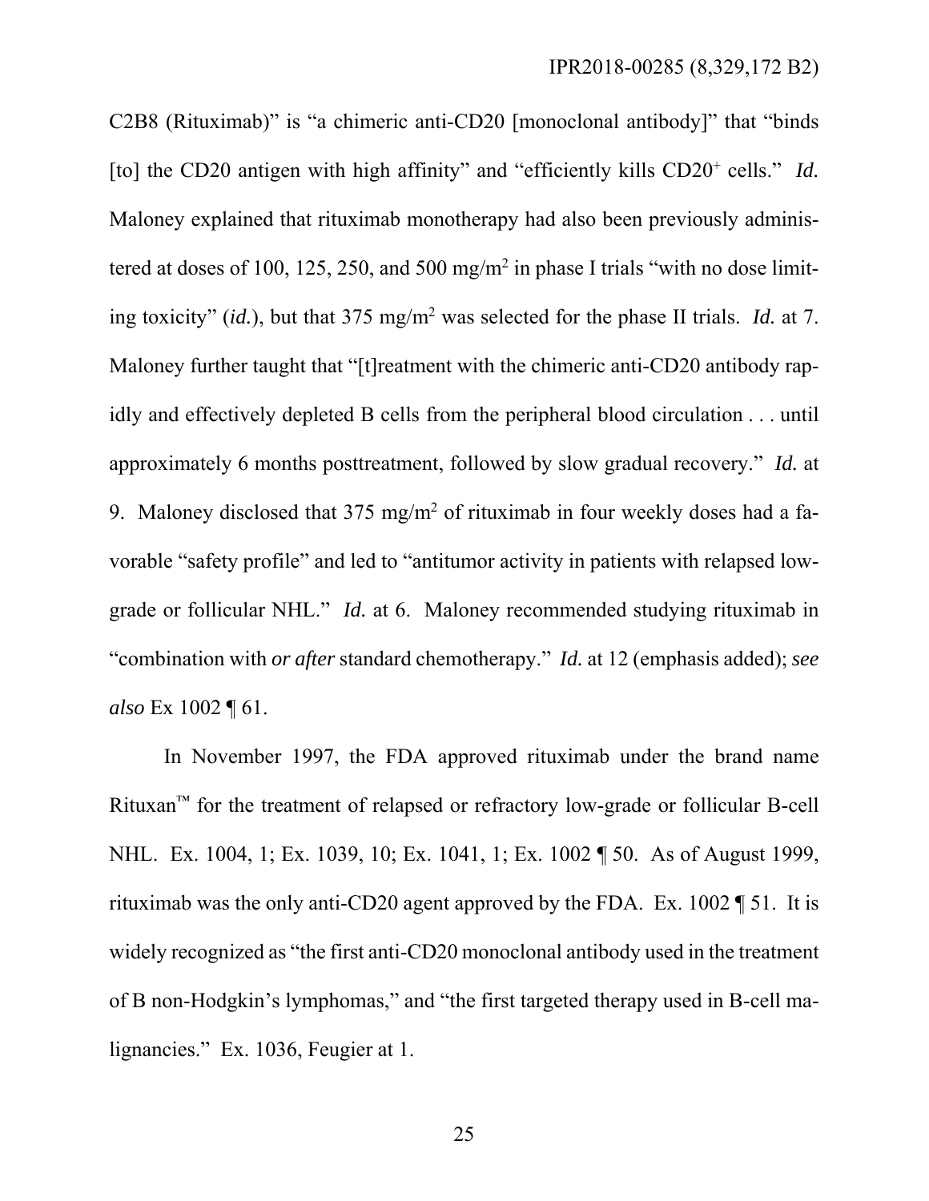C2B8 (Rituximab)" is "a chimeric anti-CD20 [monoclonal antibody]" that "binds [to] the CD20 antigen with high affinity" and "efficiently kills $CD20^+$ cells." *Id.* Maloney explained that rituximab monotherapy had also been previously administered at doses of 100, 125, 250, and 500 $mg/m^2$ in phase I trials "with no dose limiting toxicity" (*id.*), but that 375 $mg/m^2$ was selected for the phase II trials. *Id.* at 7. Maloney further taught that "[t]reatment with the chimeric anti-CD20 antibody rapidly and effectively depleted B cells from the peripheral blood circulation . . . until approximately 6 months posttreatment, followed by slow gradual recovery." *Id.* at 9. Maloney disclosed that 375 $mg/m^2$ of rituximab in four weekly doses had a favorable "safety profile" and led to "antitumor activity in patients with relapsed low-grade or follicular NHL." *Id.* at 6. Maloney recommended studying rituximab in "combination with *or after* standard chemotherapy." *Id.* at 12 (emphasis added); *see also* Ex 1002 ¶ 61.

In November 1997, the FDA approved rituximab under the brand name Rituxan™ for the treatment of relapsed or refractory low-grade or follicular B-cell NHL. Ex. 1004, 1; Ex. 1039, 10; Ex. 1041, 1; Ex. 1002 ¶ 50. As of August 1999, rituximab was the only anti-CD20 agent approved by the FDA. Ex. 1002 ¶ 51. It is widely recognized as "the first anti-CD20 monoclonal antibody used in the treatment of B non-Hodgkin's lymphomas," and "the first targeted therapy used in B-cell malignancies." Ex. 1036, Feugier at 1.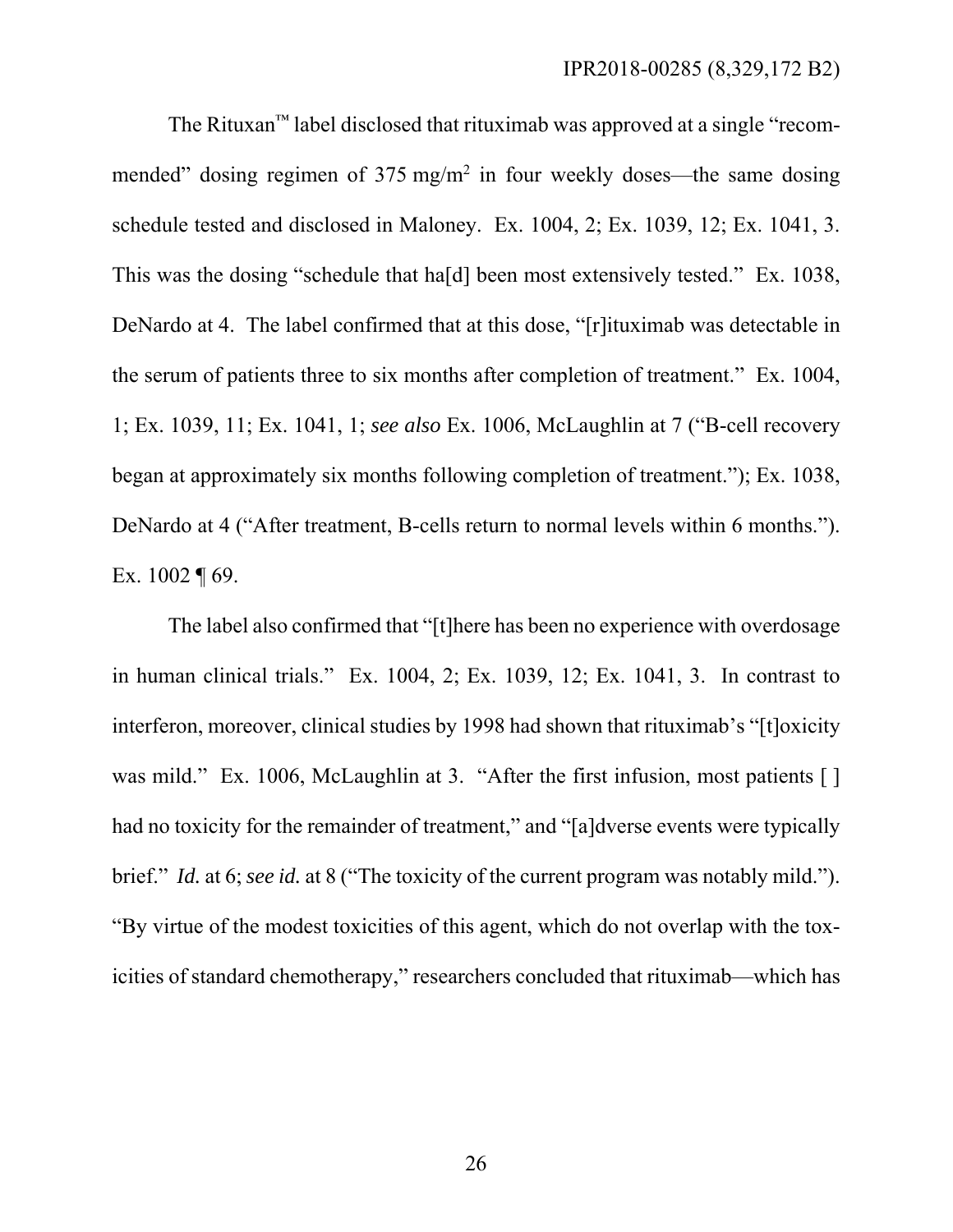The Rituxan™ label disclosed that rituximab was approved at a single "recommended" dosing regimen of 375 $mg/m^2$ in four weekly doses—the same dosing schedule tested and disclosed in Maloney. Ex. 1004, 2; Ex. 1039, 12; Ex. 1041, 3. This was the dosing "schedule that ha[d] been most extensively tested." Ex. 1038, DeNardo at 4. The label confirmed that at this dose, "[r]ituximab was detectable in the serum of patients three to six months after completion of treatment." Ex. 1004, 1; Ex. 1039, 11; Ex. 1041, 1; *see also* Ex. 1006, McLaughlin at 7 ("B-cell recovery began at approximately six months following completion of treatment."); Ex. 1038, DeNardo at 4 ("After treatment, B-cells return to normal levels within 6 months."). Ex. 1002 ¶ 69.

The label also confirmed that "[t]here has been no experience with overdosage in human clinical trials." Ex. 1004, 2; Ex. 1039, 12; Ex. 1041, 3. In contrast to interferon, moreover, clinical studies by 1998 had shown that rituximab's "[t]oxicity was mild." Ex. 1006, McLaughlin at 3. "After the first infusion, most patients [ ] had no toxicity for the remainder of treatment," and "[a]dverse events were typically brief." *Id.* at 6; *see id.* at 8 ("The toxicity of the current program was notably mild."). "By virtue of the modest toxicities of this agent, which do not overlap with the toxicities of standard chemotherapy," researchers concluded that rituximab—which has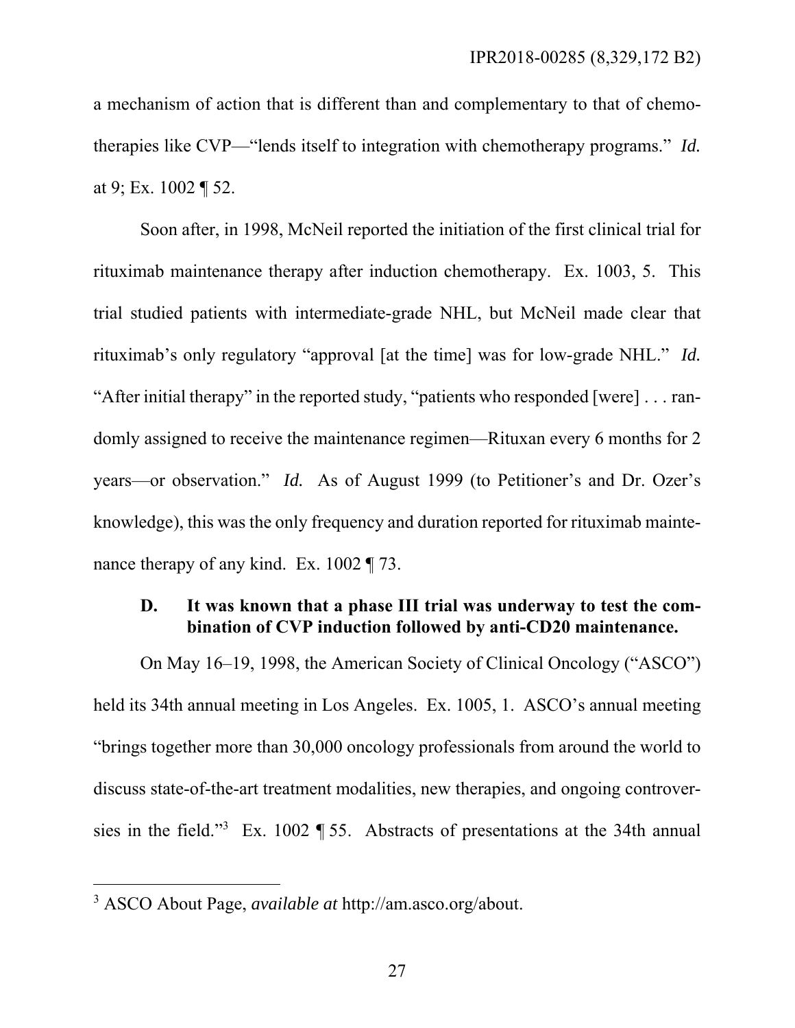a mechanism of action that is different than and complementary to that of chemotherapies like CVP—"lends itself to integration with chemotherapy programs." *Id.* at 9; Ex. 1002 ¶ 52.

Soon after, in 1998, McNeil reported the initiation of the first clinical trial for rituximab maintenance therapy after induction chemotherapy. Ex. 1003, 5. This trial studied patients with intermediate-grade NHL, but McNeil made clear that rituximab's only regulatory "approval [at the time] was for low-grade NHL." *Id.* "After initial therapy" in the reported study, "patients who responded [were] . . . randomly assigned to receive the maintenance regimen—Rituxan every 6 months for 2 years—or observation." *Id.* As of August 1999 (to Petitioner's and Dr. Ozer's knowledge), this was the only frequency and duration reported for rituximab maintenance therapy of any kind. Ex. 1002 ¶ 73.

### D. It was known that a phase III trial was underway to test the combination of CVP induction followed by anti-CD20 maintenance.

On May 16–19, 1998, the American Society of Clinical Oncology ("ASCO") held its 34th annual meeting in Los Angeles. Ex. 1005, 1. ASCO's annual meeting "brings together more than 30,000 oncology professionals from around the world to discuss state-of-the-art treatment modalities, new therapies, and ongoing controversies in the field."[3] Ex. 1002 ¶ 55. Abstracts of presentations at the 34th annual

[3] ASCO About Page, *available at* http://am.asco.org/about.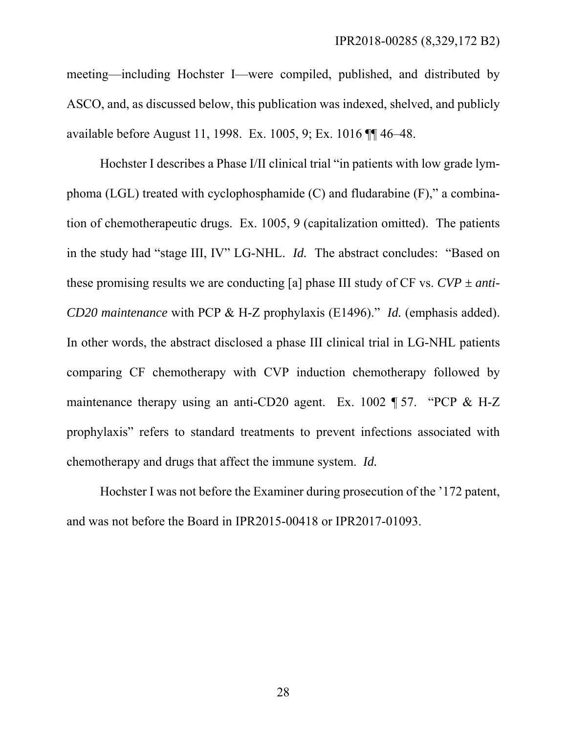meeting—including Hochster I—were compiled, published, and distributed by ASCO, and, as discussed below, this publication was indexed, shelved, and publicly available before August 11, 1998. Ex. 1005, 9; Ex. 1016 ¶¶ 46–48.

Hochster I describes a Phase I/II clinical trial "in patients with low grade lymphoma (LGL) treated with cyclophosphamide (C) and fludarabine (F)," a combination of chemotherapeutic drugs. Ex. 1005, 9 (capitalization omitted). The patients in the study had "stage III, IV" LG-NHL. *Id.* The abstract concludes: "Based on these promising results we are conducting [a] phase III study of CF vs. *CVP ± anti-CD20 maintenance* with PCP & H-Z prophylaxis (E1496)." *Id.* (emphasis added). In other words, the abstract disclosed a phase III clinical trial in LG-NHL patients comparing CF chemotherapy with CVP induction chemotherapy followed by maintenance therapy using an anti-CD20 agent. Ex. 1002 ¶ 57. "PCP & H-Z prophylaxis" refers to standard treatments to prevent infections associated with chemotherapy and drugs that affect the immune system. *Id.*

Hochster I was not before the Examiner during prosecution of the '172 patent, and was not before the Board in IPR2015-00418 or IPR2017-01093.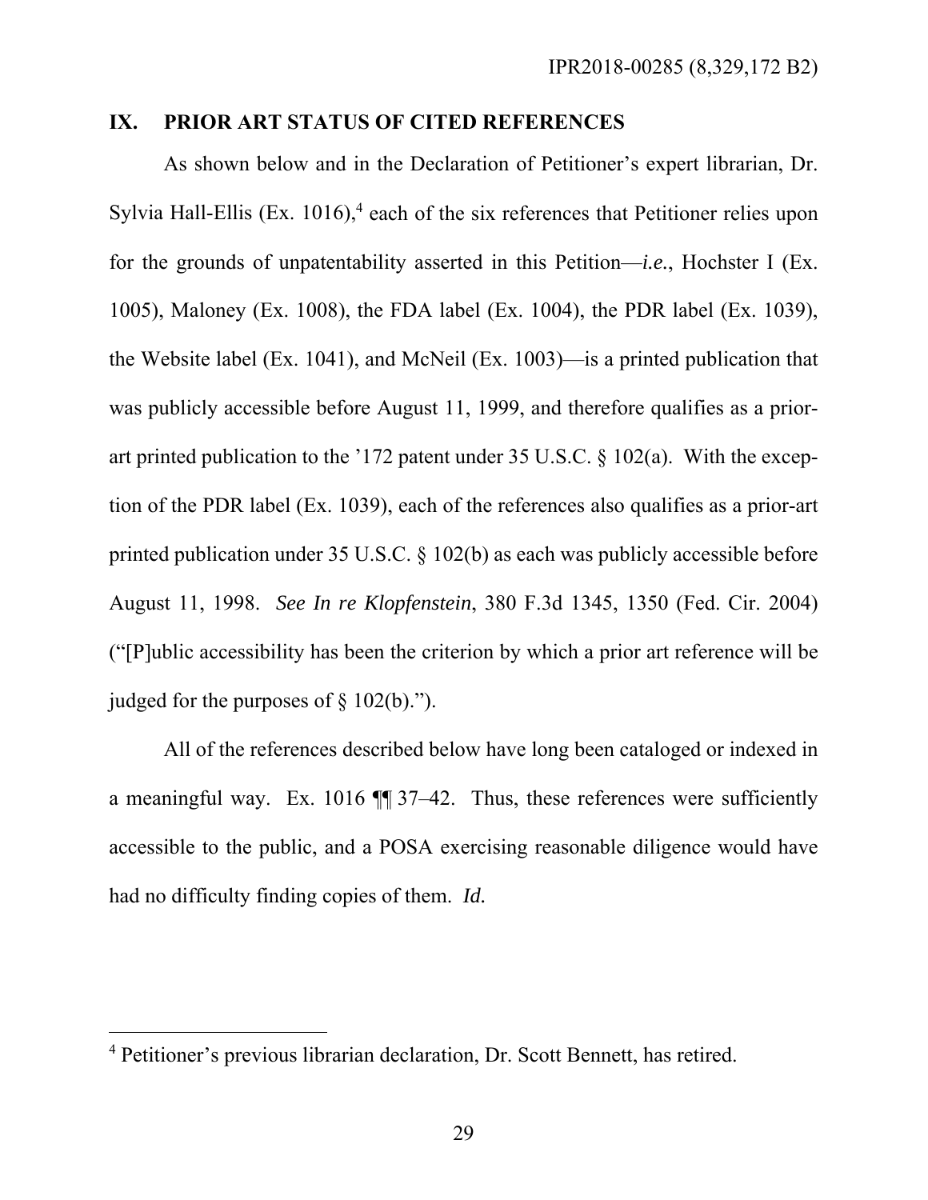## IX. PRIOR ART STATUS OF CITED REFERENCES

As shown below and in the Declaration of Petitioner's expert librarian, Dr. Sylvia Hall-Ellis (Ex. 1016),[4] each of the six references that Petitioner relies upon for the grounds of unpatentability asserted in this Petition—*i.e.*, Hochster I (Ex. 1005), Maloney (Ex. 1008), the FDA label (Ex. 1004), the PDR label (Ex. 1039), the Website label (Ex. 1041), and McNeil (Ex. 1003)—is a printed publication that was publicly accessible before August 11, 1999, and therefore qualifies as a prior-art printed publication to the '172 patent under 35 U.S.C. § 102(a). With the exception of the PDR label (Ex. 1039), each of the references also qualifies as a prior-art printed publication under 35 U.S.C. § 102(b) as each was publicly accessible before August 11, 1998. *See In re Klopfenstein*, 380 F.3d 1345, 1350 (Fed. Cir. 2004) ("[P]ublic accessibility has been the criterion by which a prior art reference will be judged for the purposes of § 102(b).").

All of the references described below have long been cataloged or indexed in a meaningful way. Ex. 1016 ¶¶ 37–42. Thus, these references were sufficiently accessible to the public, and a POSA exercising reasonable diligence would have had no difficulty finding copies of them. *Id.*

[4] Petitioner's previous librarian declaration, Dr. Scott Bennett, has retired.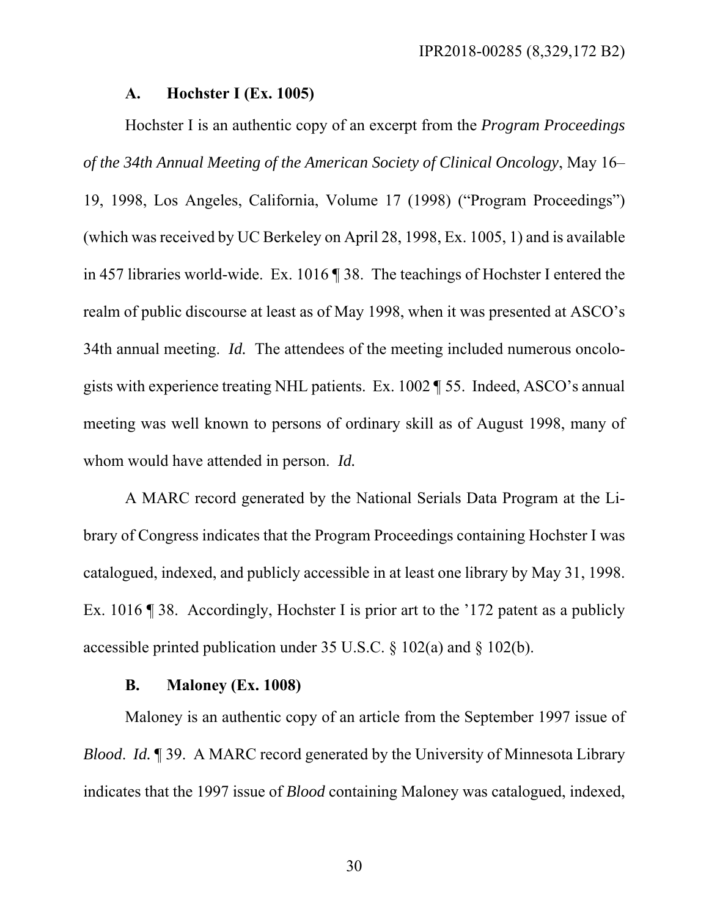### A. Hochster I (Ex. 1005)

Hochster I is an authentic copy of an excerpt from the *Program Proceedings of the 34th Annual Meeting of the American Society of Clinical Oncology*, May 16–19, 1998, Los Angeles, California, Volume 17 (1998) ("Program Proceedings") (which was received by UC Berkeley on April 28, 1998, Ex. 1005, 1) and is available in 457 libraries world-wide. Ex. 1016 ¶ 38. The teachings of Hochster I entered the realm of public discourse at least as of May 1998, when it was presented at ASCO's 34th annual meeting. *Id.* The attendees of the meeting included numerous oncologists with experience treating NHL patients. Ex. 1002 ¶ 55. Indeed, ASCO's annual meeting was well known to persons of ordinary skill as of August 1998, many of whom would have attended in person. *Id.*

A MARC record generated by the National Serials Data Program at the Library of Congress indicates that the Program Proceedings containing Hochster I was catalogued, indexed, and publicly accessible in at least one library by May 31, 1998. Ex. 1016 ¶ 38. Accordingly, Hochster I is prior art to the '172 patent as a publicly accessible printed publication under 35 U.S.C. § 102(a) and § 102(b).

### B. Maloney (Ex. 1008)

Maloney is an authentic copy of an article from the September 1997 issue of *Blood*. *Id.* ¶ 39. A MARC record generated by the University of Minnesota Library indicates that the 1997 issue of *Blood* containing Maloney was catalogued, indexed,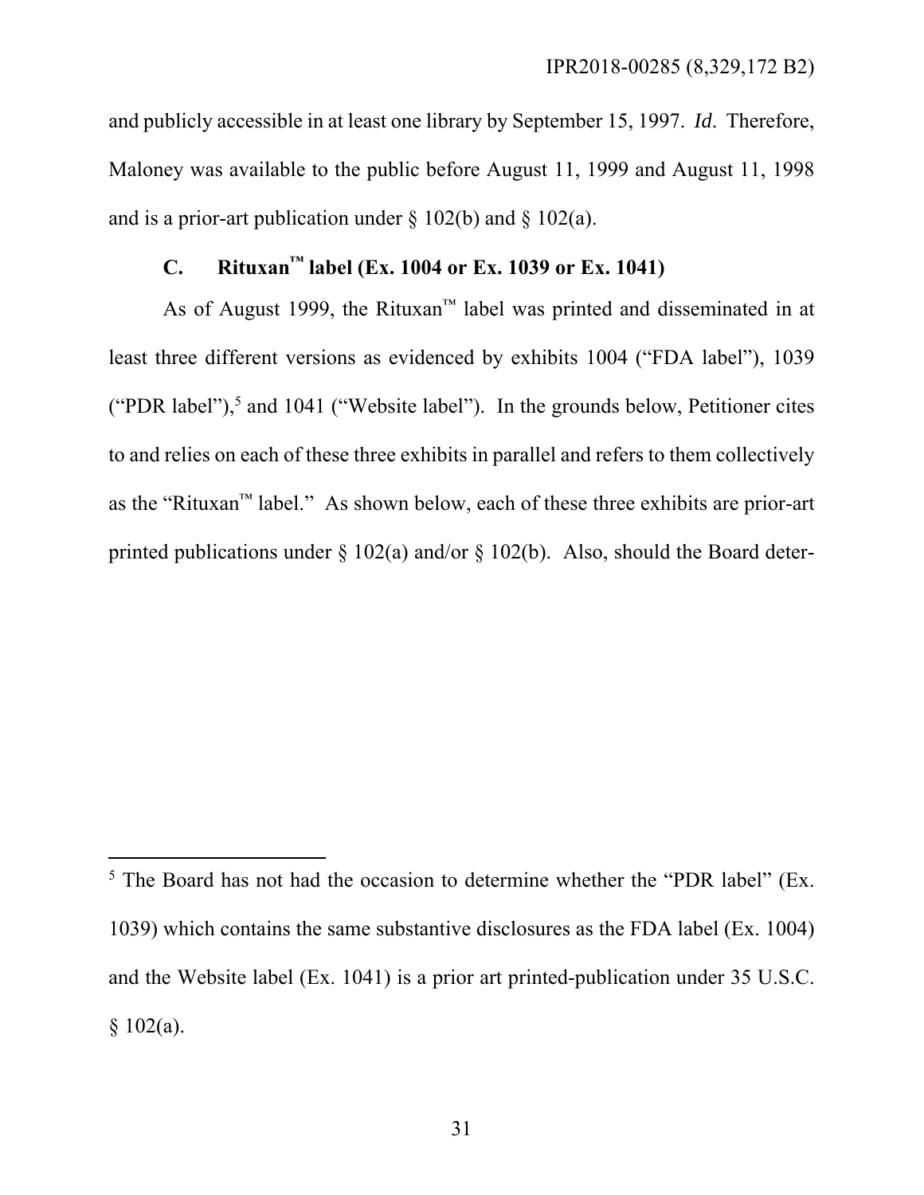and publicly accessible in at least one library by September 15, 1997. *Id*. Therefore, Maloney was available to the public before August 11, 1999 and August 11, 1998 and is a prior-art publication under § 102(b) and § 102(a).

### C. Rituxan™ label (Ex. 1004 or Ex. 1039 or Ex. 1041)

As of August 1999, the Rituxan™ label was printed and disseminated in at least three different versions as evidenced by exhibits 1004 ("FDA label"), 1039 ("PDR label"),[5] and 1041 ("Website label"). In the grounds below, Petitioner cites to and relies on each of these three exhibits in parallel and refers to them collectively as the "Rituxan™ label." As shown below, each of these three exhibits are prior-art printed publications under § 102(a) and/or § 102(b). Also, should the Board deter-

---

[5] The Board has not had the occasion to determine whether the "PDR label" (Ex. 1039) which contains the same substantive disclosures as the FDA label (Ex. 1004) and the Website label (Ex. 1041) is a prior art printed-publication under 35 U.S.C. § 102(a).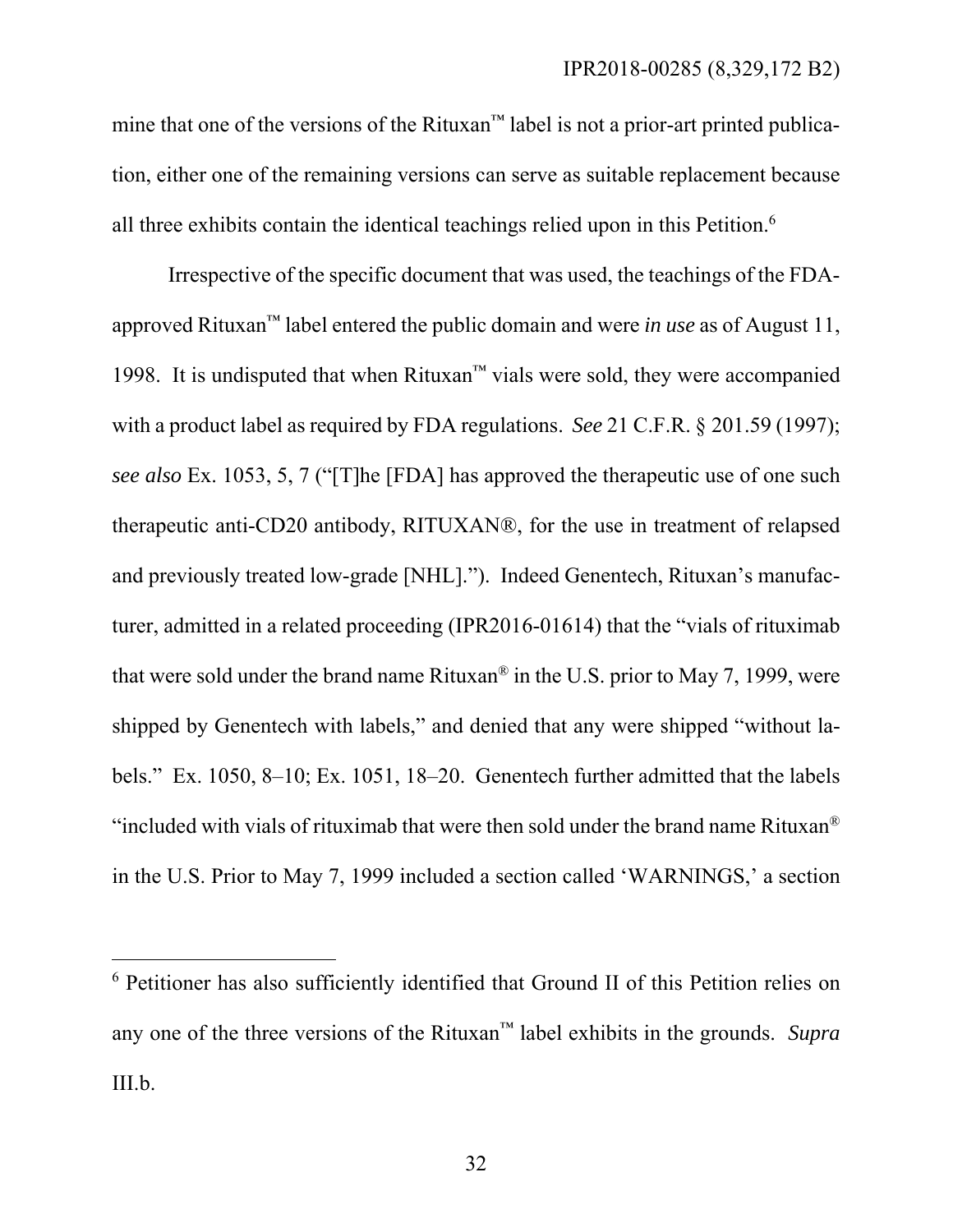mine that one of the versions of the Rituxan™ label is not a prior-art printed publication, either one of the remaining versions can serve as suitable replacement because all three exhibits contain the identical teachings relied upon in this Petition.[6]

Irrespective of the specific document that was used, the teachings of the FDA-approved Rituxan™ label entered the public domain and were *in use* as of August 11, 1998. It is undisputed that when Rituxan™ vials were sold, they were accompanied with a product label as required by FDA regulations. *See* 21 C.F.R. § 201.59 (1997); *see also* Ex. 1053, 5, 7 ("[T]he [FDA] has approved the therapeutic use of one such therapeutic anti-CD20 antibody, RITUXAN®, for the use in treatment of relapsed and previously treated low-grade [NHL]."). Indeed Genentech, Rituxan's manufacturer, admitted in a related proceeding (IPR2016-01614) that the "vials of rituximab that were sold under the brand name Rituxan® in the U.S. prior to May 7, 1999, were shipped by Genentech with labels," and denied that any were shipped "without labels." Ex. 1050, 8–10; Ex. 1051, 18–20. Genentech further admitted that the labels "included with vials of rituximab that were then sold under the brand name Rituxan® in the U.S. Prior to May 7, 1999 included a section called 'WARNINGS,' a section

---

[6] Petitioner has also sufficiently identified that Ground II of this Petition relies on any one of the three versions of the Rituxan™ label exhibits in the grounds. *Supra* III.b.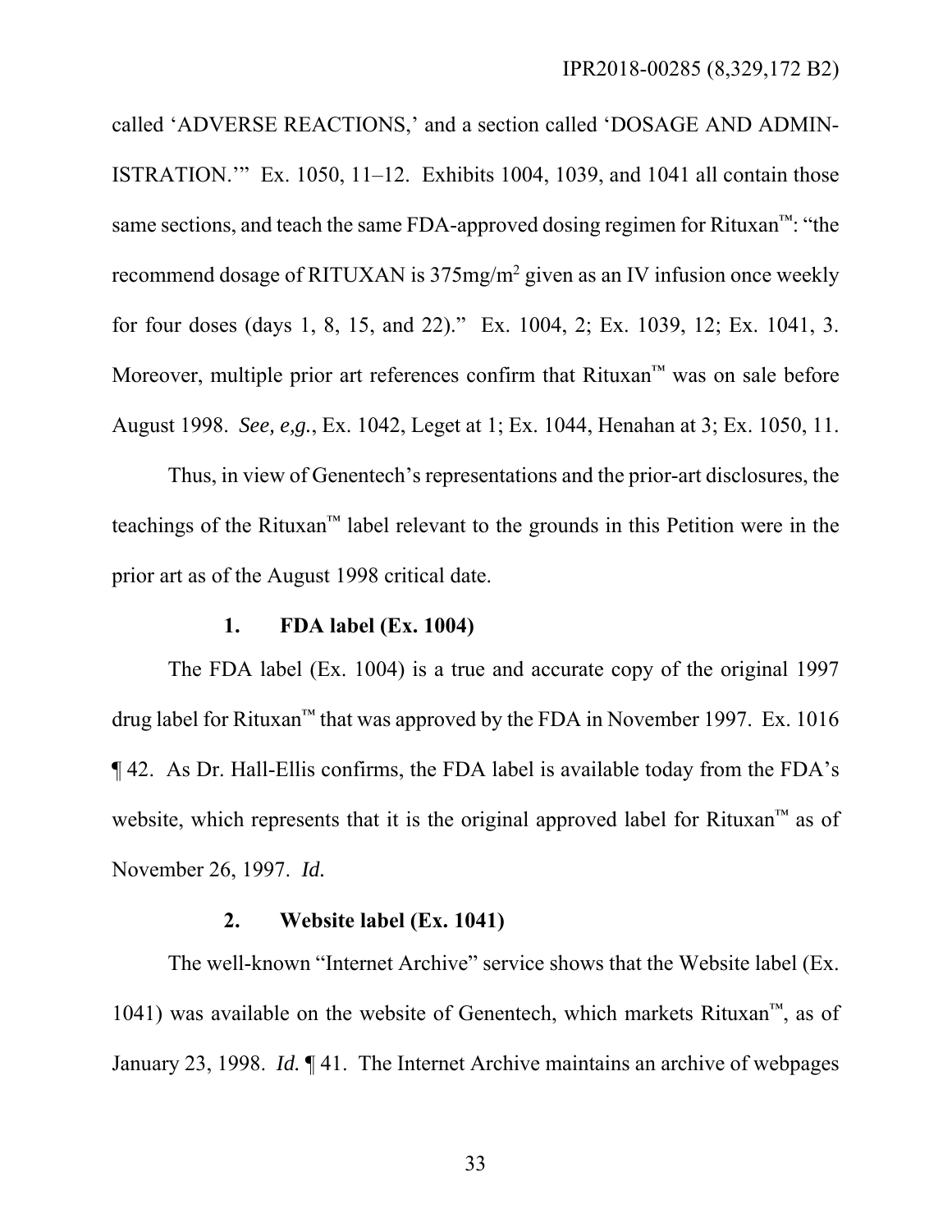called 'ADVERSE REACTIONS,' and a section called 'DOSAGE AND ADMINISTRATION.'" Ex. 1050, 11–12. Exhibits 1004, 1039, and 1041 all contain those same sections, and teach the same FDA-approved dosing regimen for Rituxan™: "the recommend dosage of RITUXAN is 375mg/m$^2$ given as an IV infusion once weekly for four doses (days 1, 8, 15, and 22)." Ex. 1004, 2; Ex. 1039, 12; Ex. 1041, 3. Moreover, multiple prior art references confirm that Rituxan™ was on sale before August 1998. *See, e,g.*, Ex. 1042, Leget at 1; Ex. 1044, Henahan at 3; Ex. 1050, 11.

Thus, in view of Genentech's representations and the prior-art disclosures, the teachings of the Rituxan™ label relevant to the grounds in this Petition were in the prior art as of the August 1998 critical date.

### 1. FDA label (Ex. 1004)

The FDA label (Ex. 1004) is a true and accurate copy of the original 1997 drug label for Rituxan™ that was approved by the FDA in November 1997. Ex. 1016 ¶ 42. As Dr. Hall-Ellis confirms, the FDA label is available today from the FDA's website, which represents that it is the original approved label for Rituxan™ as of November 26, 1997. *Id.*

### 2. Website label (Ex. 1041)

The well-known "Internet Archive" service shows that the Website label (Ex. 1041) was available on the website of Genentech, which markets Rituxan™, as of January 23, 1998. *Id.* ¶ 41. The Internet Archive maintains an archive of webpages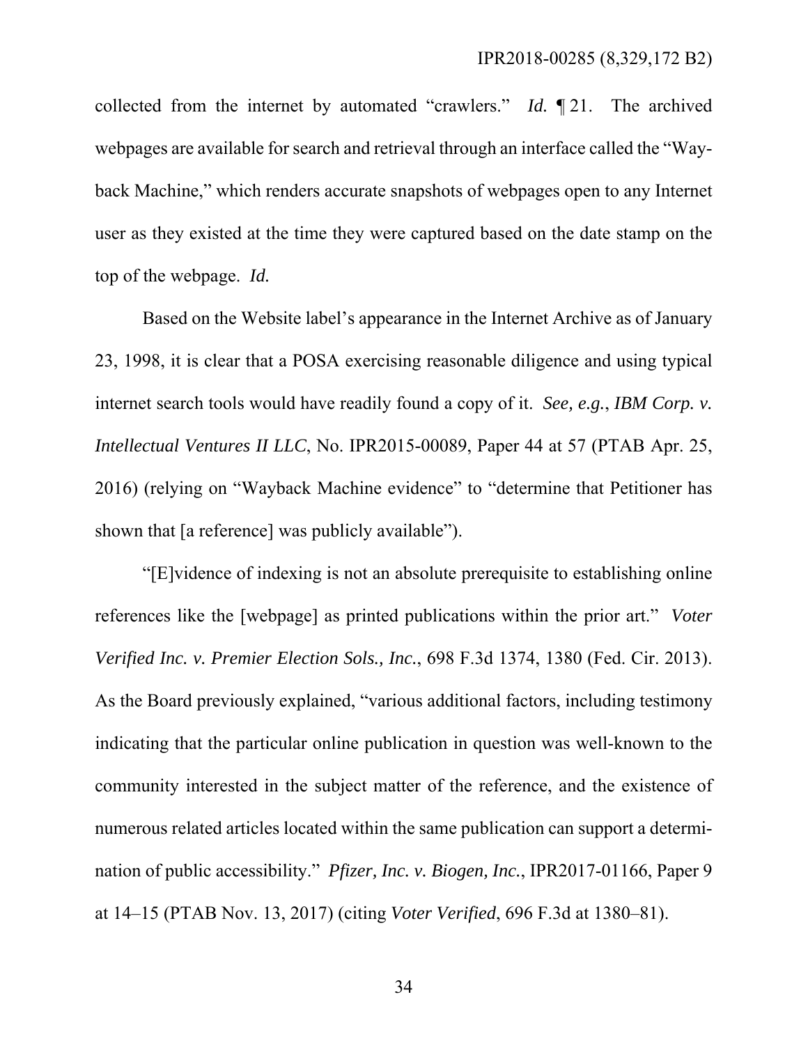collected from the internet by automated "crawlers." *Id.* ¶ 21. The archived webpages are available for search and retrieval through an interface called the "Way-back Machine," which renders accurate snapshots of webpages open to any Internet user as they existed at the time they were captured based on the date stamp on the top of the webpage. *Id.*

Based on the Website label's appearance in the Internet Archive as of January 23, 1998, it is clear that a POSA exercising reasonable diligence and using typical internet search tools would have readily found a copy of it. *See, e.g.*, *IBM Corp. v. Intellectual Ventures II LLC*, No. IPR2015-00089, Paper 44 at 57 (PTAB Apr. 25, 2016) (relying on "Wayback Machine evidence" to "determine that Petitioner has shown that [a reference] was publicly available").

"[E]vidence of indexing is not an absolute prerequisite to establishing online references like the [webpage] as printed publications within the prior art." *Voter Verified Inc. v. Premier Election Sols., Inc.*, 698 F.3d 1374, 1380 (Fed. Cir. 2013). As the Board previously explained, "various additional factors, including testimony indicating that the particular online publication in question was well-known to the community interested in the subject matter of the reference, and the existence of numerous related articles located within the same publication can support a determination of public accessibility." *Pfizer, Inc. v. Biogen, Inc.*, IPR2017-01166, Paper 9 at 14–15 (PTAB Nov. 13, 2017) (citing *Voter Verified*, 696 F.3d at 1380–81).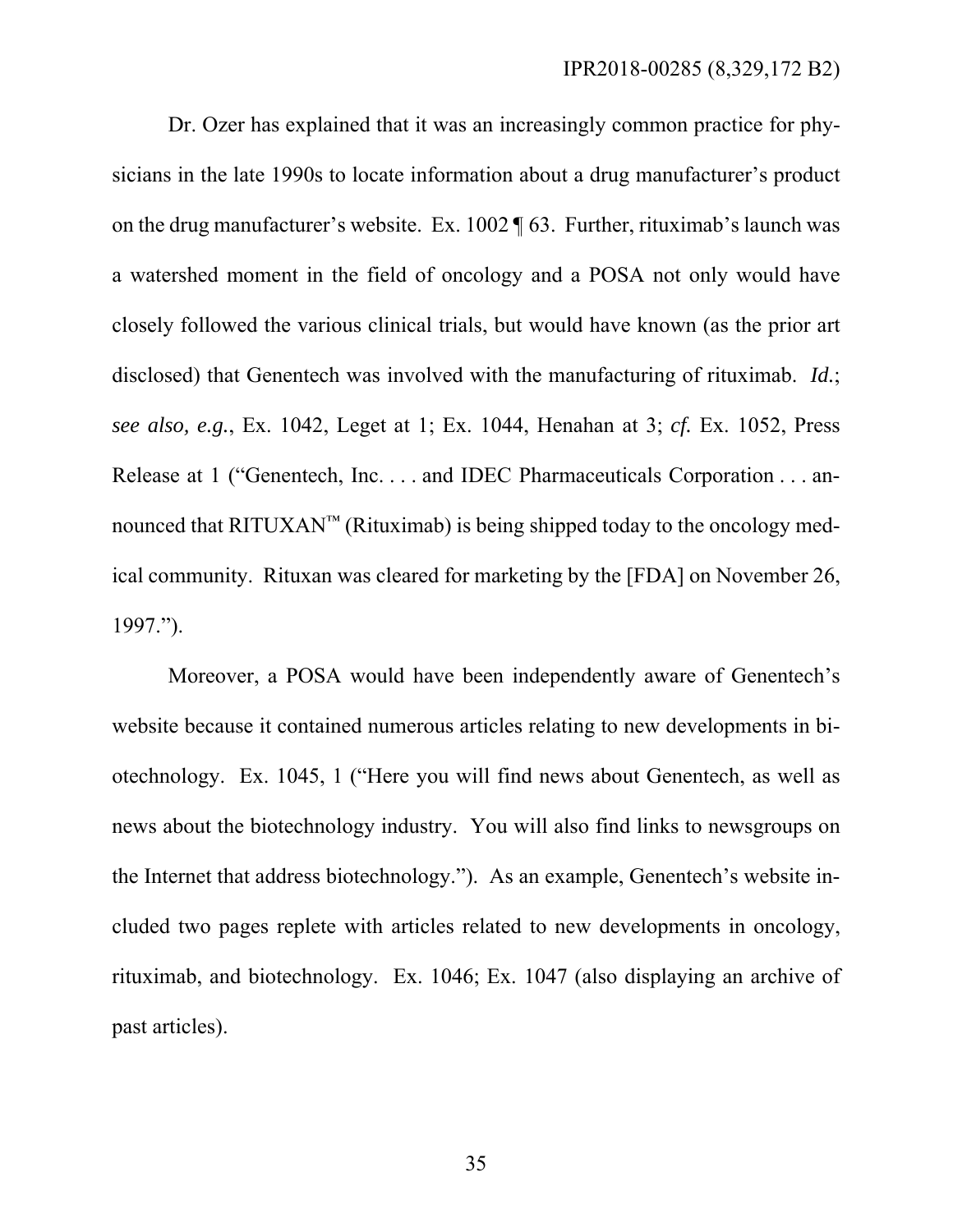Dr. Ozer has explained that it was an increasingly common practice for physicians in the late 1990s to locate information about a drug manufacturer's product on the drug manufacturer's website. Ex. 1002 ¶ 63. Further, rituximab's launch was a watershed moment in the field of oncology and a POSA not only would have closely followed the various clinical trials, but would have known (as the prior art disclosed) that Genentech was involved with the manufacturing of rituximab. *Id.*; *see also, e.g.*, Ex. 1042, Leget at 1; Ex. 1044, Henahan at 3; *cf.* Ex. 1052, Press Release at 1 ("Genentech, Inc. . . . and IDEC Pharmaceuticals Corporation . . . announced that RITUXAN™ (Rituximab) is being shipped today to the oncology medical community. Rituxan was cleared for marketing by the [FDA] on November 26, 1997.").

Moreover, a POSA would have been independently aware of Genentech's website because it contained numerous articles relating to new developments in biotechnology. Ex. 1045, 1 ("Here you will find news about Genentech, as well as news about the biotechnology industry. You will also find links to newsgroups on the Internet that address biotechnology."). As an example, Genentech's website included two pages replete with articles related to new developments in oncology, rituximab, and biotechnology. Ex. 1046; Ex. 1047 (also displaying an archive of past articles).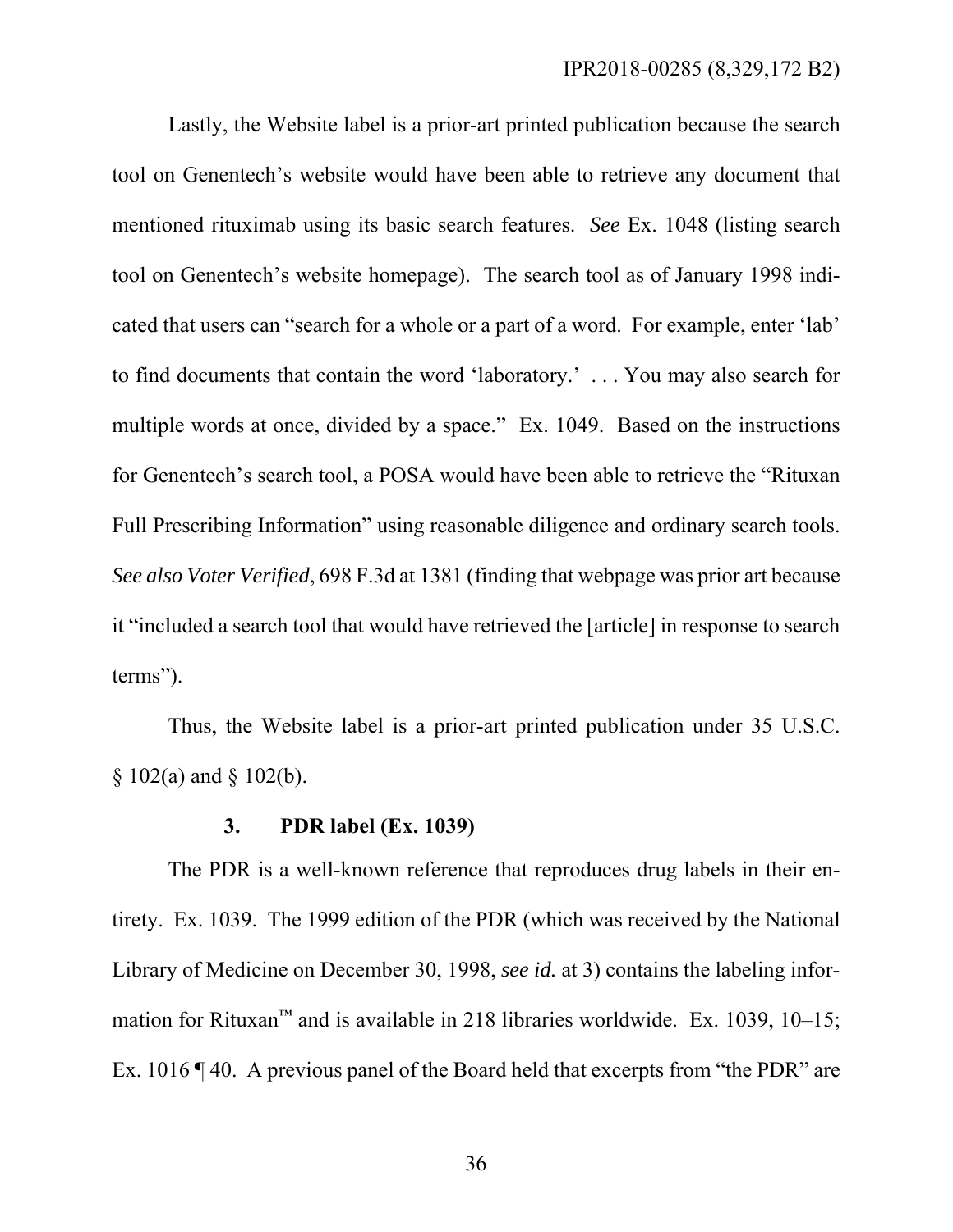Lastly, the Website label is a prior-art printed publication because the search tool on Genentech's website would have been able to retrieve any document that mentioned rituximab using its basic search features. *See* Ex. 1048 (listing search tool on Genentech's website homepage). The search tool as of January 1998 indicated that users can "search for a whole or a part of a word. For example, enter 'lab' to find documents that contain the word 'laboratory.' . . . You may also search for multiple words at once, divided by a space." Ex. 1049. Based on the instructions for Genentech's search tool, a POSA would have been able to retrieve the "Rituxan Full Prescribing Information" using reasonable diligence and ordinary search tools. *See also Voter Verified*, 698 F.3d at 1381 (finding that webpage was prior art because it "included a search tool that would have retrieved the [article] in response to search terms").

Thus, the Website label is a prior-art printed publication under 35 U.S.C. § 102(a) and § 102(b).

### 3. PDR label (Ex. 1039)

The PDR is a well-known reference that reproduces drug labels in their entirety. Ex. 1039. The 1999 edition of the PDR (which was received by the National Library of Medicine on December 30, 1998, *see id.* at 3) contains the labeling information for Rituxan™ and is available in 218 libraries worldwide. Ex. 1039, 10–15; Ex. 1016 ¶ 40. A previous panel of the Board held that excerpts from "the PDR" are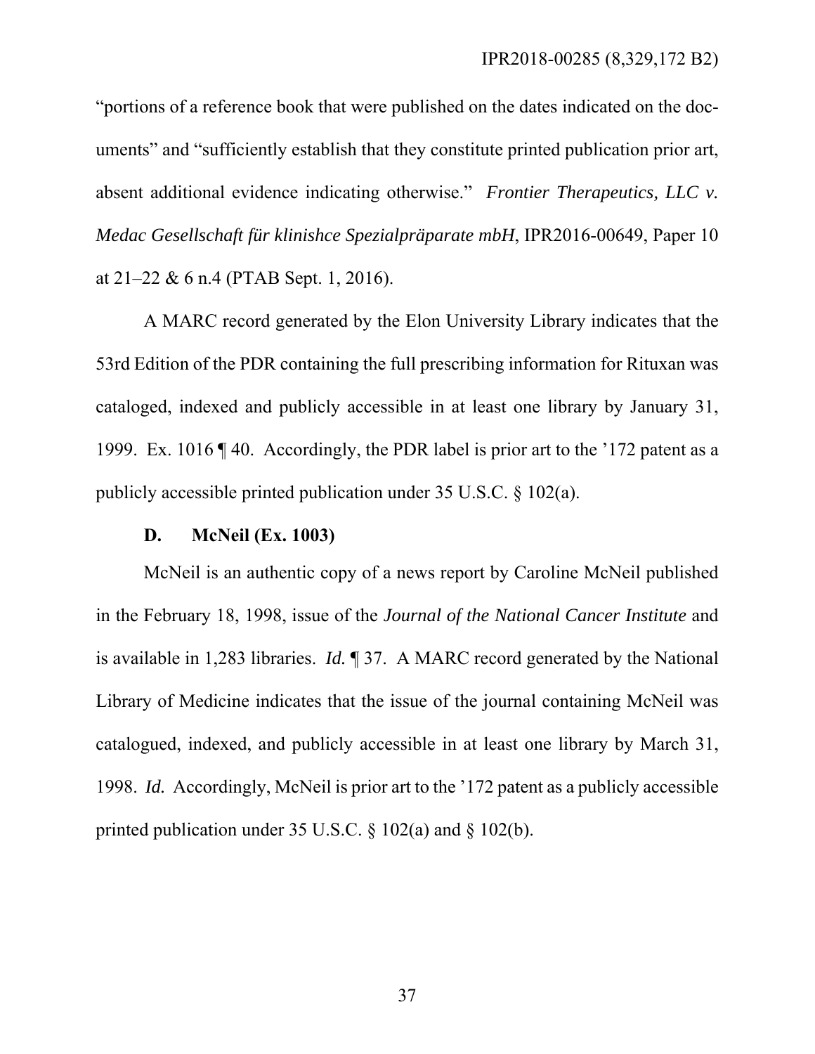"portions of a reference book that were published on the dates indicated on the documents" and "sufficiently establish that they constitute printed publication prior art, absent additional evidence indicating otherwise." *Frontier Therapeutics, LLC v. Medac Gesellschaft für klinishce Spezialpräparate mbH*, IPR2016-00649, Paper 10 at 21–22 & 6 n.4 (PTAB Sept. 1, 2016).

A MARC record generated by the Elon University Library indicates that the 53rd Edition of the PDR containing the full prescribing information for Rituxan was cataloged, indexed and publicly accessible in at least one library by January 31, 1999. Ex. 1016 ¶ 40. Accordingly, the PDR label is prior art to the '172 patent as a publicly accessible printed publication under 35 U.S.C. § 102(a).

### D. McNeil (Ex. 1003)

McNeil is an authentic copy of a news report by Caroline McNeil published in the February 18, 1998, issue of the *Journal of the National Cancer Institute* and is available in 1,283 libraries. *Id.* ¶ 37. A MARC record generated by the National Library of Medicine indicates that the issue of the journal containing McNeil was catalogued, indexed, and publicly accessible in at least one library by March 31, 1998. *Id.* Accordingly, McNeil is prior art to the '172 patent as a publicly accessible printed publication under 35 U.S.C. § 102(a) and § 102(b).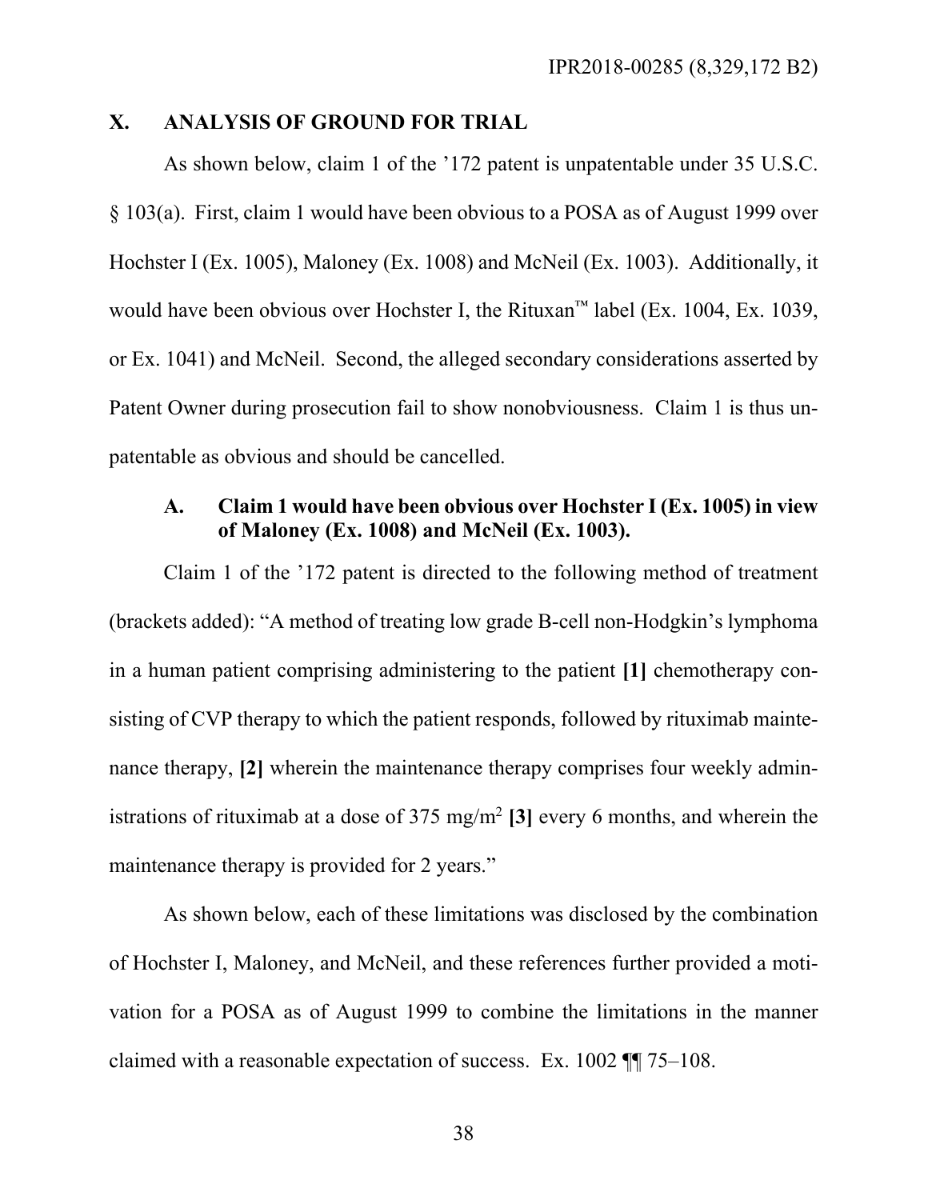## X. ANALYSIS OF GROUND FOR TRIAL

As shown below, claim 1 of the '172 patent is unpatentable under 35 U.S.C. § 103(a). First, claim 1 would have been obvious to a POSA as of August 1999 over Hochster I (Ex. 1005), Maloney (Ex. 1008) and McNeil (Ex. 1003). Additionally, it would have been obvious over Hochster I, the Rituxan™ label (Ex. 1004, Ex. 1039, or Ex. 1041) and McNeil. Second, the alleged secondary considerations asserted by Patent Owner during prosecution fail to show nonobviousness. Claim 1 is thus unpatentable as obvious and should be cancelled.

### A. Claim 1 would have been obvious over Hochster I (Ex. 1005) in view of Maloney (Ex. 1008) and McNeil (Ex. 1003).

Claim 1 of the '172 patent is directed to the following method of treatment (brackets added): "A method of treating low grade B-cell non-Hodgkin's lymphoma in a human patient comprising administering to the patient **[1]** chemotherapy consisting of CVP therapy to which the patient responds, followed by rituximab maintenance therapy, **[2]** wherein the maintenance therapy comprises four weekly administrations of rituximab at a dose of 375 mg/m$^2$ **[3]** every 6 months, and wherein the maintenance therapy is provided for 2 years."

As shown below, each of these limitations was disclosed by the combination of Hochster I, Maloney, and McNeil, and these references further provided a motivation for a POSA as of August 1999 to combine the limitations in the manner claimed with a reasonable expectation of success. Ex. 1002 ¶¶ 75–108.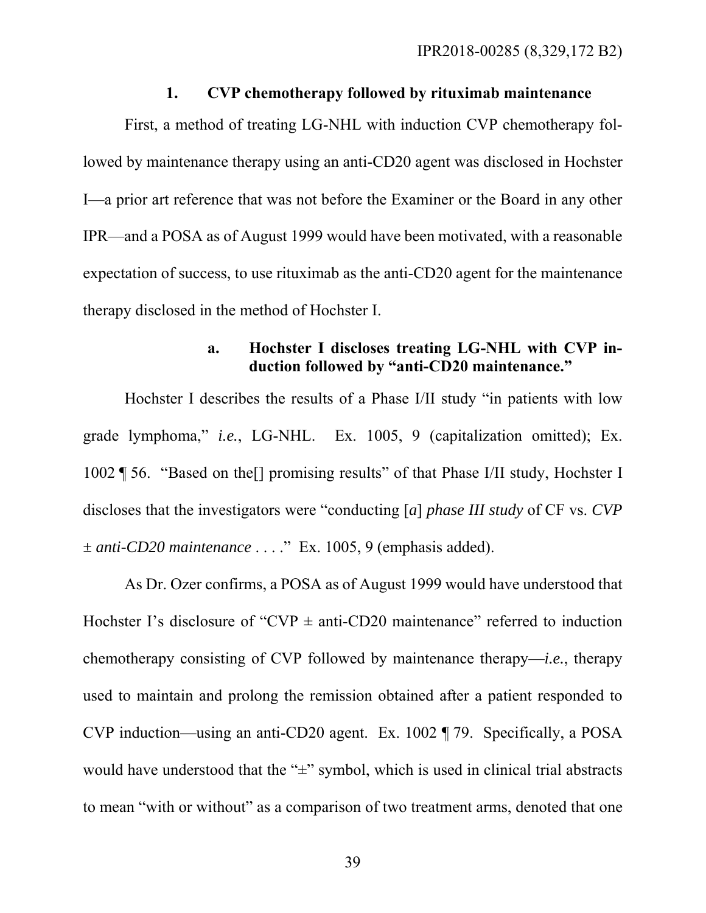### 1. CVP chemotherapy followed by rituximab maintenance

First, a method of treating LG-NHL with induction CVP chemotherapy followed by maintenance therapy using an anti-CD20 agent was disclosed in Hochster I—a prior art reference that was not before the Examiner or the Board in any other IPR—and a POSA as of August 1999 would have been motivated, with a reasonable expectation of success, to use rituximab as the anti-CD20 agent for the maintenance therapy disclosed in the method of Hochster I.

#### a. Hochster I discloses treating LG-NHL with CVP induction followed by "anti-CD20 maintenance."

Hochster I describes the results of a Phase I/II study "in patients with low grade lymphoma," *i.e.*, LG-NHL. Ex. 1005, 9 (capitalization omitted); Ex. 1002 ¶ 56. "Based on the[] promising results" of that Phase I/II study, Hochster I discloses that the investigators were "conducting [*a*] *phase III study* of CF vs. *CVP ± anti-CD20 maintenance* . . . ." Ex. 1005, 9 (emphasis added).

As Dr. Ozer confirms, a POSA as of August 1999 would have understood that Hochster I's disclosure of "CVP ± anti-CD20 maintenance" referred to induction chemotherapy consisting of CVP followed by maintenance therapy—*i.e.*, therapy used to maintain and prolong the remission obtained after a patient responded to CVP induction—using an anti-CD20 agent. Ex. 1002 ¶ 79. Specifically, a POSA would have understood that the "±" symbol, which is used in clinical trial abstracts to mean "with or without" as a comparison of two treatment arms, denoted that one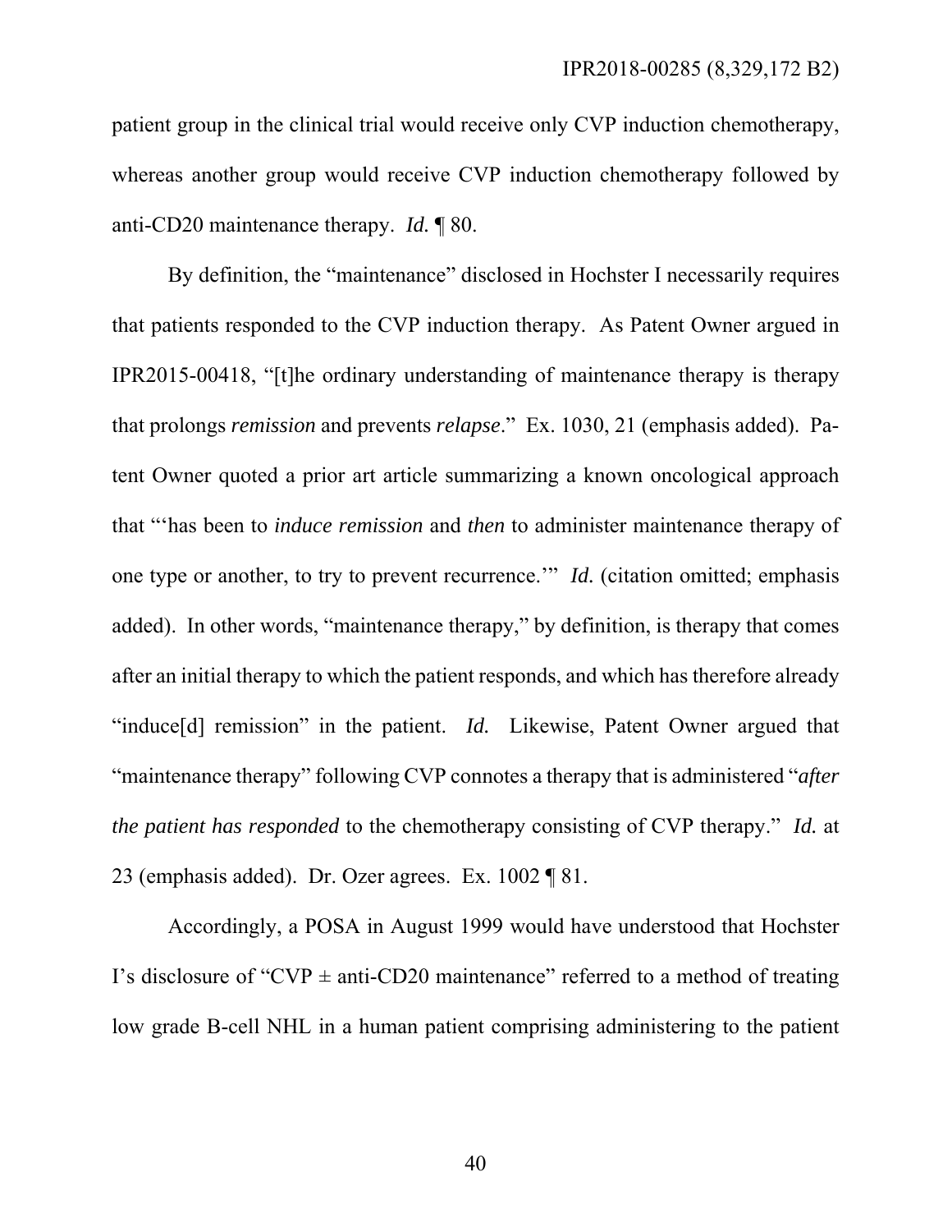patient group in the clinical trial would receive only CVP induction chemotherapy, whereas another group would receive CVP induction chemotherapy followed by anti-CD20 maintenance therapy. *Id.* ¶ 80.

By definition, the "maintenance" disclosed in Hochster I necessarily requires that patients responded to the CVP induction therapy. As Patent Owner argued in IPR2015-00418, "[t]he ordinary understanding of maintenance therapy is therapy that prolongs *remission* and prevents *relapse*." Ex. 1030, 21 (emphasis added). Patent Owner quoted a prior art article summarizing a known oncological approach that "'has been to *induce remission* and *then* to administer maintenance therapy of one type or another, to try to prevent recurrence.'" *Id.* (citation omitted; emphasis added). In other words, "maintenance therapy," by definition, is therapy that comes after an initial therapy to which the patient responds, and which has therefore already "induce[d] remission" in the patient. *Id.* Likewise, Patent Owner argued that "maintenance therapy" following CVP connotes a therapy that is administered "*after the patient has responded* to the chemotherapy consisting of CVP therapy." *Id.* at 23 (emphasis added). Dr. Ozer agrees. Ex. 1002 ¶ 81.

Accordingly, a POSA in August 1999 would have understood that Hochster I's disclosure of "CVP ± anti-CD20 maintenance" referred to a method of treating low grade B-cell NHL in a human patient comprising administering to the patient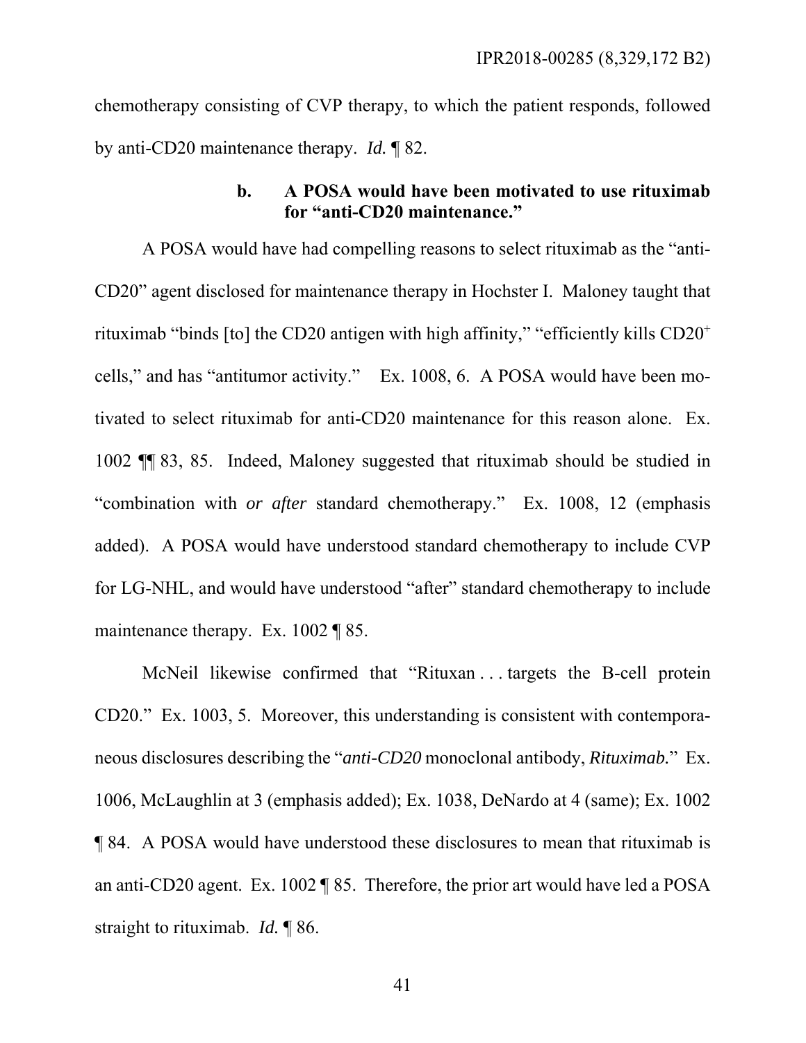chemotherapy consisting of CVP therapy, to which the patient responds, followed by anti-CD20 maintenance therapy. *Id.* ¶ 82.

#### b. A POSA would have been motivated to use rituximab for "anti-CD20 maintenance."

A POSA would have had compelling reasons to select rituximab as the "anti-CD20" agent disclosed for maintenance therapy in Hochster I. Maloney taught that rituximab "binds [to] the CD20 antigen with high affinity," "efficiently kills $CD20^+$ cells," and has "antitumor activity." Ex. 1008, 6. A POSA would have been motivated to select rituximab for anti-CD20 maintenance for this reason alone. Ex. 1002 ¶¶ 83, 85. Indeed, Maloney suggested that rituximab should be studied in "combination with *or after* standard chemotherapy." Ex. 1008, 12 (emphasis added). A POSA would have understood standard chemotherapy to include CVP for LG-NHL, and would have understood "after" standard chemotherapy to include maintenance therapy. Ex. 1002 ¶ 85.

McNeil likewise confirmed that "Rituxan . . . targets the B-cell protein CD20." Ex. 1003, 5. Moreover, this understanding is consistent with contemporaneous disclosures describing the "***anti-CD20*** monoclonal antibody, ***Rituximab.***" Ex. 1006, McLaughlin at 3 (emphasis added); Ex. 1038, DeNardo at 4 (same); Ex. 1002 ¶ 84. A POSA would have understood these disclosures to mean that rituximab is an anti-CD20 agent. Ex. 1002 ¶ 85. Therefore, the prior art would have led a POSA straight to rituximab. *Id.* ¶ 86.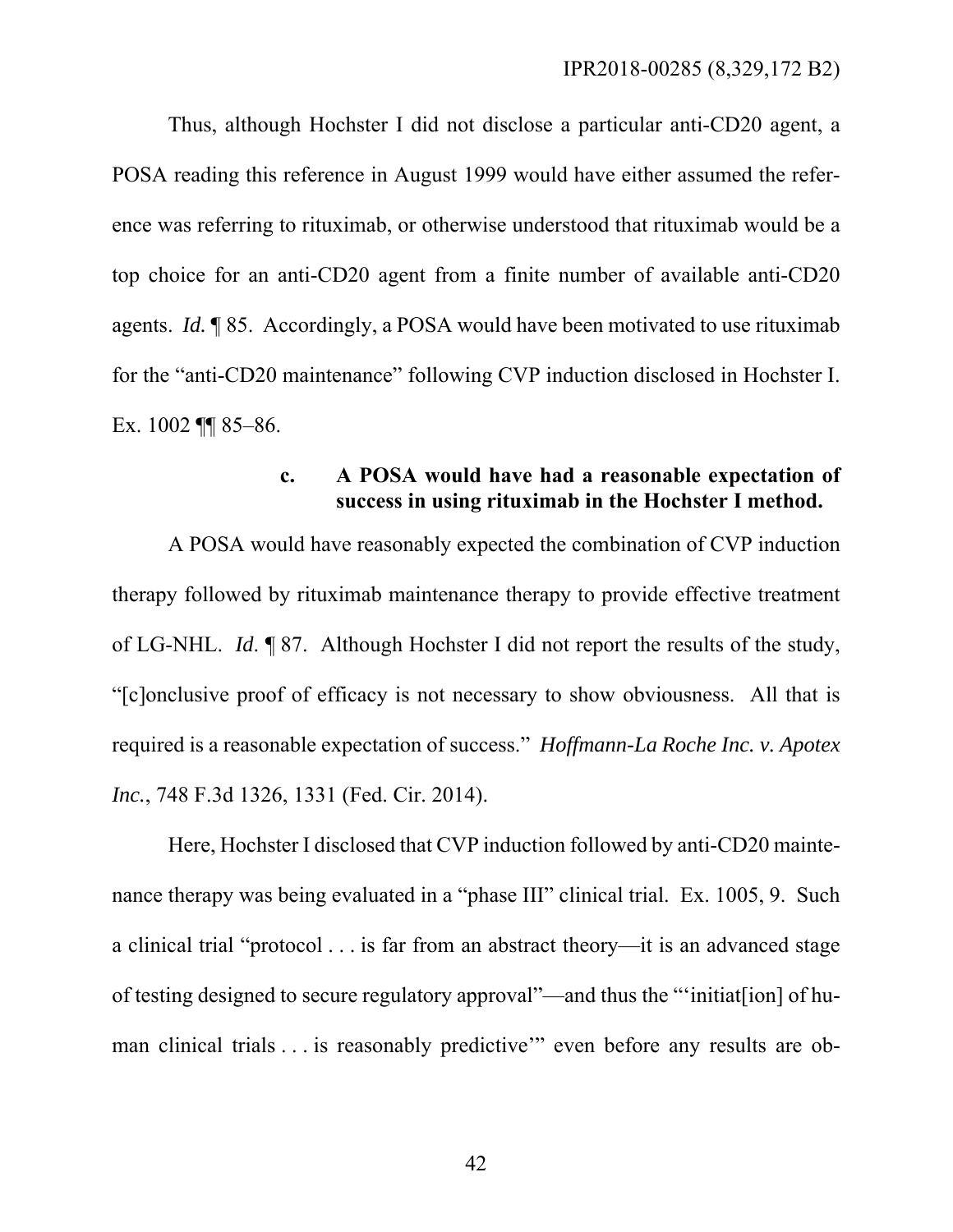Thus, although Hochster I did not disclose a particular anti-CD20 agent, a POSA reading this reference in August 1999 would have either assumed the reference was referring to rituximab, or otherwise understood that rituximab would be a top choice for an anti-CD20 agent from a finite number of available anti-CD20 agents. *Id.* ¶ 85. Accordingly, a POSA would have been motivated to use rituximab for the "anti-CD20 maintenance" following CVP induction disclosed in Hochster I. Ex. 1002 ¶¶ 85–86.

**c. A POSA would have had a reasonable expectation of success in using rituximab in the Hochster I method.**

A POSA would have reasonably expected the combination of CVP induction therapy followed by rituximab maintenance therapy to provide effective treatment of LG-NHL. *Id.* ¶ 87. Although Hochster I did not report the results of the study, "[c]onclusive proof of efficacy is not necessary to show obviousness. All that is required is a reasonable expectation of success." *Hoffmann-La Roche Inc. v. Apotex Inc.*, 748 F.3d 1326, 1331 (Fed. Cir. 2014).

Here, Hochster I disclosed that CVP induction followed by anti-CD20 maintenance therapy was being evaluated in a "phase III" clinical trial. Ex. 1005, 9. Such a clinical trial "protocol . . . is far from an abstract theory—it is an advanced stage of testing designed to secure regulatory approval"—and thus the "'initiat[ion] of human clinical trials . . . is reasonably predictive'" even before any results are ob-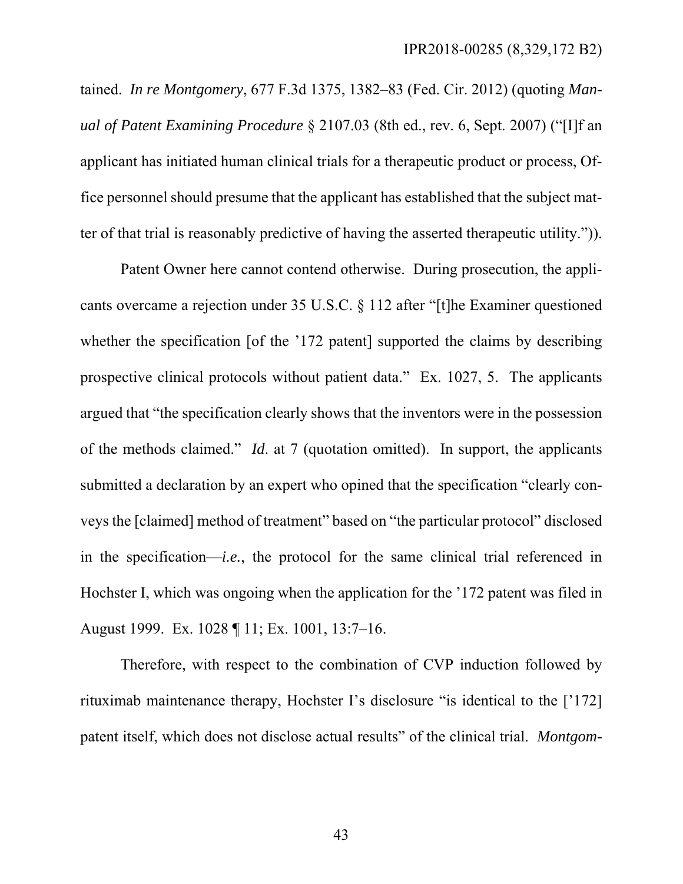tained. *In re Montgomery*, 677 F.3d 1375, 1382–83 (Fed. Cir. 2012) (quoting *Manual of Patent Examining Procedure* § 2107.03 (8th ed., rev. 6, Sept. 2007) ("[I]f an applicant has initiated human clinical trials for a therapeutic product or process, Office personnel should presume that the applicant has established that the subject matter of that trial is reasonably predictive of having the asserted therapeutic utility.")).

Patent Owner here cannot contend otherwise. During prosecution, the applicants overcame a rejection under 35 U.S.C. § 112 after "[t]he Examiner questioned whether the specification [of the '172 patent] supported the claims by describing prospective clinical protocols without patient data." Ex. 1027, 5. The applicants argued that "the specification clearly shows that the inventors were in the possession of the methods claimed." *Id*. at 7 (quotation omitted). In support, the applicants submitted a declaration by an expert who opined that the specification "clearly conveys the [claimed] method of treatment" based on "the particular protocol" disclosed in the specification—*i.e.*, the protocol for the same clinical trial referenced in Hochster I, which was ongoing when the application for the '172 patent was filed in August 1999. Ex. 1028 ¶ 11; Ex. 1001, 13:7–16.

Therefore, with respect to the combination of CVP induction followed by rituximab maintenance therapy, Hochster I's disclosure "is identical to the ['172] patent itself, which does not disclose actual results" of the clinical trial. *Montgom-*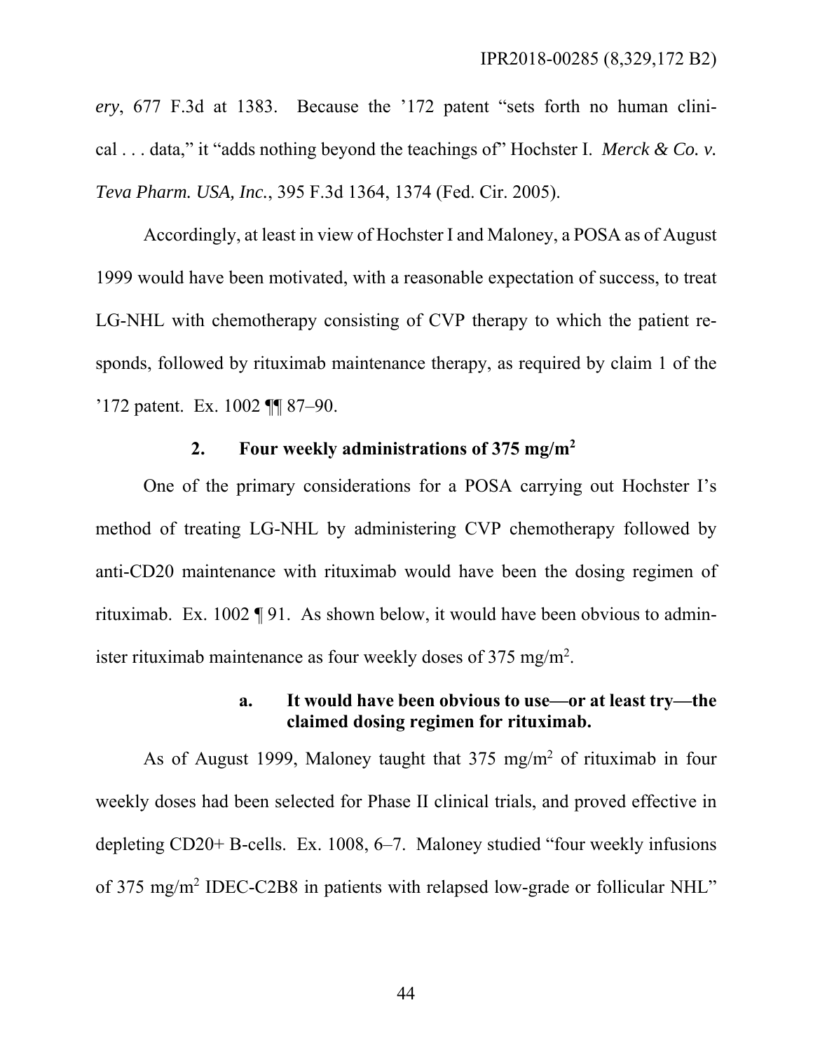*ery*, 677 F.3d at 1383. Because the '172 patent "sets forth no human clinical . . . data," it "adds nothing beyond the teachings of" Hochster I. *Merck & Co. v. Teva Pharm. USA, Inc.*, 395 F.3d 1364, 1374 (Fed. Cir. 2005).

Accordingly, at least in view of Hochster I and Maloney, a POSA as of August 1999 would have been motivated, with a reasonable expectation of success, to treat LG-NHL with chemotherapy consisting of CVP therapy to which the patient responds, followed by rituximab maintenance therapy, as required by claim 1 of the '172 patent. Ex. 1002 ¶¶ 87–90.

### 2. Four weekly administrations of 375 mg/m$^2$

One of the primary considerations for a POSA carrying out Hochster I's method of treating LG-NHL by administering CVP chemotherapy followed by anti-CD20 maintenance with rituximab would have been the dosing regimen of rituximab. Ex. 1002 ¶ 91. As shown below, it would have been obvious to administer rituximab maintenance as four weekly doses of 375 mg/m$^2$.

#### a. It would have been obvious to use—or at least try—the claimed dosing regimen for rituximab.

As of August 1999, Maloney taught that 375 mg/m$^2$ of rituximab in four weekly doses had been selected for Phase II clinical trials, and proved effective in depleting CD20+ B-cells. Ex. 1008, 6–7. Maloney studied "four weekly infusions of 375 mg/m$^2$ IDEC-C2B8 in patients with relapsed low-grade or follicular NHL"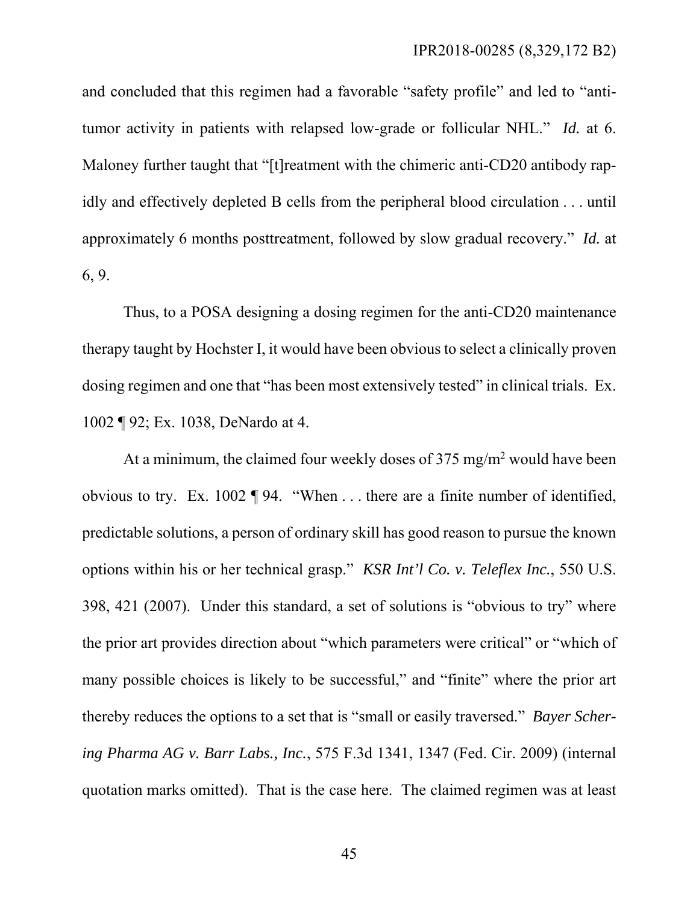and concluded that this regimen had a favorable "safety profile" and led to "anti-tumor activity in patients with relapsed low-grade or follicular NHL." *Id.* at 6. Maloney further taught that "[t]reatment with the chimeric anti-CD20 antibody rapidly and effectively depleted B cells from the peripheral blood circulation . . . until approximately 6 months posttreatment, followed by slow gradual recovery." *Id.* at 6, 9.

Thus, to a POSA designing a dosing regimen for the anti-CD20 maintenance therapy taught by Hochster I, it would have been obvious to select a clinically proven dosing regimen and one that "has been most extensively tested" in clinical trials. Ex. 1002 ¶ 92; Ex. 1038, DeNardo at 4.

At a minimum, the claimed four weekly doses of 375 mg/m$^2$ would have been obvious to try. Ex. 1002 ¶ 94. "When . . . there are a finite number of identified, predictable solutions, a person of ordinary skill has good reason to pursue the known options within his or her technical grasp." *KSR Int'l Co. v. Teleflex Inc.*, 550 U.S. 398, 421 (2007). Under this standard, a set of solutions is "obvious to try" where the prior art provides direction about "which parameters were critical" or "which of many possible choices is likely to be successful," and "finite" where the prior art thereby reduces the options to a set that is "small or easily traversed." *Bayer Schering Pharma AG v. Barr Labs., Inc.*, 575 F.3d 1341, 1347 (Fed. Cir. 2009) (internal quotation marks omitted). That is the case here. The claimed regimen was at least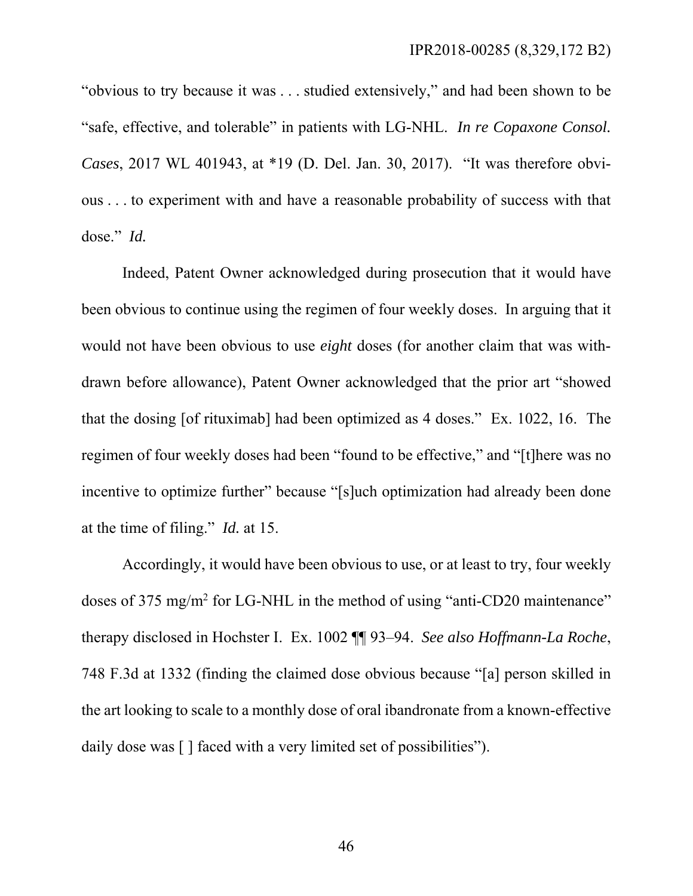"obvious to try because it was . . . studied extensively," and had been shown to be "safe, effective, and tolerable" in patients with LG-NHL. *In re Copaxone Consol. Cases*, 2017 WL 401943, at *19 (D. Del. Jan. 30, 2017). "It was therefore obvious . . . to experiment with and have a reasonable probability of success with that dose." *Id.*

Indeed, Patent Owner acknowledged during prosecution that it would have been obvious to continue using the regimen of four weekly doses. In arguing that it would not have been obvious to use *eight* doses (for another claim that was withdrawn before allowance), Patent Owner acknowledged that the prior art "showed that the dosing [of rituximab] had been optimized as 4 doses." Ex. 1022, 16. The regimen of four weekly doses had been "found to be effective," and "[t]here was no incentive to optimize further" because "[s]uch optimization had already been done at the time of filing." *Id.* at 15.

Accordingly, it would have been obvious to use, or at least to try, four weekly doses of 375 $mg/m^2$ for LG-NHL in the method of using "anti-CD20 maintenance" therapy disclosed in Hochster I. Ex. 1002 ¶¶ 93–94. *See also Hoffmann-La Roche*, 748 F.3d at 1332 (finding the claimed dose obvious because "[a] person skilled in the art looking to scale to a monthly dose of oral ibandronate from a known-effective daily dose was [ ] faced with a very limited set of possibilities").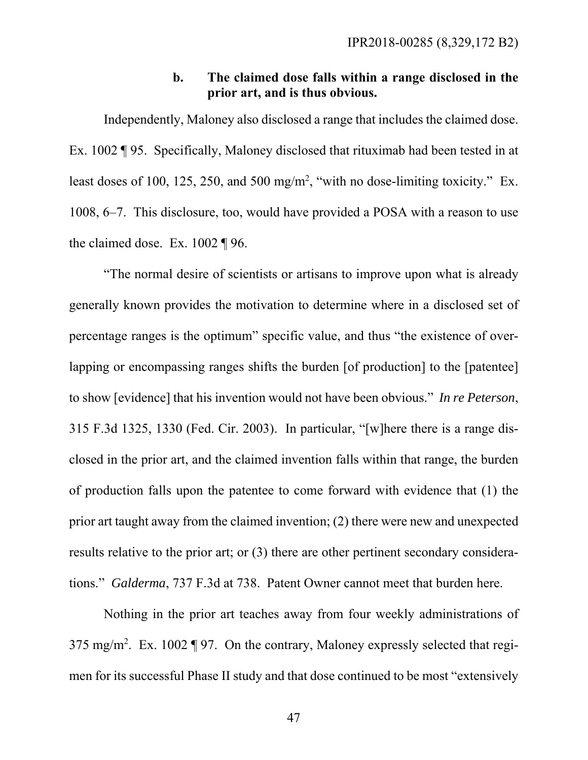#### b. The claimed dose falls within a range disclosed in the prior art, and is thus obvious.

Independently, Maloney also disclosed a range that includes the claimed dose. Ex. 1002 ¶ 95. Specifically, Maloney disclosed that rituximab had been tested in at least doses of 100, 125, 250, and 500 $mg/m^2$, "with no dose-limiting toxicity." Ex. 1008, 6–7. This disclosure, too, would have provided a POSA with a reason to use the claimed dose. Ex. 1002 ¶ 96.

"The normal desire of scientists or artisans to improve upon what is already generally known provides the motivation to determine where in a disclosed set of percentage ranges is the optimum" specific value, and thus "the existence of overlapping or encompassing ranges shifts the burden [of production] to the [patentee] to show [evidence] that his invention would not have been obvious." *In re Peterson*, 315 F.3d 1325, 1330 (Fed. Cir. 2003). In particular, "[w]here there is a range disclosed in the prior art, and the claimed invention falls within that range, the burden of production falls upon the patentee to come forward with evidence that (1) the prior art taught away from the claimed invention; (2) there were new and unexpected results relative to the prior art; or (3) there are other pertinent secondary considerations." *Galderma*, 737 F.3d at 738. Patent Owner cannot meet that burden here.

Nothing in the prior art teaches away from four weekly administrations of 375 $mg/m^2$. Ex. 1002 ¶ 97. On the contrary, Maloney expressly selected that regimen for its successful Phase II study and that dose continued to be most "extensively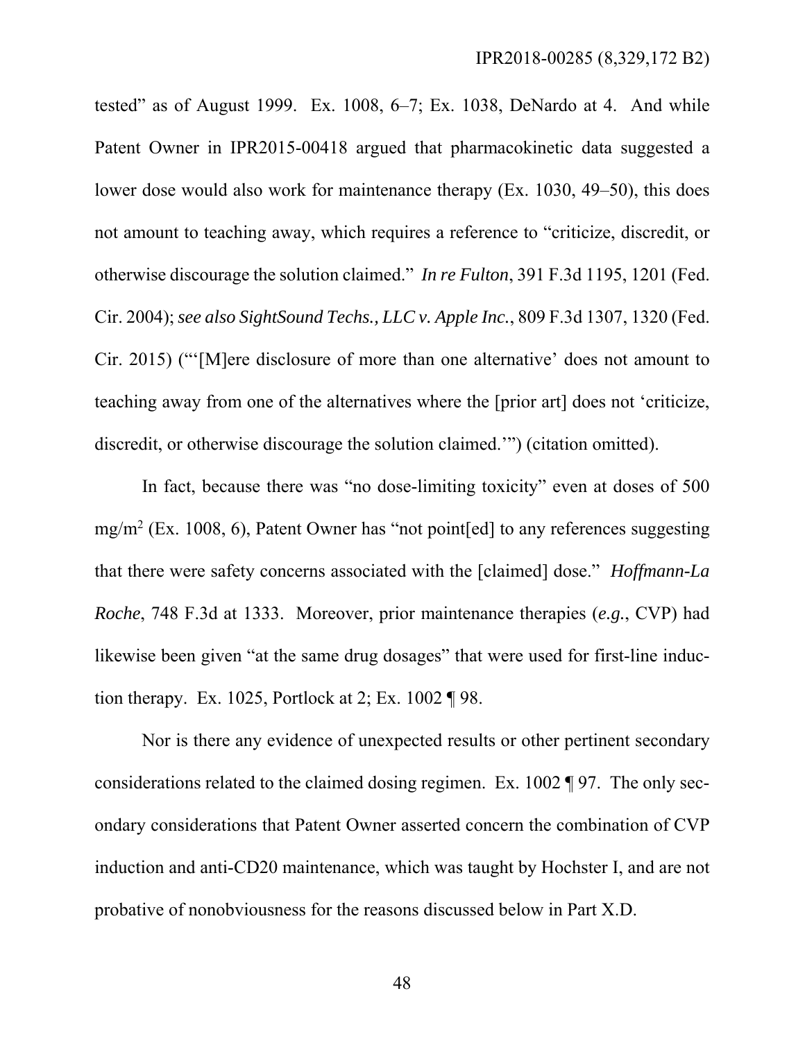tested" as of August 1999. Ex. 1008, 6–7; Ex. 1038, DeNardo at 4. And while Patent Owner in IPR2015-00418 argued that pharmacokinetic data suggested a lower dose would also work for maintenance therapy (Ex. 1030, 49–50), this does not amount to teaching away, which requires a reference to "criticize, discredit, or otherwise discourage the solution claimed." *In re Fulton*, 391 F.3d 1195, 1201 (Fed. Cir. 2004); *see also SightSound Techs., LLC v. Apple Inc.*, 809 F.3d 1307, 1320 (Fed. Cir. 2015) ("'[M]ere disclosure of more than one alternative' does not amount to teaching away from one of the alternatives where the [prior art] does not 'criticize, discredit, or otherwise discourage the solution claimed.'") (citation omitted).

In fact, because there was "no dose-limiting toxicity" even at doses of 500 $mg/m^2$ (Ex. 1008, 6), Patent Owner has "not point[ed] to any references suggesting that there were safety concerns associated with the [claimed] dose." *Hoffmann-La Roche*, 748 F.3d at 1333. Moreover, prior maintenance therapies (*e.g.*, CVP) had likewise been given "at the same drug dosages" that were used for first-line induction therapy. Ex. 1025, Portlock at 2; Ex. 1002 ¶ 98.

Nor is there any evidence of unexpected results or other pertinent secondary considerations related to the claimed dosing regimen. Ex. 1002 ¶ 97. The only secondary considerations that Patent Owner asserted concern the combination of CVP induction and anti-CD20 maintenance, which was taught by Hochster I, and are not probative of nonobviousness for the reasons discussed below in Part X.D.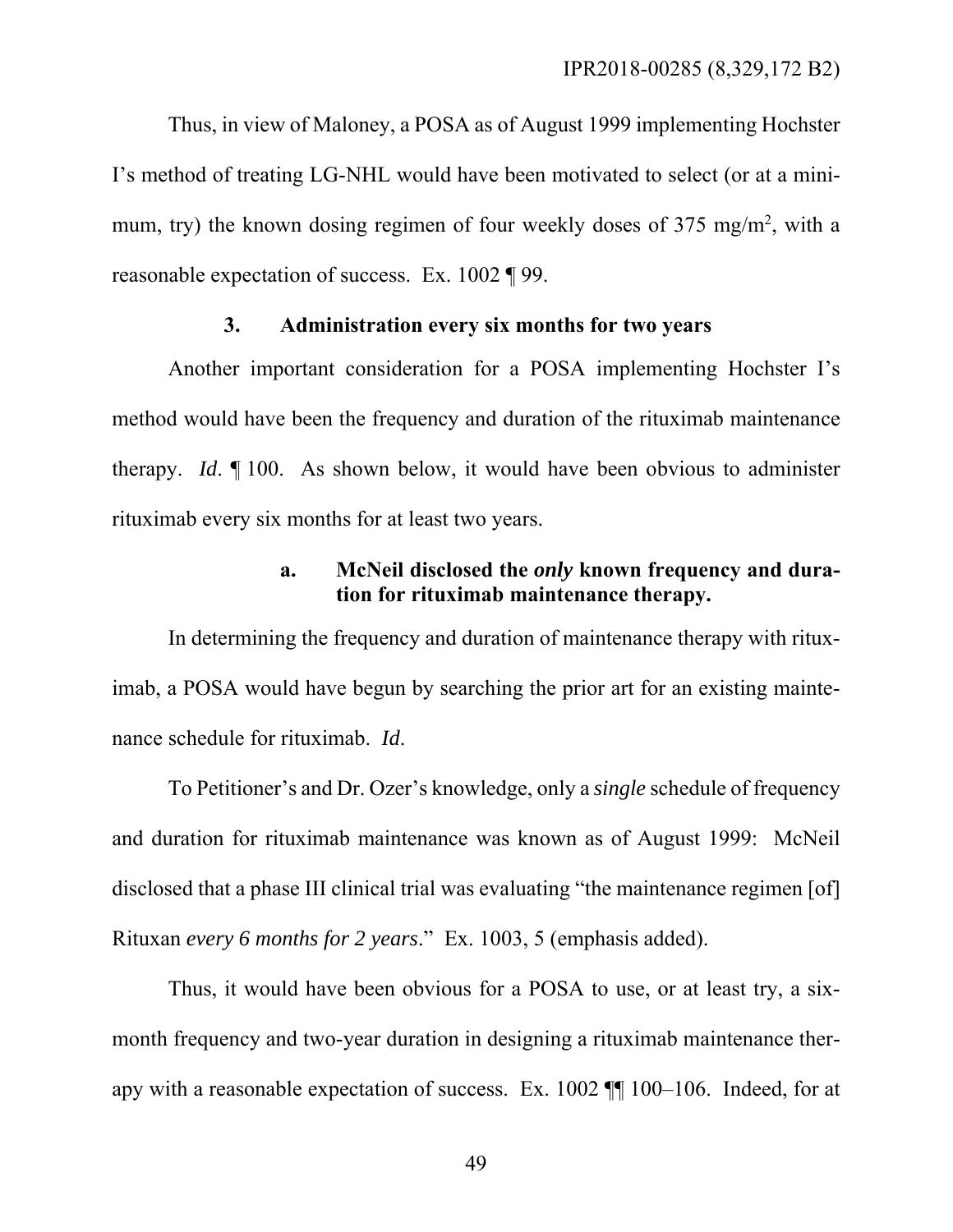Thus, in view of Maloney, a POSA as of August 1999 implementing Hochster I's method of treating LG-NHL would have been motivated to select (or at a minimum, try) the known dosing regimen of four weekly doses of 375 $mg/m^2$, with a reasonable expectation of success. Ex. 1002 ¶ 99.

### 3. Administration every six months for two years

Another important consideration for a POSA implementing Hochster I's method would have been the frequency and duration of the rituximab maintenance therapy. *Id*. ¶ 100. As shown below, it would have been obvious to administer rituximab every six months for at least two years.

#### a. McNeil disclosed the *only* known frequency and duration for rituximab maintenance therapy.

In determining the frequency and duration of maintenance therapy with rituximab, a POSA would have begun by searching the prior art for an existing maintenance schedule for rituximab. *Id*.

To Petitioner's and Dr. Ozer's knowledge, only a *single* schedule of frequency and duration for rituximab maintenance was known as of August 1999: McNeil disclosed that a phase III clinical trial was evaluating "the maintenance regimen [of] Rituxan *every 6 months for 2 years*." Ex. 1003, 5 (emphasis added).

Thus, it would have been obvious for a POSA to use, or at least try, a six-month frequency and two-year duration in designing a rituximab maintenance therapy with a reasonable expectation of success. Ex. 1002 ¶¶ 100–106. Indeed, for at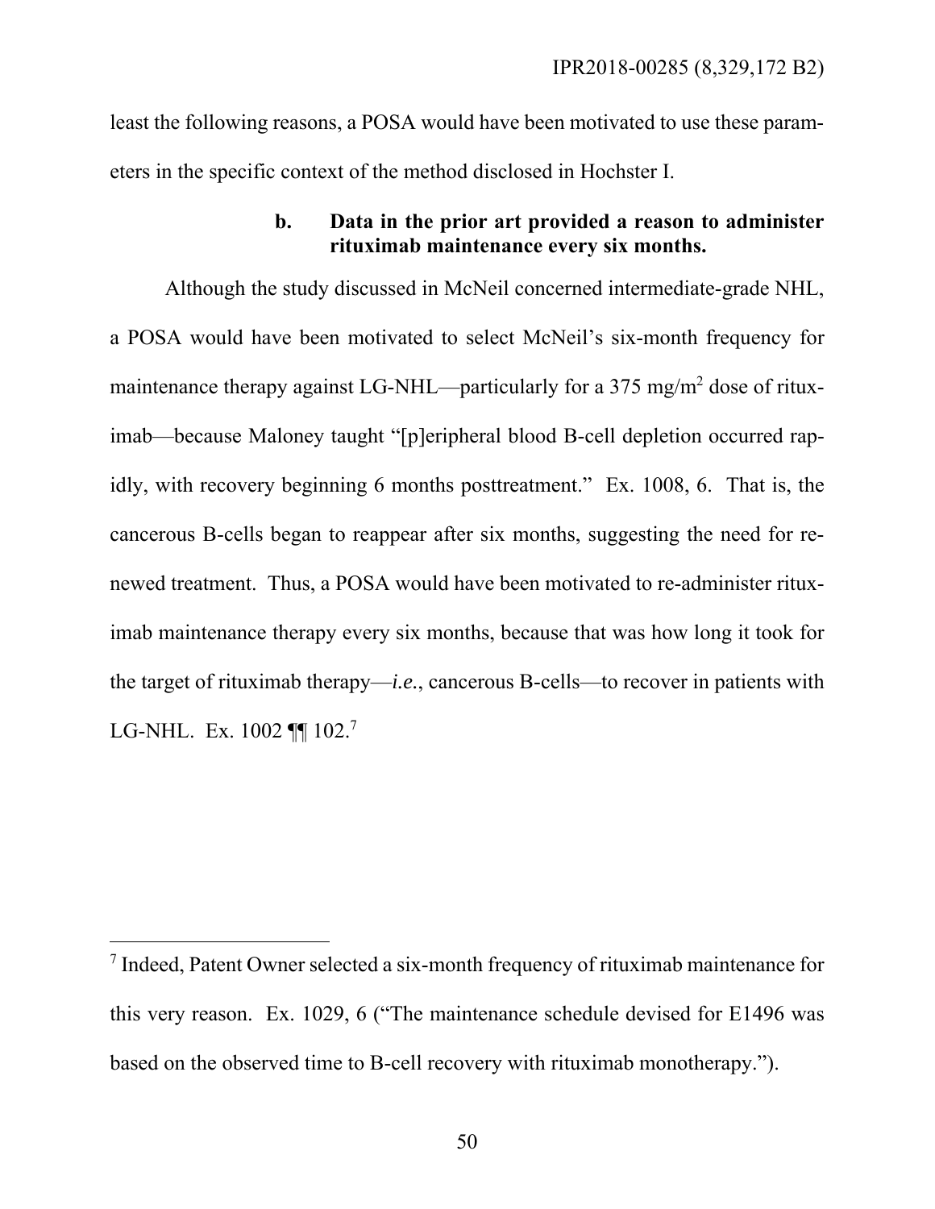least the following reasons, a POSA would have been motivated to use these parameters in the specific context of the method disclosed in Hochster I.

#### b. Data in the prior art provided a reason to administer rituximab maintenance every six months.

Although the study discussed in McNeil concerned intermediate-grade NHL, a POSA would have been motivated to select McNeil's six-month frequency for maintenance therapy against LG-NHL—particularly for a 375 mg/m$^2$ dose of rituximab—because Maloney taught "[p]eripheral blood B-cell depletion occurred rapidly, with recovery beginning 6 months posttreatment." Ex. 1008, 6. That is, the cancerous B-cells began to reappear after six months, suggesting the need for renewed treatment. Thus, a POSA would have been motivated to re-administer rituximab maintenance therapy every six months, because that was how long it took for the target of rituximab therapy—*i.e.*, cancerous B-cells—to recover in patients with LG-NHL. Ex. 1002 ¶¶ 102.[7]

---

[7] Indeed, Patent Owner selected a six-month frequency of rituximab maintenance for this very reason. Ex. 1029, 6 ("The maintenance schedule devised for E1496 was based on the observed time to B-cell recovery with rituximab monotherapy.").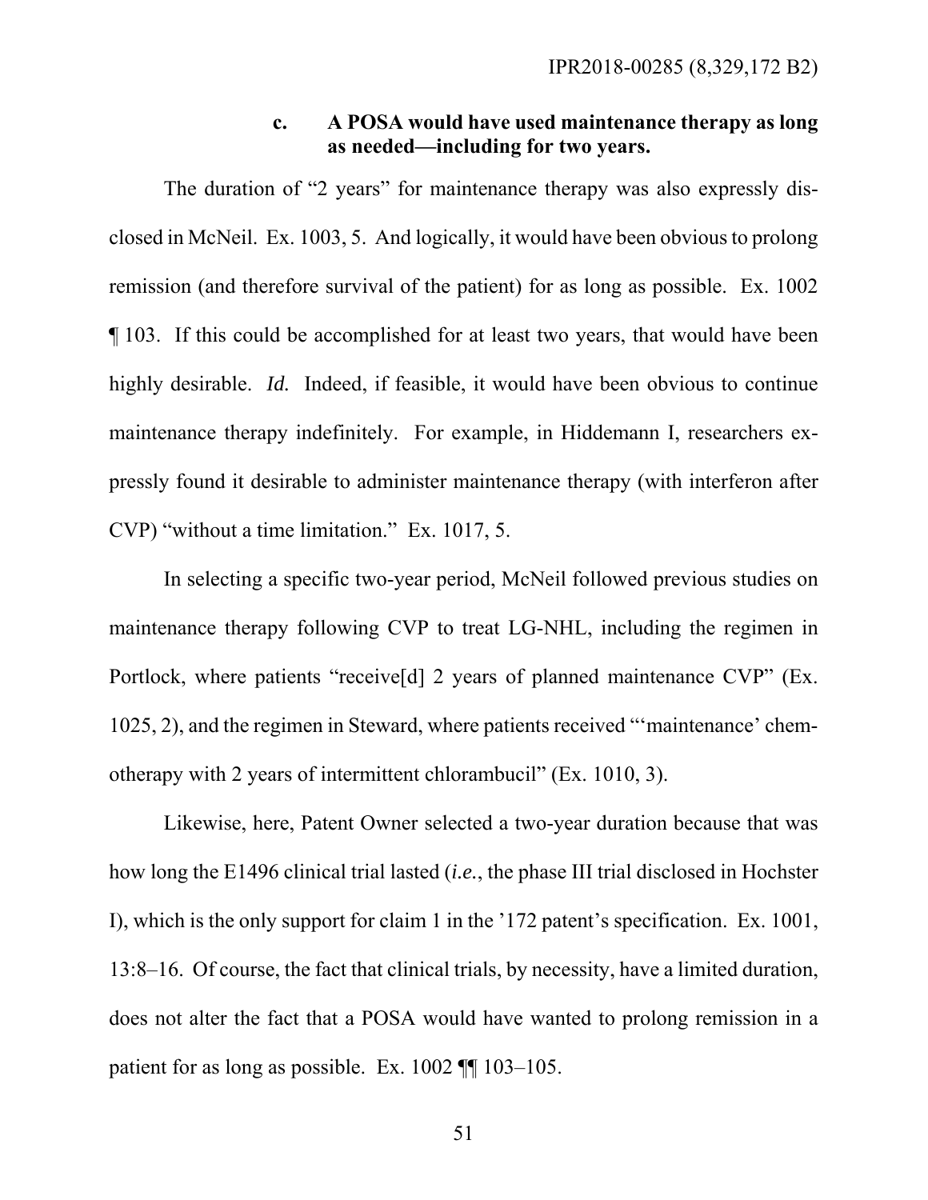#### c. A POSA would have used maintenance therapy as long as needed—including for two years.

The duration of "2 years" for maintenance therapy was also expressly disclosed in McNeil. Ex. 1003, 5. And logically, it would have been obvious to prolong remission (and therefore survival of the patient) for as long as possible. Ex. 1002 ¶ 103. If this could be accomplished for at least two years, that would have been highly desirable. *Id.* Indeed, if feasible, it would have been obvious to continue maintenance therapy indefinitely. For example, in Hiddemann I, researchers expressly found it desirable to administer maintenance therapy (with interferon after CVP) "without a time limitation." Ex. 1017, 5.

In selecting a specific two-year period, McNeil followed previous studies on maintenance therapy following CVP to treat LG-NHL, including the regimen in Portlock, where patients "receive[d] 2 years of planned maintenance CVP" (Ex. 1025, 2), and the regimen in Steward, where patients received "'maintenance' chemotherapy with 2 years of intermittent chlorambucil" (Ex. 1010, 3).

Likewise, here, Patent Owner selected a two-year duration because that was how long the E1496 clinical trial lasted (*i.e.*, the phase III trial disclosed in Hochster I), which is the only support for claim 1 in the '172 patent's specification. Ex. 1001, 13:8–16. Of course, the fact that clinical trials, by necessity, have a limited duration, does not alter the fact that a POSA would have wanted to prolong remission in a patient for as long as possible. Ex. 1002 ¶¶ 103–105.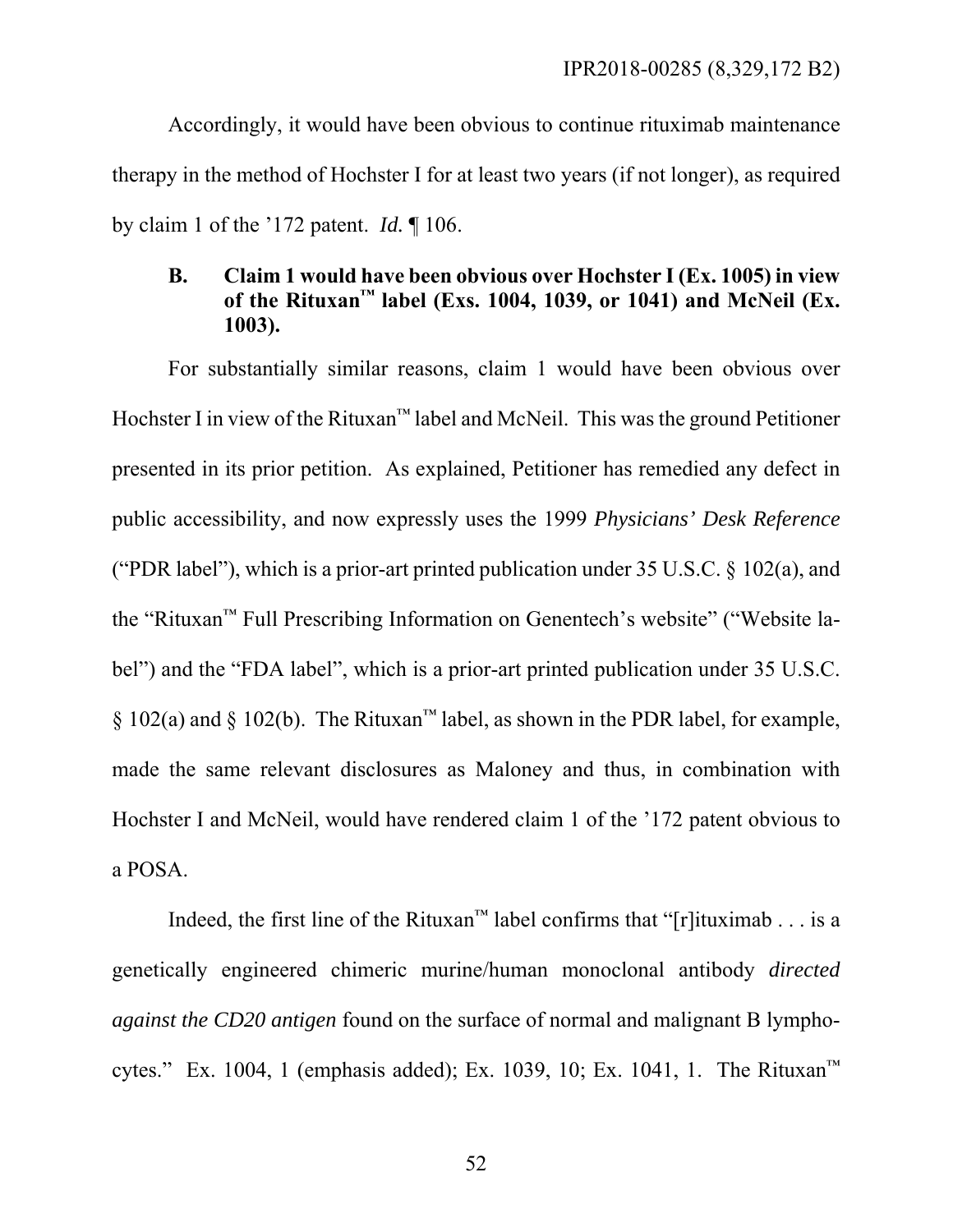Accordingly, it would have been obvious to continue rituximab maintenance therapy in the method of Hochster I for at least two years (if not longer), as required by claim 1 of the '172 patent. *Id.* ¶ 106.

### B. Claim 1 would have been obvious over Hochster I (Ex. 1005) in view of the Rituxan™ label (Exs. 1004, 1039, or 1041) and McNeil (Ex. 1003).

For substantially similar reasons, claim 1 would have been obvious over Hochster I in view of the Rituxan™ label and McNeil. This was the ground Petitioner presented in its prior petition. As explained, Petitioner has remedied any defect in public accessibility, and now expressly uses the 1999 *Physicians' Desk Reference* ("PDR label"), which is a prior-art printed publication under 35 U.S.C. § 102(a), and the "Rituxan™ Full Prescribing Information on Genentech's website" ("Website label") and the "FDA label", which is a prior-art printed publication under 35 U.S.C. § 102(a) and § 102(b). The Rituxan™ label, as shown in the PDR label, for example, made the same relevant disclosures as Maloney and thus, in combination with Hochster I and McNeil, would have rendered claim 1 of the '172 patent obvious to a POSA.

Indeed, the first line of the Rituxan™ label confirms that "[r]ituximab . . . is a genetically engineered chimeric murine/human monoclonal antibody *directed against the CD20 antigen* found on the surface of normal and malignant B lymphocytes." Ex. 1004, 1 (emphasis added); Ex. 1039, 10; Ex. 1041, 1. The Rituxan™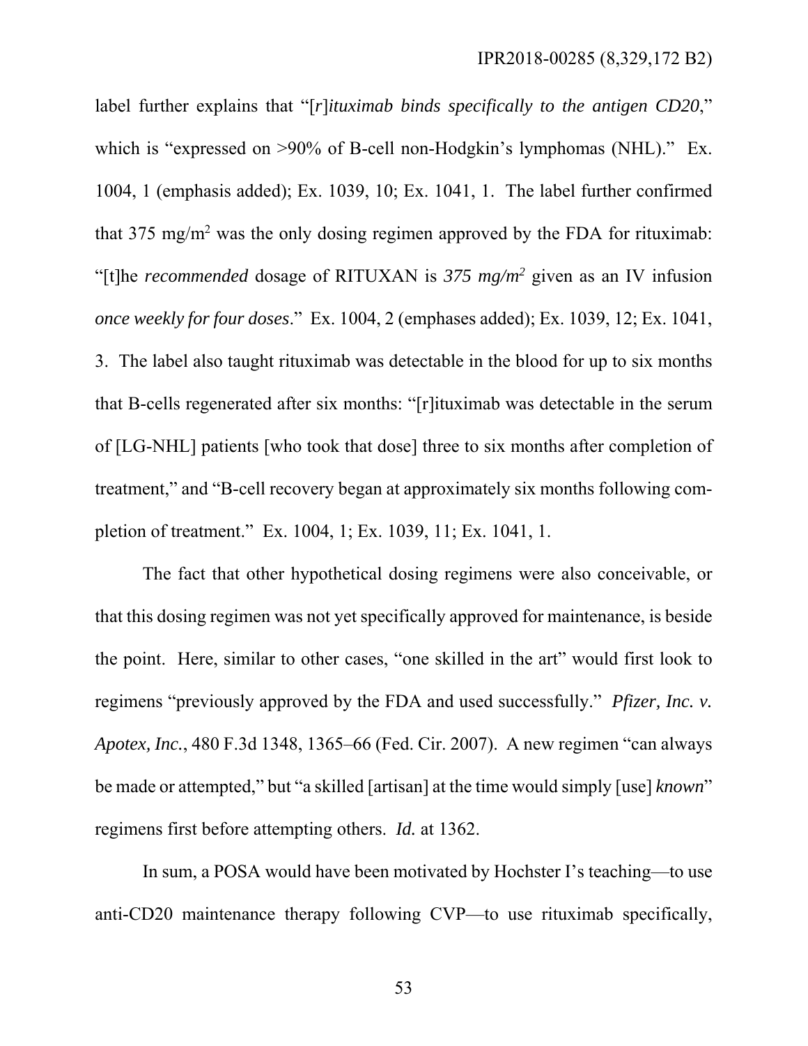label further explains that "[*r*]*ituximab binds specifically to the antigen CD20*," which is "expressed on >90% of B-cell non-Hodgkin's lymphomas (NHL)." Ex. 1004, 1 (emphasis added); Ex. 1039, 10; Ex. 1041, 1. The label further confirmed that 375 mg/m$^2$ was the only dosing regimen approved by the FDA for rituximab: "[t]he *recommended* dosage of RITUXAN is *375 mg/m$^2$* given as an IV infusion *once weekly for four doses*." Ex. 1004, 2 (emphases added); Ex. 1039, 12; Ex. 1041, 3. The label also taught rituximab was detectable in the blood for up to six months that B-cells regenerated after six months: "[r]ituximab was detectable in the serum of [LG-NHL] patients [who took that dose] three to six months after completion of treatment," and "B-cell recovery began at approximately six months following completion of treatment." Ex. 1004, 1; Ex. 1039, 11; Ex. 1041, 1.

The fact that other hypothetical dosing regimens were also conceivable, or that this dosing regimen was not yet specifically approved for maintenance, is beside the point. Here, similar to other cases, "one skilled in the art" would first look to regimens "previously approved by the FDA and used successfully." *Pfizer, Inc. v. Apotex, Inc.*, 480 F.3d 1348, 1365–66 (Fed. Cir. 2007). A new regimen "can always be made or attempted," but "a skilled [artisan] at the time would simply [use] *known*" regimens first before attempting others. *Id.* at 1362.

In sum, a POSA would have been motivated by Hochster I's teaching—to use anti-CD20 maintenance therapy following CVP—to use rituximab specifically,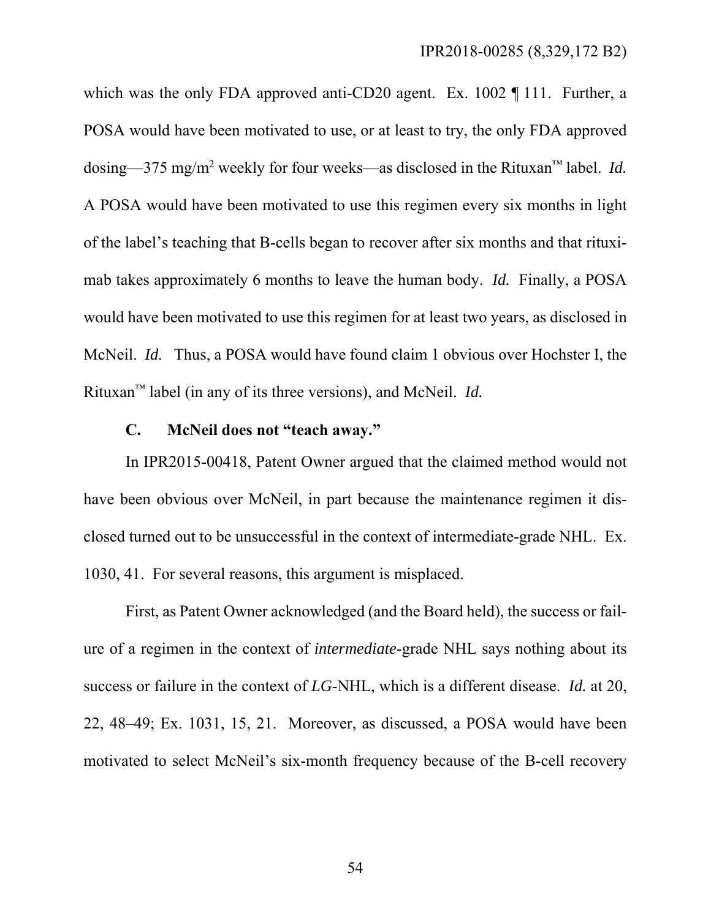which was the only FDA approved anti-CD20 agent. Ex. 1002 ¶ 111. Further, a POSA would have been motivated to use, or at least to try, the only FDA approved dosing—375 mg/m$^2$ weekly for four weeks—as disclosed in the Rituxan™ label. *Id.* A POSA would have been motivated to use this regimen every six months in light of the label's teaching that B-cells began to recover after six months and that rituximab takes approximately 6 months to leave the human body. *Id.* Finally, a POSA would have been motivated to use this regimen for at least two years, as disclosed in McNeil. *Id.* Thus, a POSA would have found claim 1 obvious over Hochster I, the Rituxan™ label (in any of its three versions), and McNeil. *Id.*

### C. McNeil does not "teach away."

In IPR2015-00418, Patent Owner argued that the claimed method would not have been obvious over McNeil, in part because the maintenance regimen it disclosed turned out to be unsuccessful in the context of intermediate-grade NHL. Ex. 1030, 41. For several reasons, this argument is misplaced.

First, as Patent Owner acknowledged (and the Board held), the success or failure of a regimen in the context of *intermediate*-grade NHL says nothing about its success or failure in the context of *LG*-NHL, which is a different disease. *Id.* at 20, 22, 48–49; Ex. 1031, 15, 21. Moreover, as discussed, a POSA would have been motivated to select McNeil's six-month frequency because of the B-cell recovery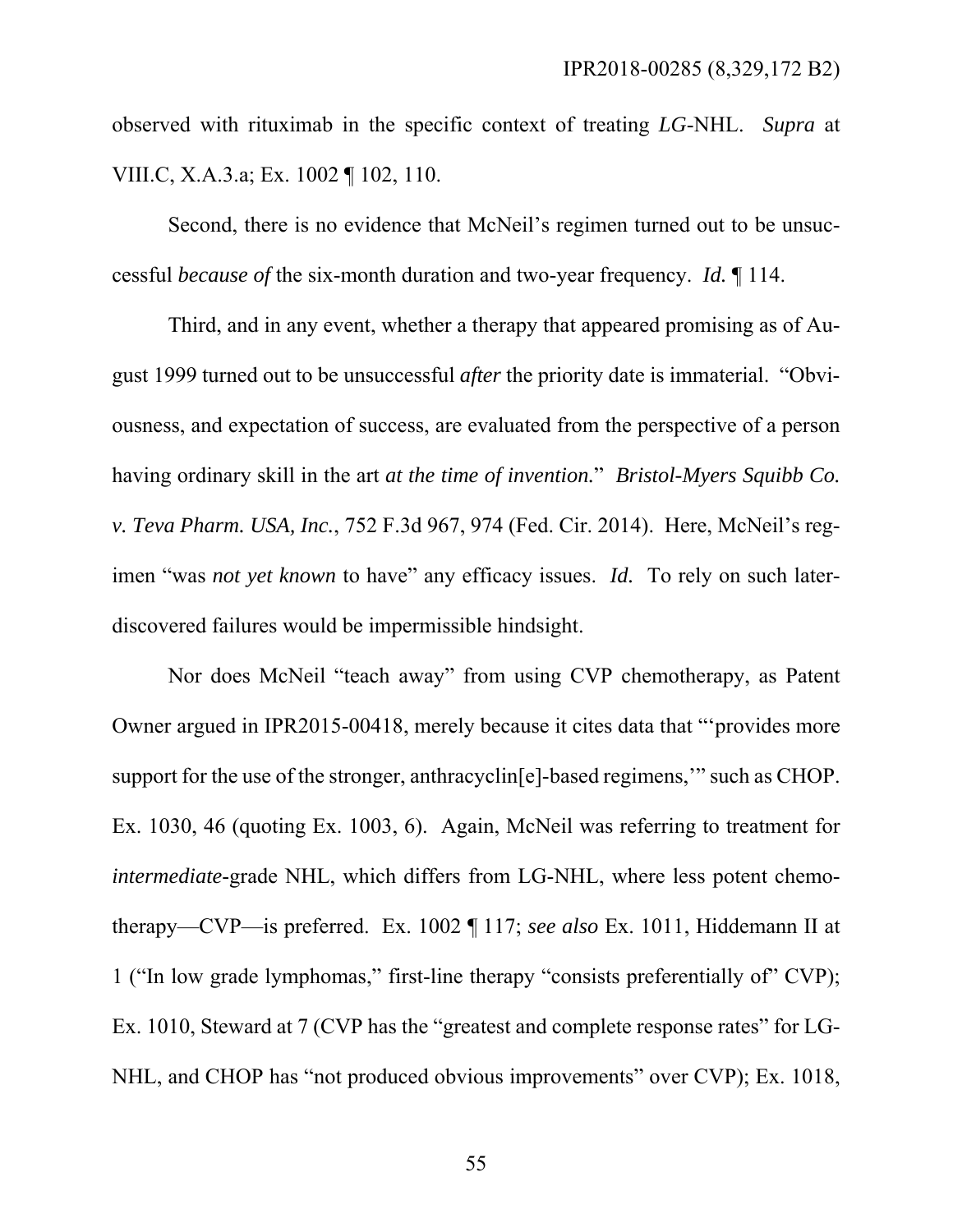observed with rituximab in the specific context of treating *LG*-NHL. *Supra* at VIII.C, X.A.3.a; Ex. 1002 ¶ 102, 110.

Second, there is no evidence that McNeil's regimen turned out to be unsuccessful *because of* the six-month duration and two-year frequency. *Id.* ¶ 114.

Third, and in any event, whether a therapy that appeared promising as of August 1999 turned out to be unsuccessful *after* the priority date is immaterial. "Obviousness, and expectation of success, are evaluated from the perspective of a person having ordinary skill in the art *at the time of invention.*" *Bristol-Myers Squibb Co. v. Teva Pharm. USA, Inc.*, 752 F.3d 967, 974 (Fed. Cir. 2014). Here, McNeil's regimen "was *not yet known* to have" any efficacy issues. *Id.* To rely on such later-discovered failures would be impermissible hindsight.

Nor does McNeil "teach away" from using CVP chemotherapy, as Patent Owner argued in IPR2015-00418, merely because it cites data that "'provides more support for the use of the stronger, anthracyclin[e]-based regimens,'" such as CHOP. Ex. 1030, 46 (quoting Ex. 1003, 6). Again, McNeil was referring to treatment for *intermediate*-grade NHL, which differs from LG-NHL, where less potent chemotherapy—CVP—is preferred. Ex. 1002 ¶ 117; *see also* Ex. 1011, Hiddemann II at 1 ("In low grade lymphomas," first-line therapy "consists preferentially of" CVP); Ex. 1010, Steward at 7 (CVP has the "greatest and complete response rates" for LG-NHL, and CHOP has "not produced obvious improvements" over CVP); Ex. 1018,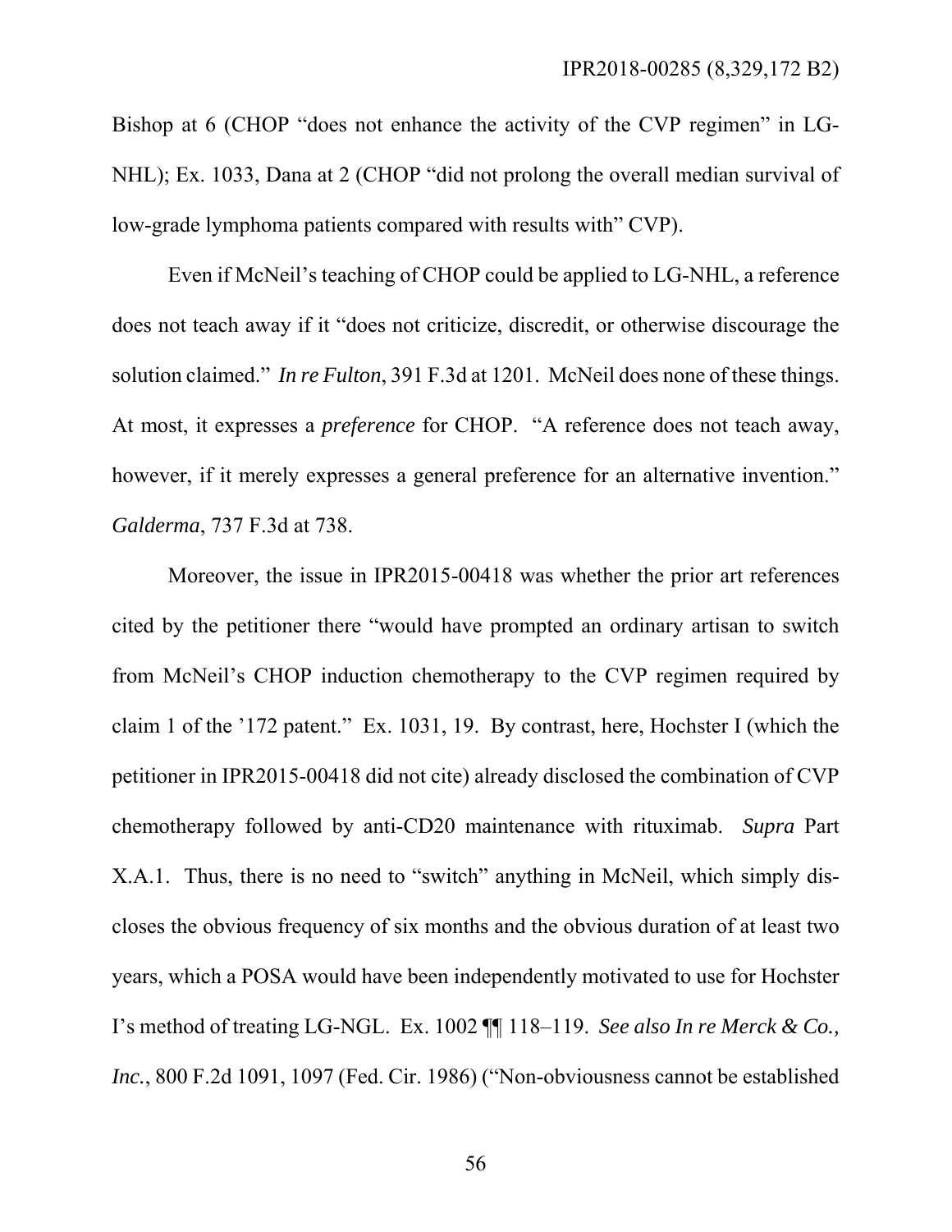Bishop at 6 (CHOP "does not enhance the activity of the CVP regimen" in LG-NHL); Ex. 1033, Dana at 2 (CHOP "did not prolong the overall median survival of low-grade lymphoma patients compared with results with" CVP).

Even if McNeil's teaching of CHOP could be applied to LG-NHL, a reference does not teach away if it "does not criticize, discredit, or otherwise discourage the solution claimed." *In re Fulton*, 391 F.3d at 1201. McNeil does none of these things. At most, it expresses a *preference* for CHOP. "A reference does not teach away, however, if it merely expresses a general preference for an alternative invention." *Galderma*, 737 F.3d at 738.

Moreover, the issue in IPR2015-00418 was whether the prior art references cited by the petitioner there "would have prompted an ordinary artisan to switch from McNeil's CHOP induction chemotherapy to the CVP regimen required by claim 1 of the '172 patent." Ex. 1031, 19. By contrast, here, Hochster I (which the petitioner in IPR2015-00418 did not cite) already disclosed the combination of CVP chemotherapy followed by anti-CD20 maintenance with rituximab. *Supra* Part X.A.1. Thus, there is no need to "switch" anything in McNeil, which simply discloses the obvious frequency of six months and the obvious duration of at least two years, which a POSA would have been independently motivated to use for Hochster I's method of treating LG-NGL. Ex. 1002 ¶¶ 118–119. *See also In re Merck & Co., Inc.*, 800 F.2d 1091, 1097 (Fed. Cir. 1986) ("Non-obviousness cannot be established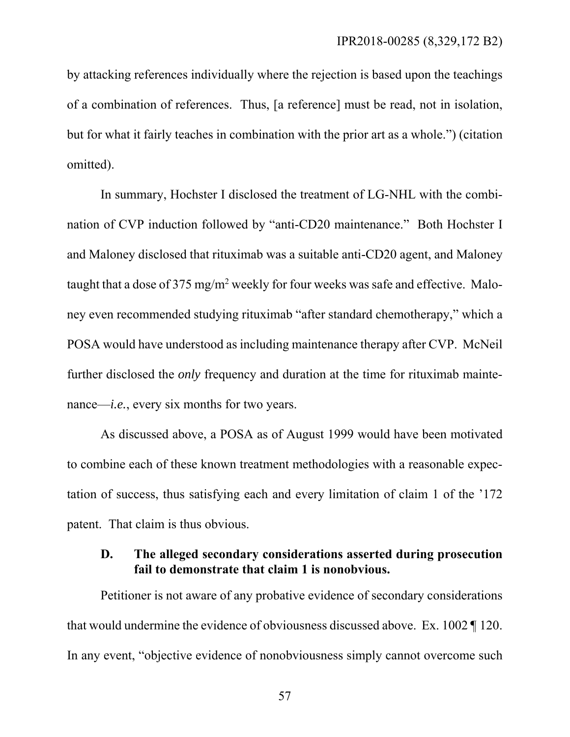by attacking references individually where the rejection is based upon the teachings of a combination of references. Thus, [a reference] must be read, not in isolation, but for what it fairly teaches in combination with the prior art as a whole.") (citation omitted).

In summary, Hochster I disclosed the treatment of LG-NHL with the combination of CVP induction followed by "anti-CD20 maintenance." Both Hochster I and Maloney disclosed that rituximab was a suitable anti-CD20 agent, and Maloney taught that a dose of 375 mg/m$^2$ weekly for four weeks was safe and effective. Maloney even recommended studying rituximab "after standard chemotherapy," which a POSA would have understood as including maintenance therapy after CVP. McNeil further disclosed the *only* frequency and duration at the time for rituximab maintenance—*i.e.*, every six months for two years.

As discussed above, a POSA as of August 1999 would have been motivated to combine each of these known treatment methodologies with a reasonable expectation of success, thus satisfying each and every limitation of claim 1 of the '172 patent. That claim is thus obvious.

### D. The alleged secondary considerations asserted during prosecution fail to demonstrate that claim 1 is nonobvious.

Petitioner is not aware of any probative evidence of secondary considerations that would undermine the evidence of obviousness discussed above. Ex. 1002 ¶ 120. In any event, "objective evidence of nonobviousness simply cannot overcome such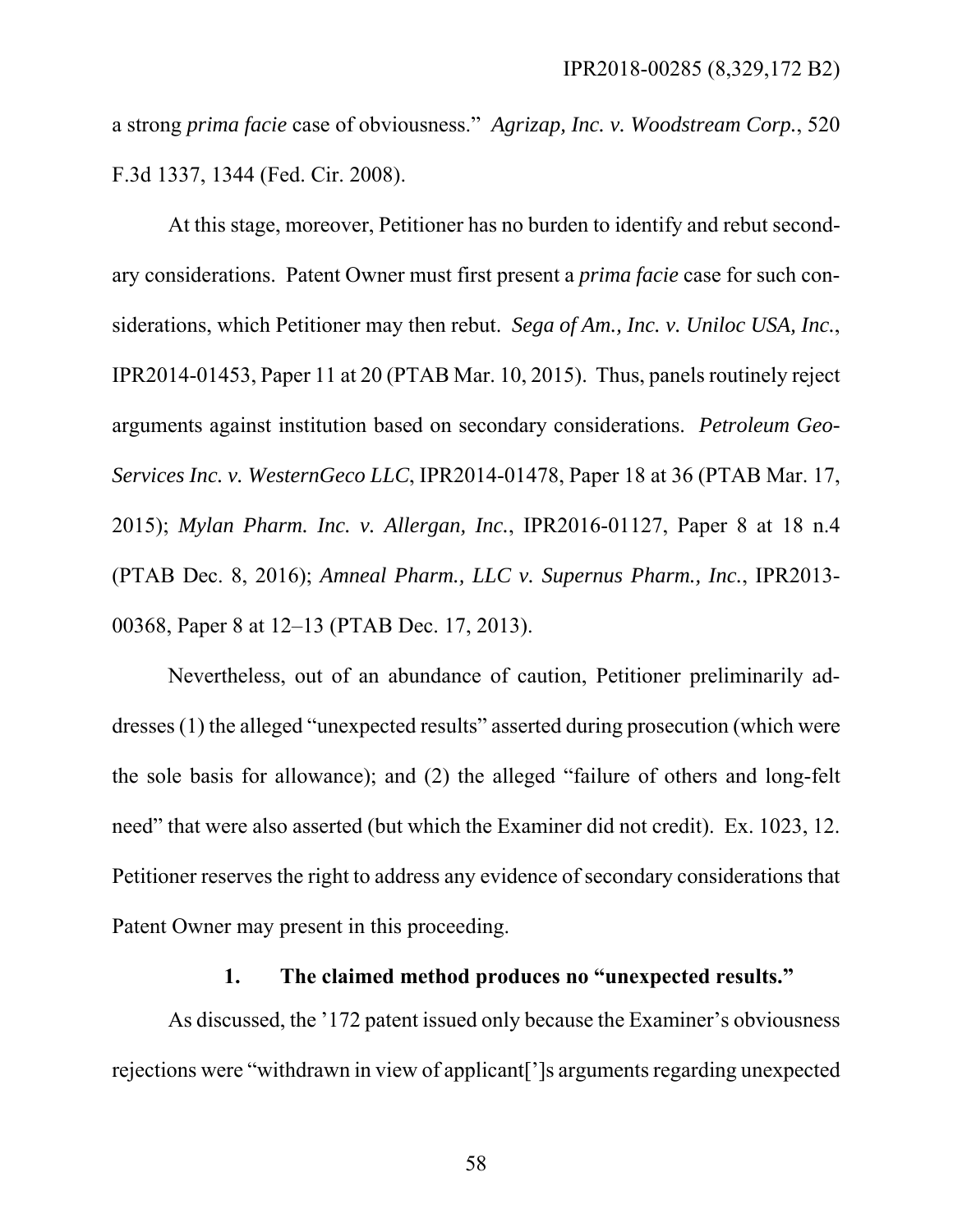a strong *prima facie* case of obviousness." *Agrizap, Inc. v. Woodstream Corp.*, 520 F.3d 1337, 1344 (Fed. Cir. 2008).

At this stage, moreover, Petitioner has no burden to identify and rebut secondary considerations. Patent Owner must first present a *prima facie* case for such considerations, which Petitioner may then rebut. *Sega of Am., Inc. v. Uniloc USA, Inc.*, IPR2014-01453, Paper 11 at 20 (PTAB Mar. 10, 2015). Thus, panels routinely reject arguments against institution based on secondary considerations. *Petroleum Geo-Services Inc. v. WesternGeco LLC*, IPR2014-01478, Paper 18 at 36 (PTAB Mar. 17, 2015); *Mylan Pharm. Inc. v. Allergan, Inc.*, IPR2016-01127, Paper 8 at 18 n.4 (PTAB Dec. 8, 2016); *Amneal Pharm., LLC v. Supernus Pharm., Inc.*, IPR2013-00368, Paper 8 at 12–13 (PTAB Dec. 17, 2013).

Nevertheless, out of an abundance of caution, Petitioner preliminarily addresses (1) the alleged "unexpected results" asserted during prosecution (which were the sole basis for allowance); and (2) the alleged "failure of others and long-felt need" that were also asserted (but which the Examiner did not credit). Ex. 1023, 12. Petitioner reserves the right to address any evidence of secondary considerations that Patent Owner may present in this proceeding.

#### 1. The claimed method produces no "unexpected results."

As discussed, the '172 patent issued only because the Examiner's obviousness rejections were "withdrawn in view of applicant[']s arguments regarding unexpected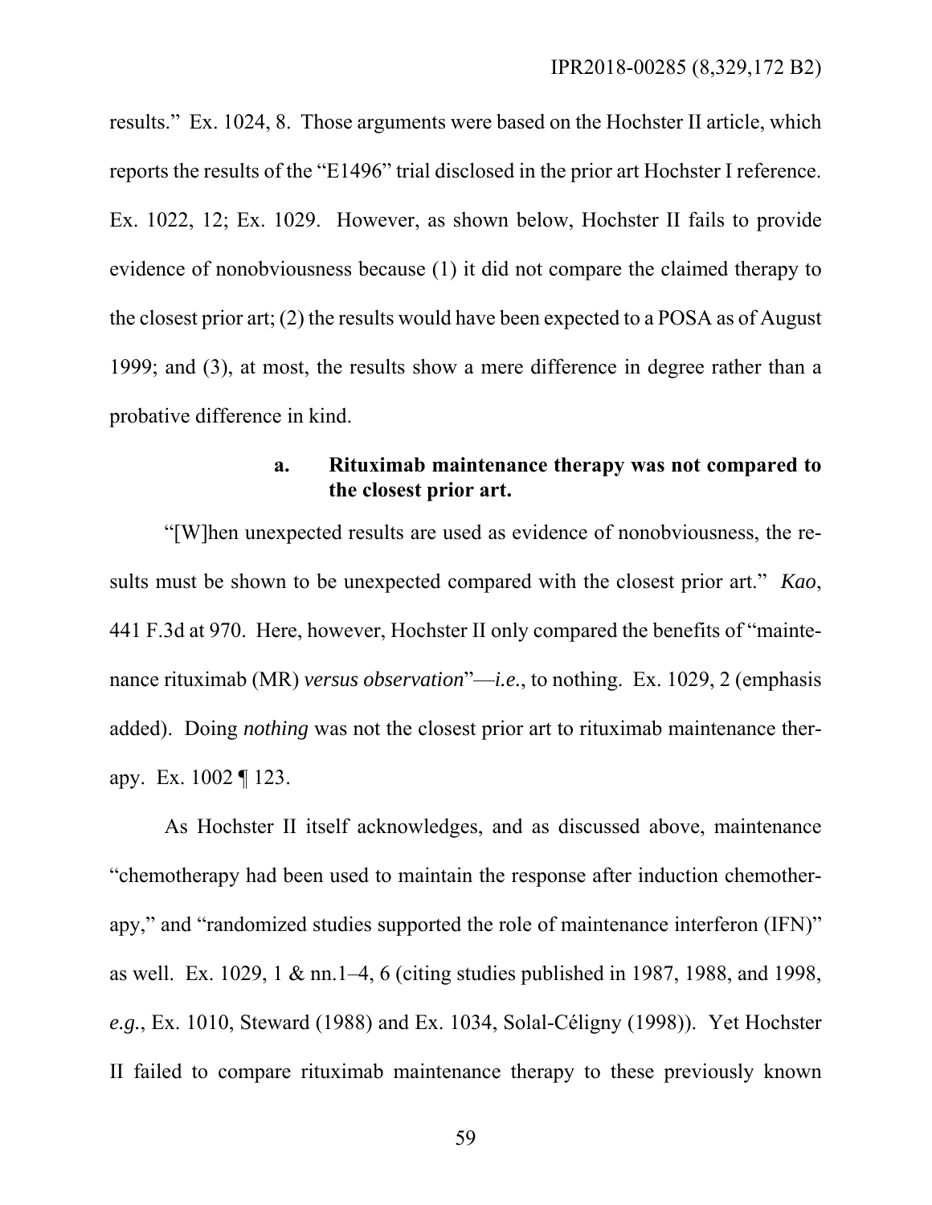results." Ex. 1024, 8. Those arguments were based on the Hochster II article, which reports the results of the "E1496" trial disclosed in the prior art Hochster I reference. Ex. 1022, 12; Ex. 1029. However, as shown below, Hochster II fails to provide evidence of nonobviousness because (1) it did not compare the claimed therapy to the closest prior art; (2) the results would have been expected to a POSA as of August 1999; and (3), at most, the results show a mere difference in degree rather than a probative difference in kind.

#### a. Rituximab maintenance therapy was not compared to the closest prior art.

"[W]hen unexpected results are used as evidence of nonobviousness, the results must be shown to be unexpected compared with the closest prior art." *Kao*, 441 F.3d at 970. Here, however, Hochster II only compared the benefits of "maintenance rituximab (MR) *versus observation*"—*i.e.*, to nothing. Ex. 1029, 2 (emphasis added). Doing *nothing* was not the closest prior art to rituximab maintenance therapy. Ex. 1002 ¶ 123.

As Hochster II itself acknowledges, and as discussed above, maintenance "chemotherapy had been used to maintain the response after induction chemotherapy," and "randomized studies supported the role of maintenance interferon (IFN)" as well. Ex. 1029, 1 & nn.1–4, 6 (citing studies published in 1987, 1988, and 1998, *e.g.*, Ex. 1010, Steward (1988) and Ex. 1034, Solal-Céligny (1998)). Yet Hochster II failed to compare rituximab maintenance therapy to these previously known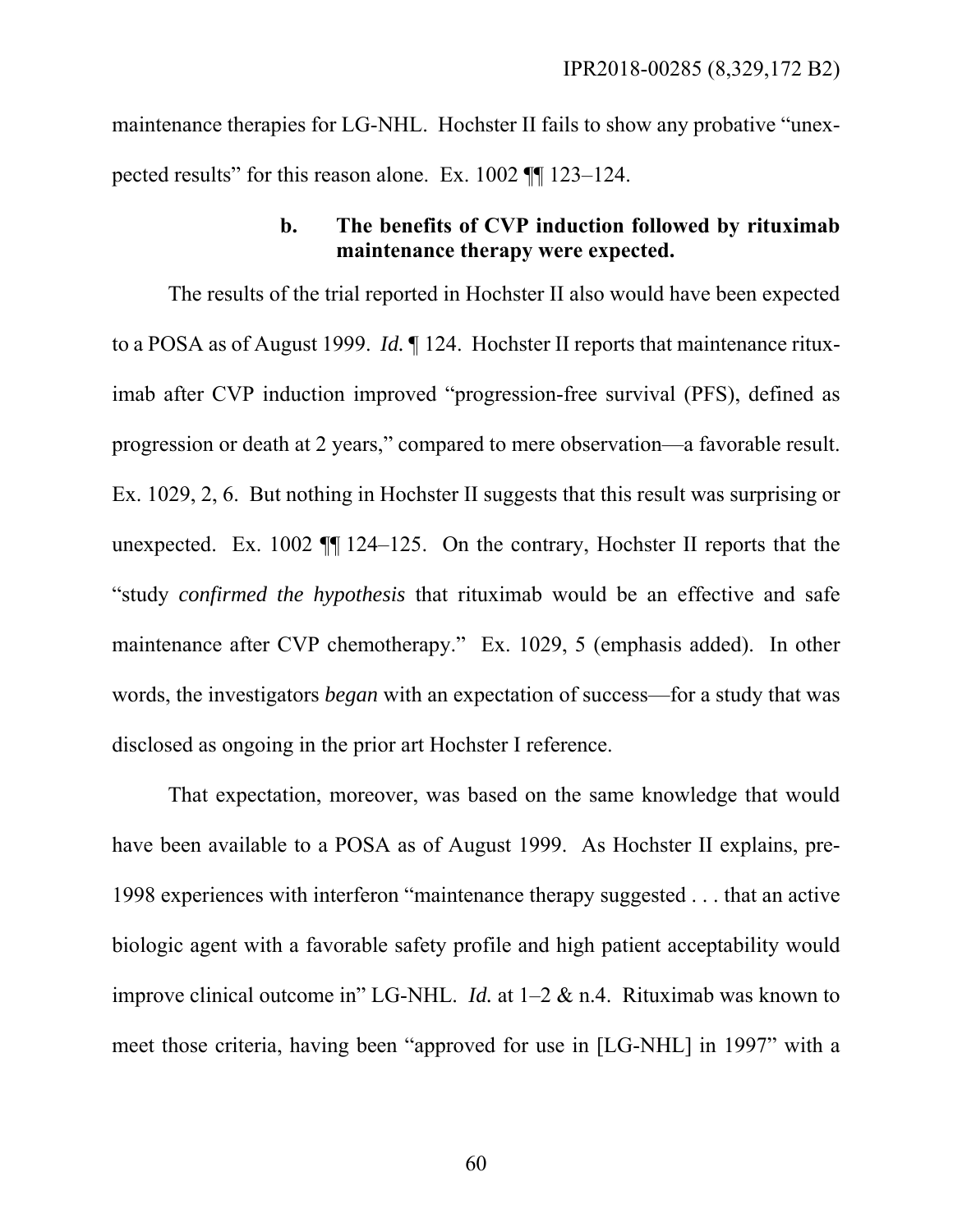maintenance therapies for LG-NHL. Hochster II fails to show any probative "unexpected results" for this reason alone. Ex. 1002 ¶¶ 123–124.

#### b. The benefits of CVP induction followed by rituximab maintenance therapy were expected.

The results of the trial reported in Hochster II also would have been expected to a POSA as of August 1999. *Id.* ¶ 124. Hochster II reports that maintenance rituximab after CVP induction improved "progression-free survival (PFS), defined as progression or death at 2 years," compared to mere observation—a favorable result. Ex. 1029, 2, 6. But nothing in Hochster II suggests that this result was surprising or unexpected. Ex. 1002 ¶¶ 124–125. On the contrary, Hochster II reports that the "study *confirmed the hypothesis* that rituximab would be an effective and safe maintenance after CVP chemotherapy." Ex. 1029, 5 (emphasis added). In other words, the investigators *began* with an expectation of success—for a study that was disclosed as ongoing in the prior art Hochster I reference.

That expectation, moreover, was based on the same knowledge that would have been available to a POSA as of August 1999. As Hochster II explains, pre-1998 experiences with interferon "maintenance therapy suggested . . . that an active biologic agent with a favorable safety profile and high patient acceptability would improve clinical outcome in" LG-NHL. *Id.* at 1–2 & n.4. Rituximab was known to meet those criteria, having been "approved for use in [LG-NHL] in 1997" with a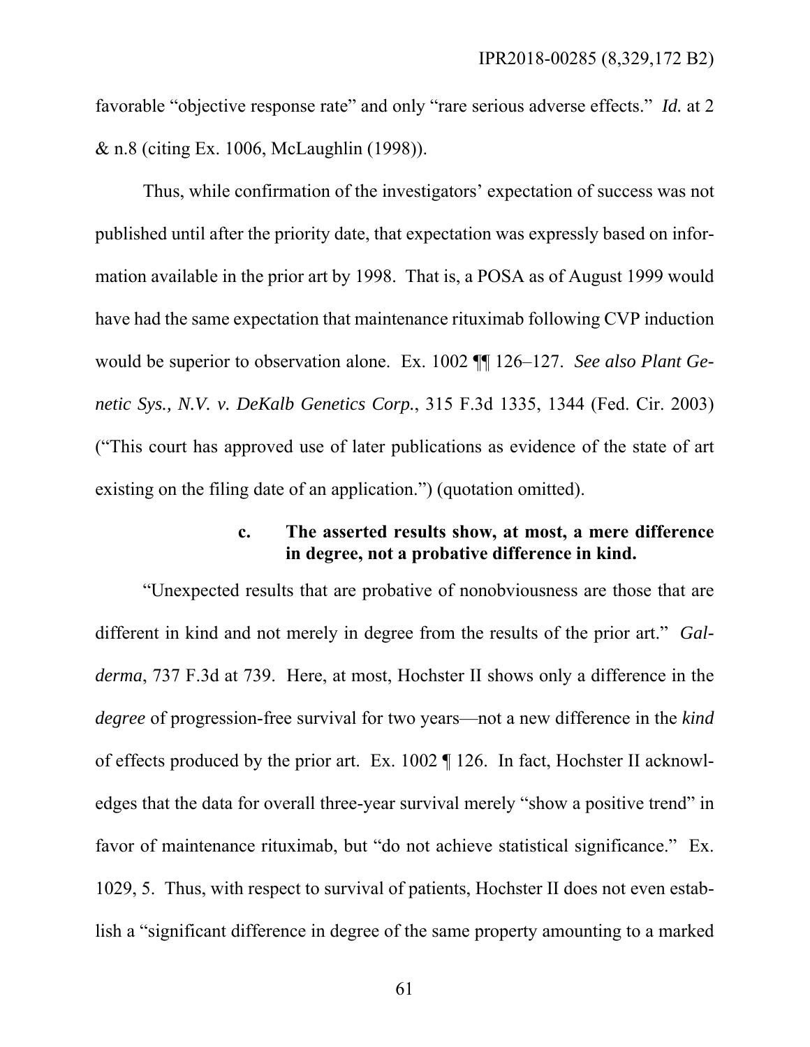favorable "objective response rate" and only "rare serious adverse effects." *Id.* at 2 & n.8 (citing Ex. 1006, McLaughlin (1998)).

Thus, while confirmation of the investigators' expectation of success was not published until after the priority date, that expectation was expressly based on information available in the prior art by 1998. That is, a POSA as of August 1999 would have had the same expectation that maintenance rituximab following CVP induction would be superior to observation alone. Ex. 1002 ¶¶ 126–127. *See also Plant Genetic Sys., N.V. v. DeKalb Genetics Corp.*, 315 F.3d 1335, 1344 (Fed. Cir. 2003) ("This court has approved use of later publications as evidence of the state of art existing on the filing date of an application.") (quotation omitted).

**c. The asserted results show, at most, a mere difference in degree, not a probative difference in kind.**

"Unexpected results that are probative of nonobviousness are those that are different in kind and not merely in degree from the results of the prior art." *Galderma*, 737 F.3d at 739. Here, at most, Hochster II shows only a difference in the *degree* of progression-free survival for two years—not a new difference in the *kind* of effects produced by the prior art. Ex. 1002 ¶ 126. In fact, Hochster II acknowledges that the data for overall three-year survival merely "show a positive trend" in favor of maintenance rituximab, but "do not achieve statistical significance." Ex. 1029, 5. Thus, with respect to survival of patients, Hochster II does not even establish a "significant difference in degree of the same property amounting to a marked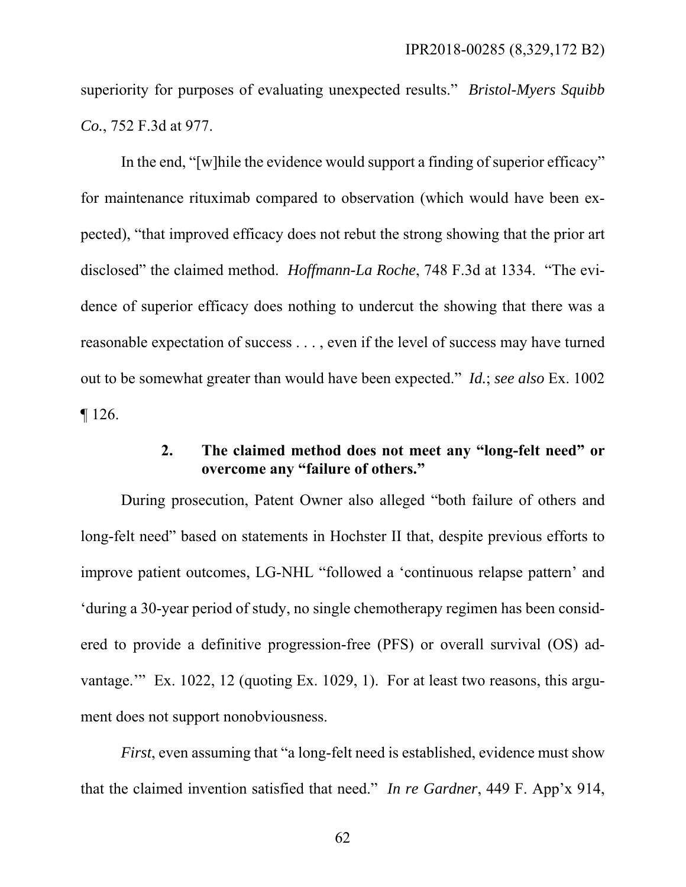superiority for purposes of evaluating unexpected results." *Bristol-Myers Squibb Co.*, 752 F.3d at 977.

In the end, "[w]hile the evidence would support a finding of superior efficacy" for maintenance rituximab compared to observation (which would have been expected), "that improved efficacy does not rebut the strong showing that the prior art disclosed" the claimed method. *Hoffmann-La Roche*, 748 F.3d at 1334. "The evidence of superior efficacy does nothing to undercut the showing that there was a reasonable expectation of success . . . , even if the level of success may have turned out to be somewhat greater than would have been expected." *Id.*; *see also* Ex. 1002 ¶ 126.

### 2. The claimed method does not meet any "long-felt need" or overcome any "failure of others."

During prosecution, Patent Owner also alleged "both failure of others and long-felt need" based on statements in Hochster II that, despite previous efforts to improve patient outcomes, LG-NHL "followed a 'continuous relapse pattern' and 'during a 30-year period of study, no single chemotherapy regimen has been considered to provide a definitive progression-free (PFS) or overall survival (OS) advantage.'" Ex. 1022, 12 (quoting Ex. 1029, 1). For at least two reasons, this argument does not support nonobviousness.

*First*, even assuming that "a long-felt need is established, evidence must show that the claimed invention satisfied that need." *In re Gardner*, 449 F. App'x 914,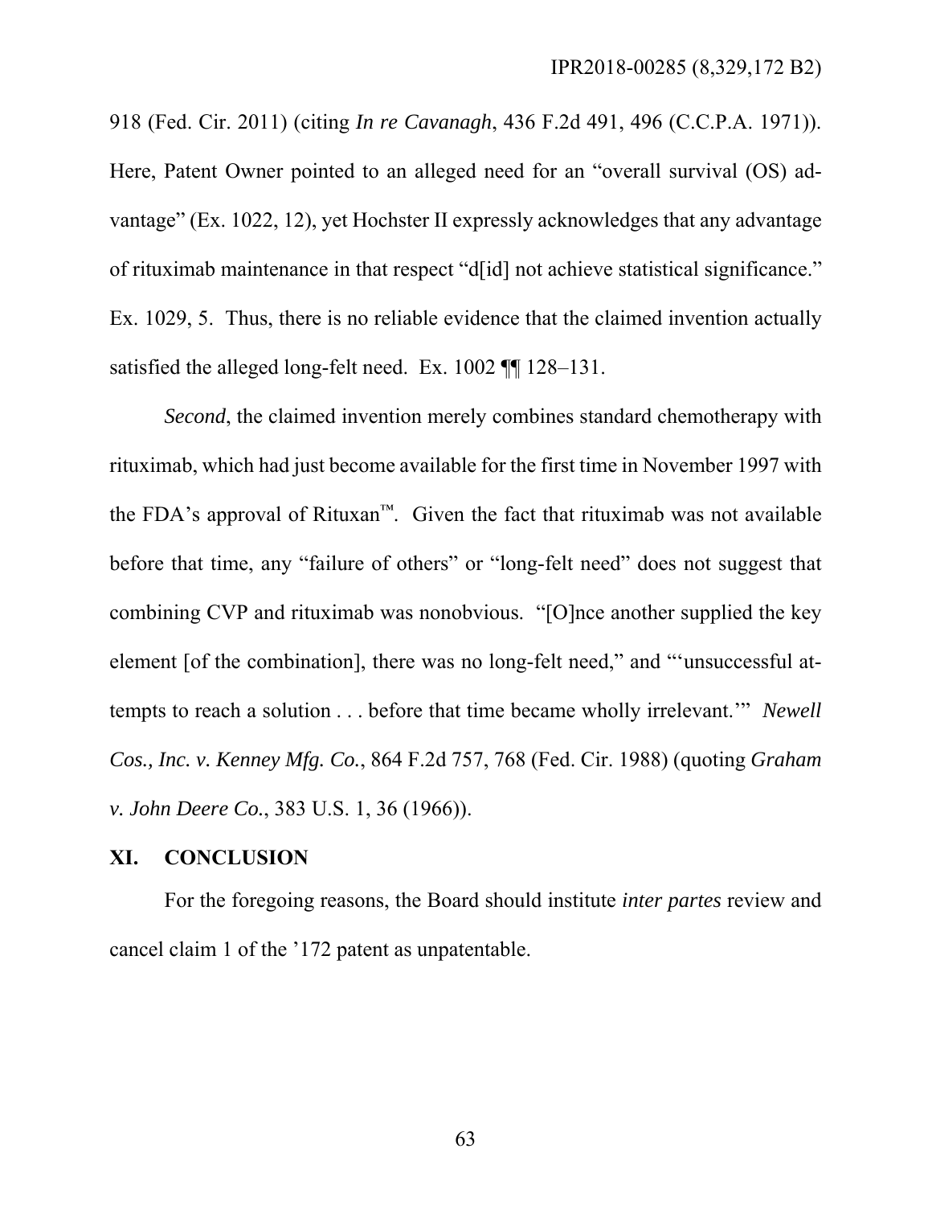918 (Fed. Cir. 2011) (citing *In re Cavanagh*, 436 F.2d 491, 496 (C.C.P.A. 1971)). Here, Patent Owner pointed to an alleged need for an "overall survival (OS) advantage" (Ex. 1022, 12), yet Hochster II expressly acknowledges that any advantage of rituximab maintenance in that respect "d[id] not achieve statistical significance." Ex. 1029, 5. Thus, there is no reliable evidence that the claimed invention actually satisfied the alleged long-felt need. Ex. 1002 ¶¶ 128–131.

*Second*, the claimed invention merely combines standard chemotherapy with rituximab, which had just become available for the first time in November 1997 with the FDA's approval of Rituxan™. Given the fact that rituximab was not available before that time, any "failure of others" or "long-felt need" does not suggest that combining CVP and rituximab was nonobvious. "[O]nce another supplied the key element [of the combination], there was no long-felt need," and "'unsuccessful attempts to reach a solution . . . before that time became wholly irrelevant.'" *Newell Cos., Inc. v. Kenney Mfg. Co.*, 864 F.2d 757, 768 (Fed. Cir. 1988) (quoting *Graham v. John Deere Co.*, 383 U.S. 1, 36 (1966)).

## XI. CONCLUSION

For the foregoing reasons, the Board should institute *inter partes* review and cancel claim 1 of the '172 patent as unpatentable.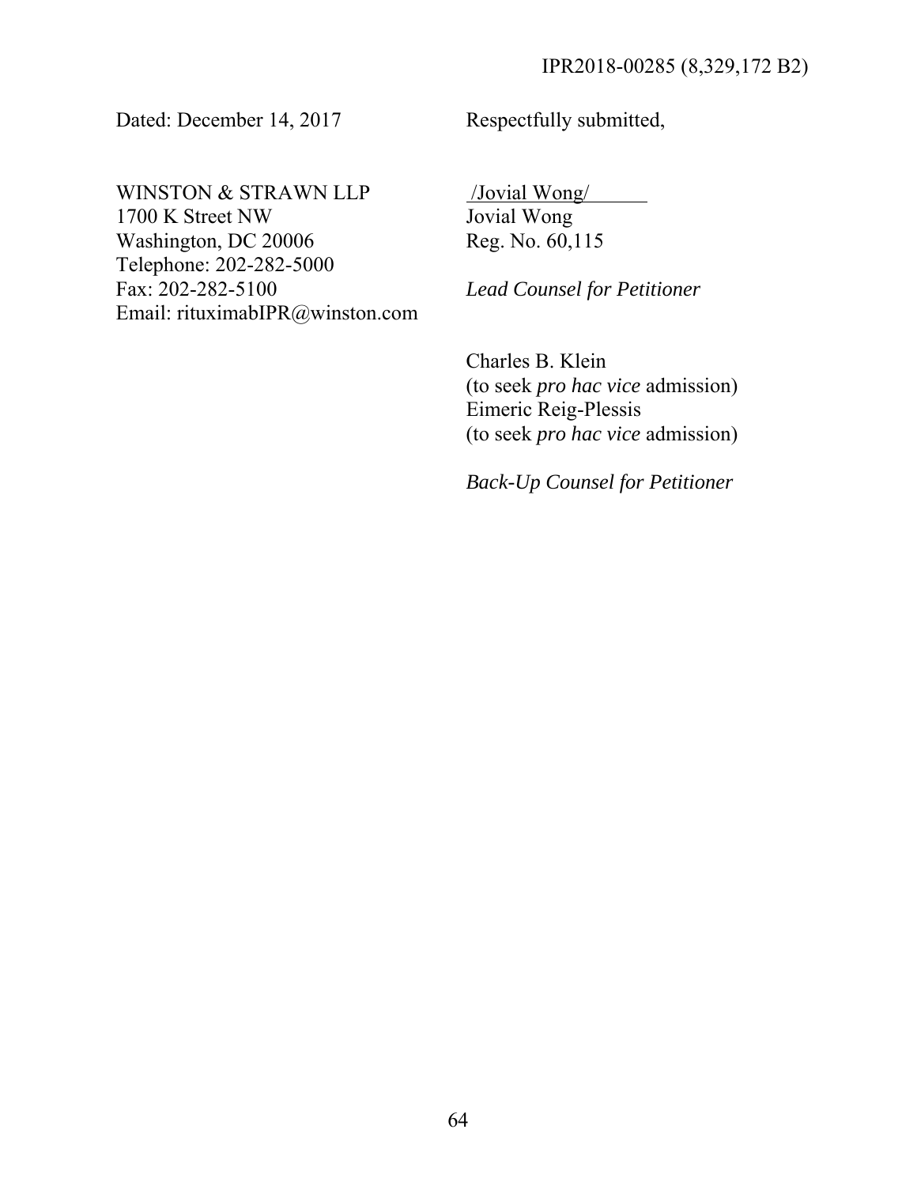Dated: December 14, 2017

Respectfully submitted,

WINSTON & STRAWN LLP
1700 K Street NW
Washington, DC 20006
Telephone: 202-282-5000
Fax: 202-282-5100
Email: rituximabIPR@winston.com

/Jovial Wong/
Jovial Wong
Reg. No. 60,115

*Lead Counsel for Petitioner*

Charles B. Klein
(to seek *pro hac vice* admission)
Eimeric Reig-Plessis
(to seek *pro hac vice* admission)

*Back-Up Counsel for Petitioner*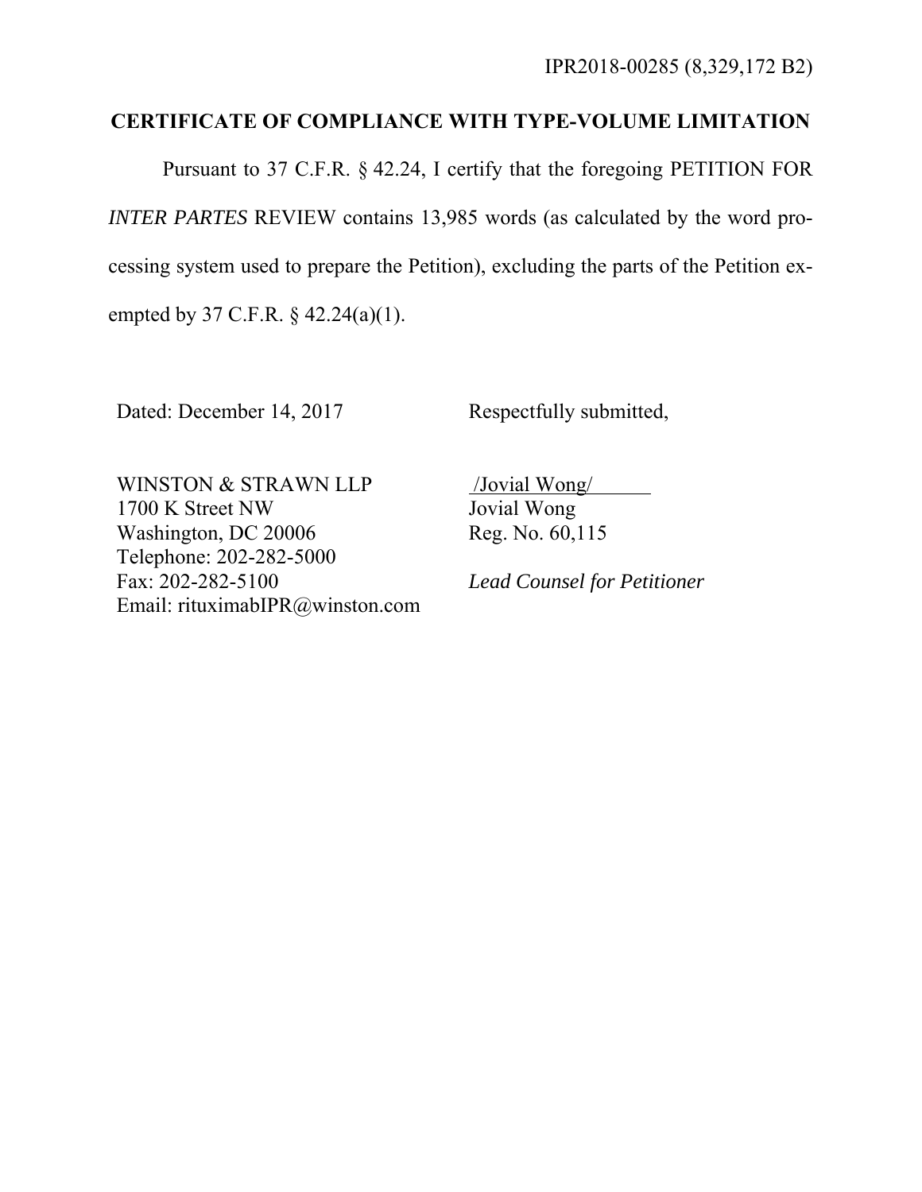## CERTIFICATE OF COMPLIANCE WITH TYPE-VOLUME LIMITATION

Pursuant to 37 C.F.R. § 42.24, I certify that the foregoing PETITION FOR *INTER PARTES* REVIEW contains 13,985 words (as calculated by the word processing system used to prepare the Petition), excluding the parts of the Petition exempted by 37 C.F.R. § 42.24(a)(1).

| | |
|---|---|
| Dated: December 14, 2017 | Respectfully submitted, |
| WINSTON & STRAWN LLP<br>1700 K Street NW<br>Washington, DC 20006<br>Telephone: 202-282-5000<br>Fax: 202-282-5100<br>Email: rituximabIPR@winston.com | /Jovial Wong/<br>Jovial Wong<br>Reg. No. 60,115<br><br>*Lead Counsel for Petitioner* |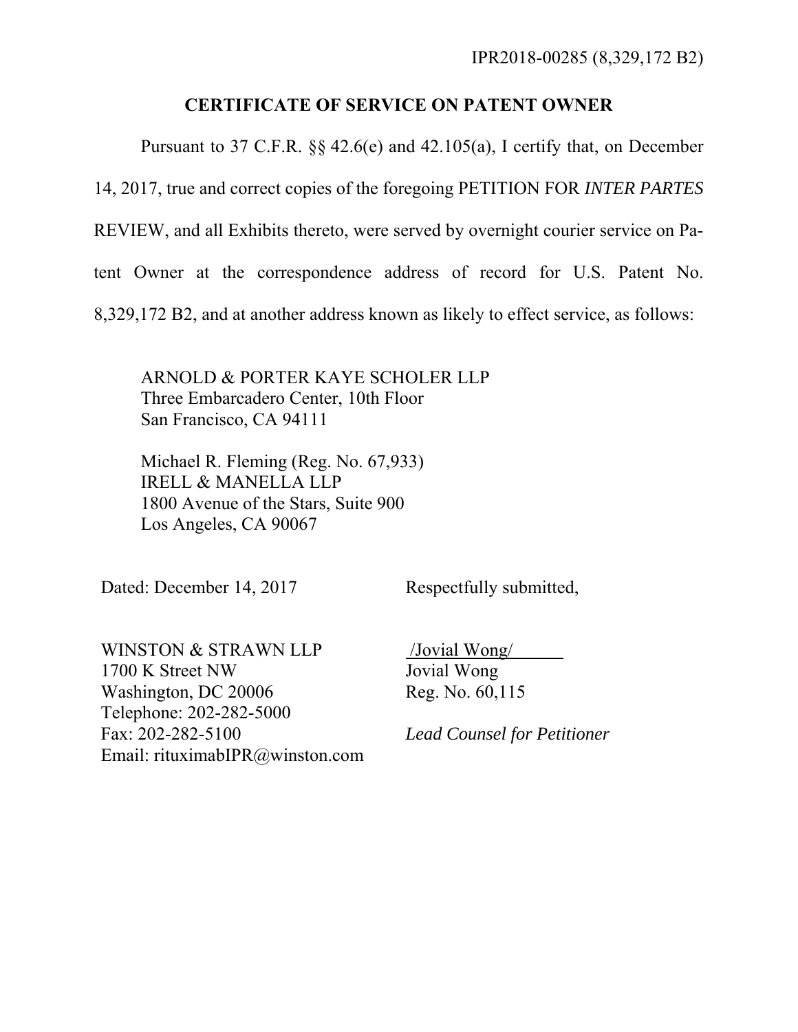IPR2018-00285 (8,329,172 B2)

## CERTIFICATE OF SERVICE ON PATENT OWNER

Pursuant to 37 C.F.R. §§ 42.6(e) and 42.105(a), I certify that, on December 14, 2017, true and correct copies of the foregoing PETITION FOR *INTER PARTES* REVIEW, and all Exhibits thereto, were served by overnight courier service on Patent Owner at the correspondence address of record for U.S. Patent No. 8,329,172 B2, and at another address known as likely to effect service, as follows:

ARNOLD & PORTER KAYE SCHOLER LLP
Three Embarcadero Center, 10th Floor
San Francisco, CA 94111

Michael R. Fleming (Reg. No. 67,933)
IRELL & MANELLA LLP
1800 Avenue of the Stars, Suite 900
Los Angeles, CA 90067

Dated: December 14, 2017

Respectfully submitted,

WINSTON & STRAWN LLP
1700 K Street NW
Washington, DC 20006
Telephone: 202-282-5000
Fax: 202-282-5100
Email: rituximabIPR@winston.com

/Jovial Wong/
Jovial Wong
Reg. No. 60,115

*Lead Counsel for Petitioner*